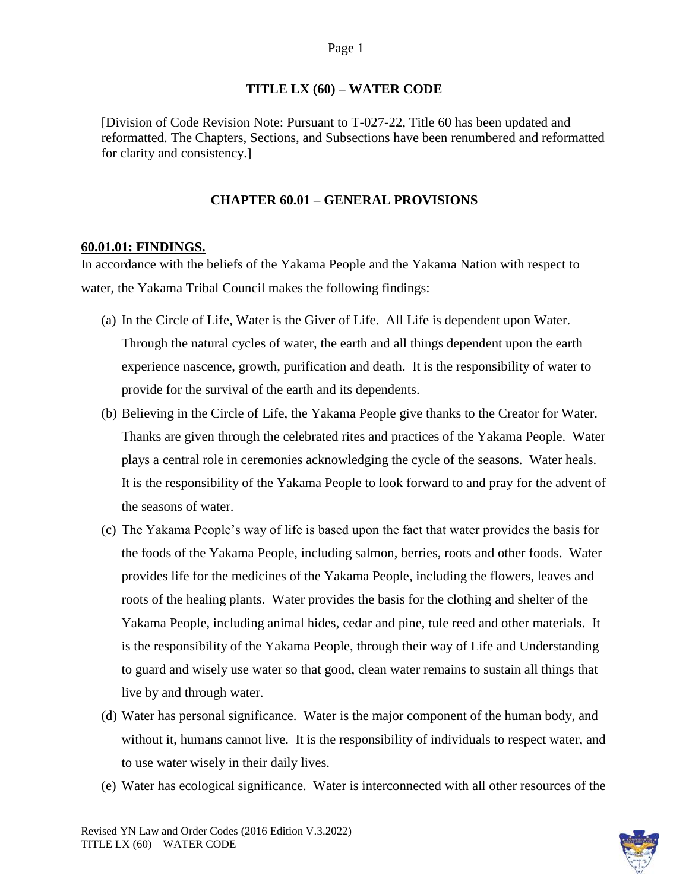# TITLE LX (60) – WATER CODE

[Division of Code Revision Note: Pursuant to T-027-22, Title 60 has been updated and reformatted. The Chapters, Sections, and Subsections have been renumbered and reformatted for clarity and consistency.]

## CHAPTER 60.01 – GENERAL PROVISIONS

### 60.01.01: FINDINGS.

In accordance with the beliefs of the Yakama People and the Yakama Nation with respect to water, the Yakama Tribal Council makes the following findings:

(a) In the Circle of Life, Water is the Giver of Life. All Life is dependent upon Water. Through the natural cycles of water, the earth and all things dependent upon the earth experience nascence, growth, purification and death. It is the responsibility of water to provide for the survival of the earth and its dependents.

(b) Believing in the Circle of Life, the Yakama People give thanks to the Creator for Water. Thanks are given through the celebrated rites and practices of the Yakama People. Water plays a central role in ceremonies acknowledging the cycle of the seasons. Water heals. It is the responsibility of the Yakama People to look forward to and pray for the advent of the seasons of water.

(c) The Yakama People's way of life is based upon the fact that water provides the basis for the foods of the Yakama People, including salmon, berries, roots and other foods. Water provides life for the medicines of the Yakama People, including the flowers, leaves and roots of the healing plants. Water provides the basis for the clothing and shelter of the Yakama People, including animal hides, cedar and pine, tule reed and other materials. It is the responsibility of the Yakama People, through their way of Life and Understanding to guard and wisely use water so that good, clean water remains to sustain all things that live by and through water.

(d) Water has personal significance. Water is the major component of the human body, and without it, humans cannot live. It is the responsibility of individuals to respect water, and to use water wisely in their daily lives.

(e) Water has ecological significance. Water is interconnected with all other resources of the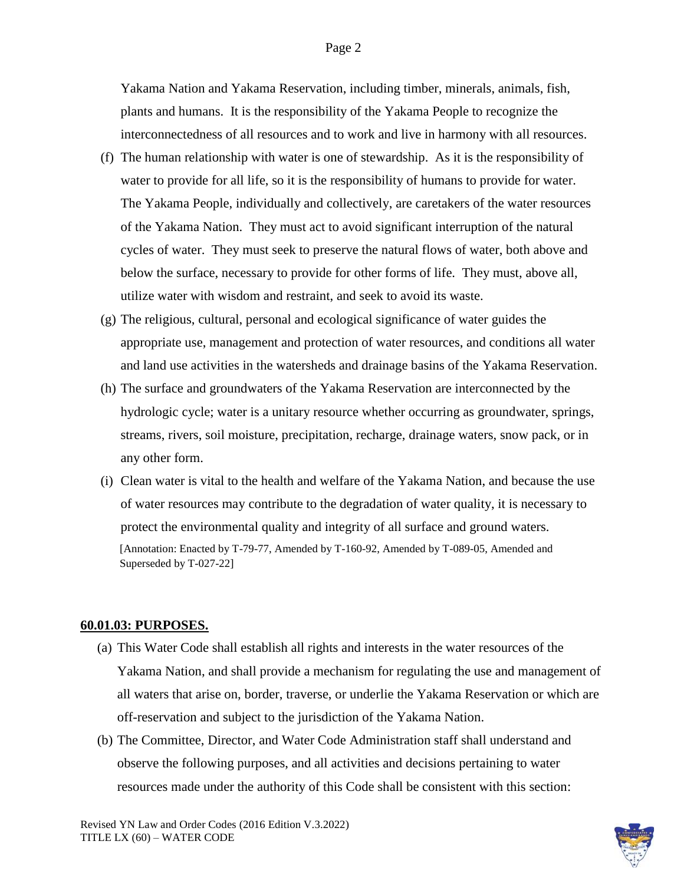Yakama Nation and Yakama Reservation, including timber, minerals, animals, fish, plants and humans. It is the responsibility of the Yakama People to recognize the interconnectedness of all resources and to work and live in harmony with all resources.

(f) The human relationship with water is one of stewardship. As it is the responsibility of water to provide for all life, so it is the responsibility of humans to provide for water. The Yakama People, individually and collectively, are caretakers of the water resources of the Yakama Nation. They must act to avoid significant interruption of the natural cycles of water. They must seek to preserve the natural flows of water, both above and below the surface, necessary to provide for other forms of life. They must, above all, utilize water with wisdom and restraint, and seek to avoid its waste.

(g) The religious, cultural, personal and ecological significance of water guides the appropriate use, management and protection of water resources, and conditions all water and land use activities in the watersheds and drainage basins of the Yakama Reservation.

(h) The surface and groundwaters of the Yakama Reservation are interconnected by the hydrologic cycle; water is a unitary resource whether occurring as groundwater, springs, streams, rivers, soil moisture, precipitation, recharge, drainage waters, snow pack, or in any other form.

(i) Clean water is vital to the health and welfare of the Yakama Nation, and because the use of water resources may contribute to the degradation of water quality, it is necessary to protect the environmental quality and integrity of all surface and ground waters.

[Annotation: Enacted by T-79-77, Amended by T-160-92, Amended by T-089-05, Amended and Superseded by T-027-22]

**60.01.03: PURPOSES.**

(a) This Water Code shall establish all rights and interests in the water resources of the Yakama Nation, and shall provide a mechanism for regulating the use and management of all waters that arise on, border, traverse, or underlie the Yakama Reservation or which are off-reservation and subject to the jurisdiction of the Yakama Nation.

(b) The Committee, Director, and Water Code Administration staff shall understand and observe the following purposes, and all activities and decisions pertaining to water resources made under the authority of this Code shall be consistent with this section: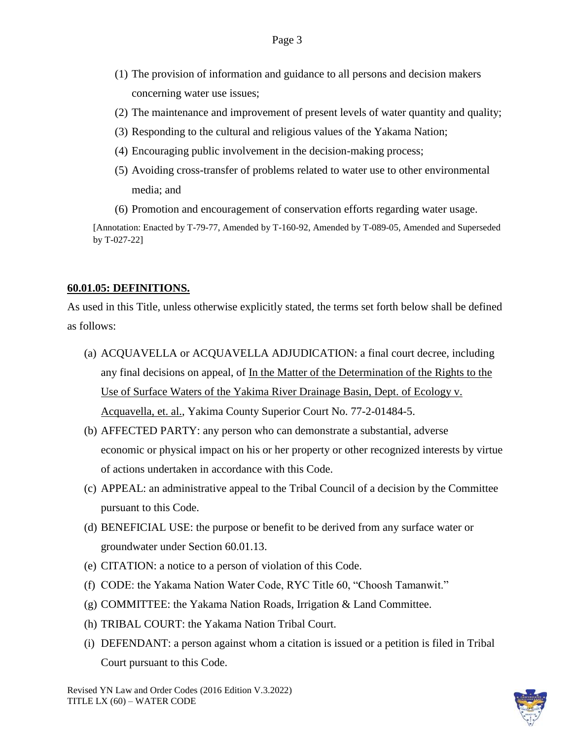(1) The provision of information and guidance to all persons and decision makers concerning water use issues;

(2) The maintenance and improvement of present levels of water quantity and quality;

(3) Responding to the cultural and religious values of the Yakama Nation;

(4) Encouraging public involvement in the decision-making process;

(5) Avoiding cross-transfer of problems related to water use to other environmental media; and

(6) Promotion and encouragement of conservation efforts regarding water usage.

[Annotation: Enacted by T-79-77, Amended by T-160-92, Amended by T-089-05, Amended and Superseded by T-027-22]

## 60.01.05: DEFINITIONS.

As used in this Title, unless otherwise explicitly stated, the terms set forth below shall be defined as follows:

(a) ACQUAVELLA or ACQUAVELLA ADJUDICATION: a final court decree, including any final decisions on appeal, of In the Matter of the Determination of the Rights to the Use of Surface Waters of the Yakima River Drainage Basin, Dept. of Ecology v. Acquavella, et. al., Yakima County Superior Court No. 77-2-01484-5.

(b) AFFECTED PARTY: any person who can demonstrate a substantial, adverse economic or physical impact on his or her property or other recognized interests by virtue of actions undertaken in accordance with this Code.

(c) APPEAL: an administrative appeal to the Tribal Council of a decision by the Committee pursuant to this Code.

(d) BENEFICIAL USE: the purpose or benefit to be derived from any surface water or groundwater under Section 60.01.13.

(e) CITATION: a notice to a person of violation of this Code.

(f) CODE: the Yakama Nation Water Code, RYC Title 60, "Choosh Tamanwit."

(g) COMMITTEE: the Yakama Nation Roads, Irrigation & Land Committee.

(h) TRIBAL COURT: the Yakama Nation Tribal Court.

(i) DEFENDANT: a person against whom a citation is issued or a petition is filed in Tribal Court pursuant to this Code.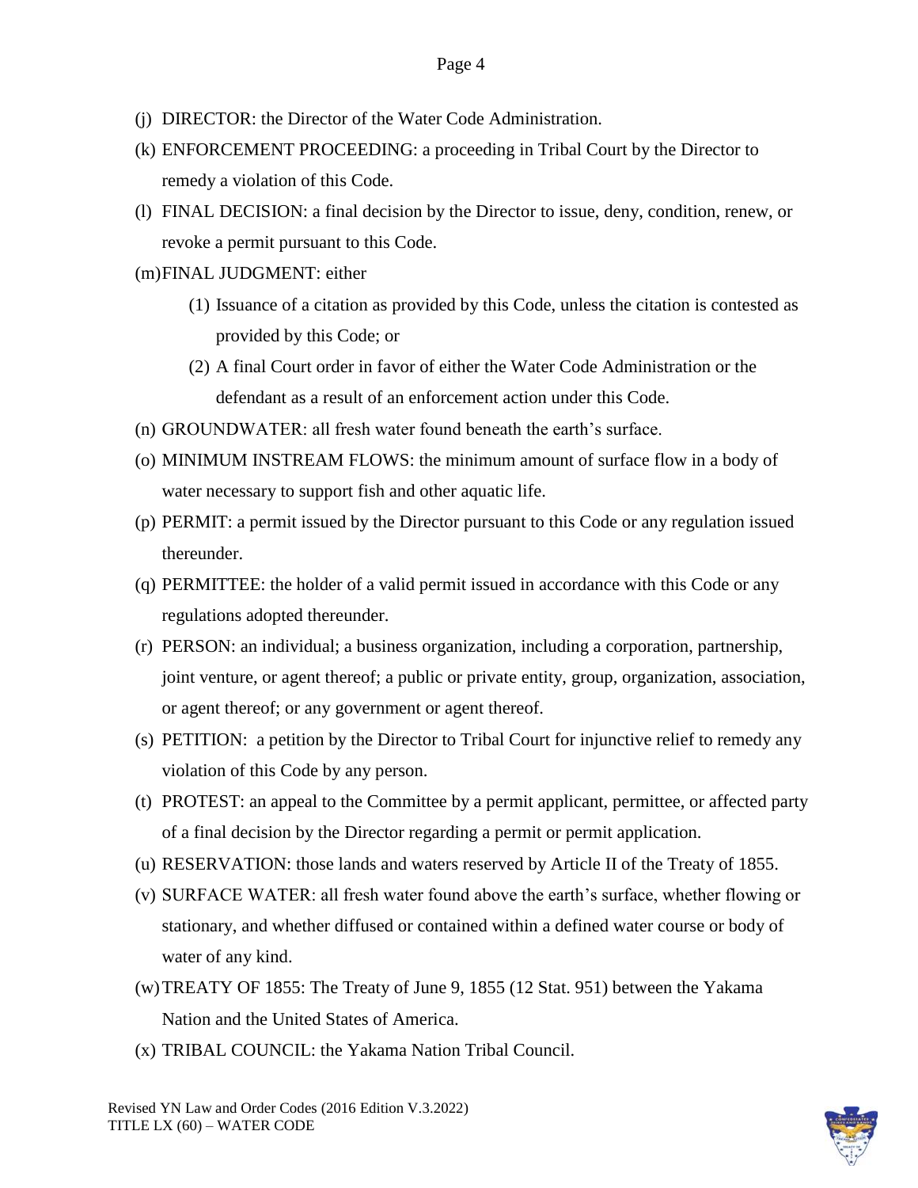(j) DIRECTOR: the Director of the Water Code Administration.

(k) ENFORCEMENT PROCEEDING: a proceeding in Tribal Court by the Director to remedy a violation of this Code.

(l) FINAL DECISION: a final decision by the Director to issue, deny, condition, renew, or revoke a permit pursuant to this Code.

(m) FINAL JUDGMENT: either

  (1) Issuance of a citation as provided by this Code, unless the citation is contested as provided by this Code; or

  (2) A final Court order in favor of either the Water Code Administration or the defendant as a result of an enforcement action under this Code.

(n) GROUNDWATER: all fresh water found beneath the earth's surface.

(o) MINIMUM INSTREAM FLOWS: the minimum amount of surface flow in a body of water necessary to support fish and other aquatic life.

(p) PERMIT: a permit issued by the Director pursuant to this Code or any regulation issued thereunder.

(q) PERMITTEE: the holder of a valid permit issued in accordance with this Code or any regulations adopted thereunder.

(r) PERSON: an individual; a business organization, including a corporation, partnership, joint venture, or agent thereof; a public or private entity, group, organization, association, or agent thereof; or any government or agent thereof.

(s) PETITION: a petition by the Director to Tribal Court for injunctive relief to remedy any violation of this Code by any person.

(t) PROTEST: an appeal to the Committee by a permit applicant, permittee, or affected party of a final decision by the Director regarding a permit or permit application.

(u) RESERVATION: those lands and waters reserved by Article II of the Treaty of 1855.

(v) SURFACE WATER: all fresh water found above the earth's surface, whether flowing or stationary, and whether diffused or contained within a defined water course or body of water of any kind.

(w) TREATY OF 1855: The Treaty of June 9, 1855 (12 Stat. 951) between the Yakama Nation and the United States of America.

(x) TRIBAL COUNCIL: the Yakama Nation Tribal Council.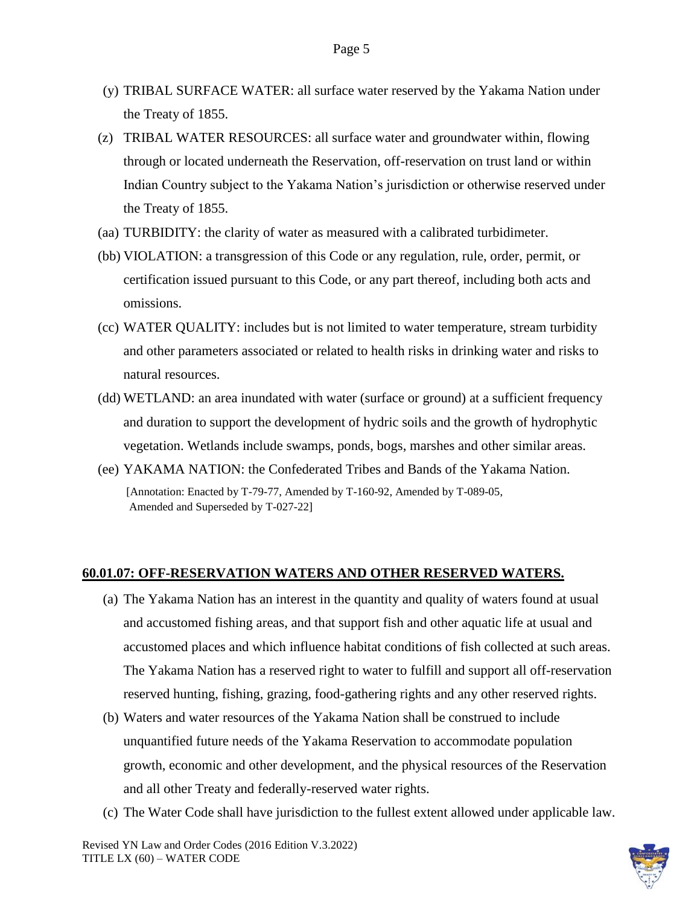(y) TRIBAL SURFACE WATER: all surface water reserved by the Yakama Nation under the Treaty of 1855.

(z) TRIBAL WATER RESOURCES: all surface water and groundwater within, flowing through or located underneath the Reservation, off-reservation on trust land or within Indian Country subject to the Yakama Nation's jurisdiction or otherwise reserved under the Treaty of 1855.

(aa) TURBIDITY: the clarity of water as measured with a calibrated turbidimeter.

(bb) VIOLATION: a transgression of this Code or any regulation, rule, order, permit, or certification issued pursuant to this Code, or any part thereof, including both acts and omissions.

(cc) WATER QUALITY: includes but is not limited to water temperature, stream turbidity and other parameters associated or related to health risks in drinking water and risks to natural resources.

(dd) WETLAND: an area inundated with water (surface or ground) at a sufficient frequency and duration to support the development of hydric soils and the growth of hydrophytic vegetation. Wetlands include swamps, ponds, bogs, marshes and other similar areas.

(ee) YAKAMA NATION: the Confederated Tribes and Bands of the Yakama Nation.

[Annotation: Enacted by T-79-77, Amended by T-160-92, Amended by T-089-05, Amended and Superseded by T-027-22]

## 60.01.07: OFF-RESERVATION WATERS AND OTHER RESERVED WATERS.

(a) The Yakama Nation has an interest in the quantity and quality of waters found at usual and accustomed fishing areas, and that support fish and other aquatic life at usual and accustomed places and which influence habitat conditions of fish collected at such areas. The Yakama Nation has a reserved right to water to fulfill and support all off-reservation reserved hunting, fishing, grazing, food-gathering rights and any other reserved rights.

(b) Waters and water resources of the Yakama Nation shall be construed to include unquantified future needs of the Yakama Reservation to accommodate population growth, economic and other development, and the physical resources of the Reservation and all other Treaty and federally-reserved water rights.

(c) The Water Code shall have jurisdiction to the fullest extent allowed under applicable law.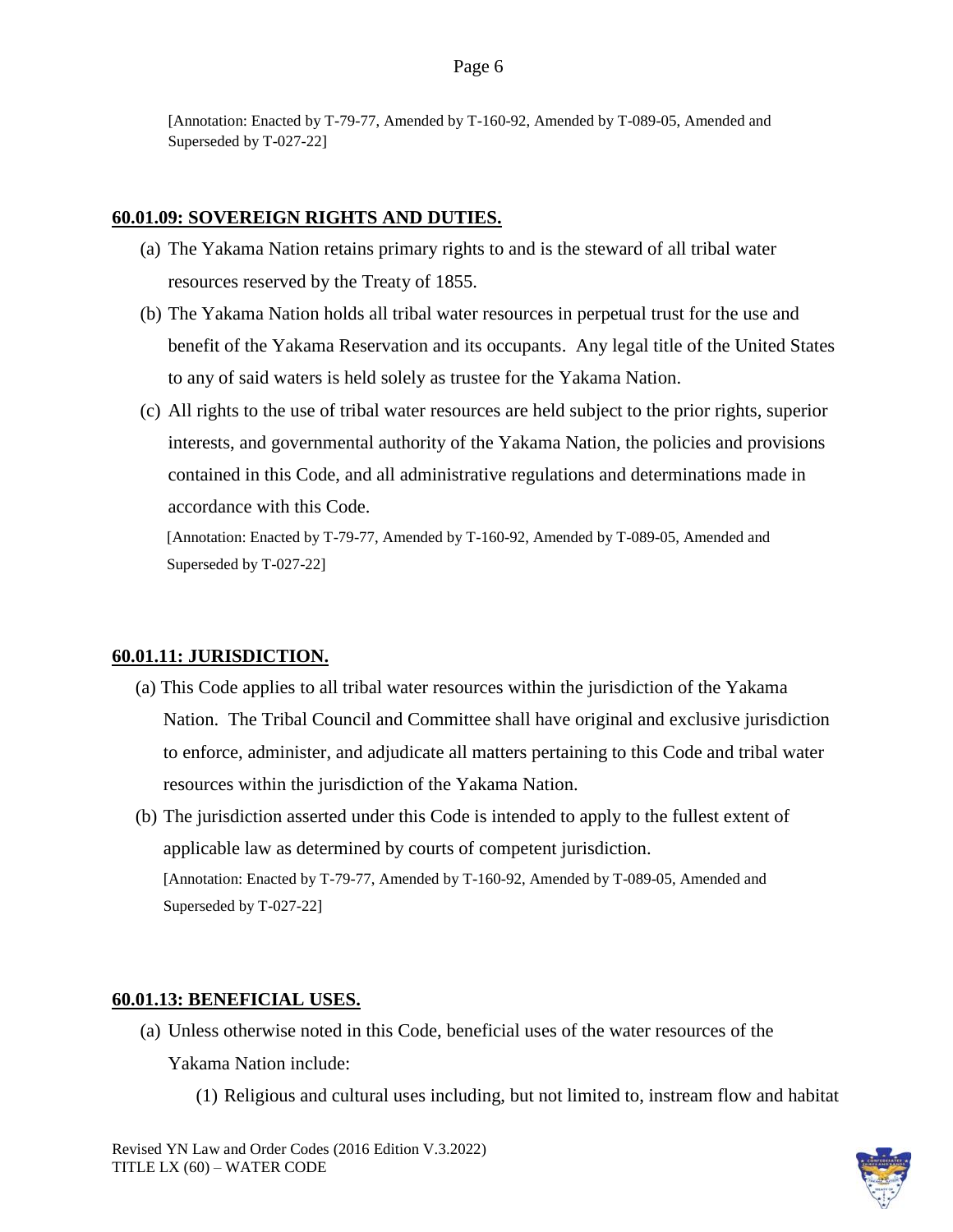[Annotation: Enacted by T-79-77, Amended by T-160-92, Amended by T-089-05, Amended and Superseded by T-027-22]

## 60.01.09: SOVEREIGN RIGHTS AND DUTIES.

(a) The Yakama Nation retains primary rights to and is the steward of all tribal water resources reserved by the Treaty of 1855.

(b) The Yakama Nation holds all tribal water resources in perpetual trust for the use and benefit of the Yakama Reservation and its occupants. Any legal title of the United States to any of said waters is held solely as trustee for the Yakama Nation.

(c) All rights to the use of tribal water resources are held subject to the prior rights, superior interests, and governmental authority of the Yakama Nation, the policies and provisions contained in this Code, and all administrative regulations and determinations made in accordance with this Code.

[Annotation: Enacted by T-79-77, Amended by T-160-92, Amended by T-089-05, Amended and Superseded by T-027-22]

## 60.01.11: JURISDICTION.

(a) This Code applies to all tribal water resources within the jurisdiction of the Yakama Nation. The Tribal Council and Committee shall have original and exclusive jurisdiction to enforce, administer, and adjudicate all matters pertaining to this Code and tribal water resources within the jurisdiction of the Yakama Nation.

(b) The jurisdiction asserted under this Code is intended to apply to the fullest extent of applicable law as determined by courts of competent jurisdiction.

[Annotation: Enacted by T-79-77, Amended by T-160-92, Amended by T-089-05, Amended and Superseded by T-027-22]

## 60.01.13: BENEFICIAL USES.

(a) Unless otherwise noted in this Code, beneficial uses of the water resources of the Yakama Nation include:

(1) Religious and cultural uses including, but not limited to, instream flow and habitat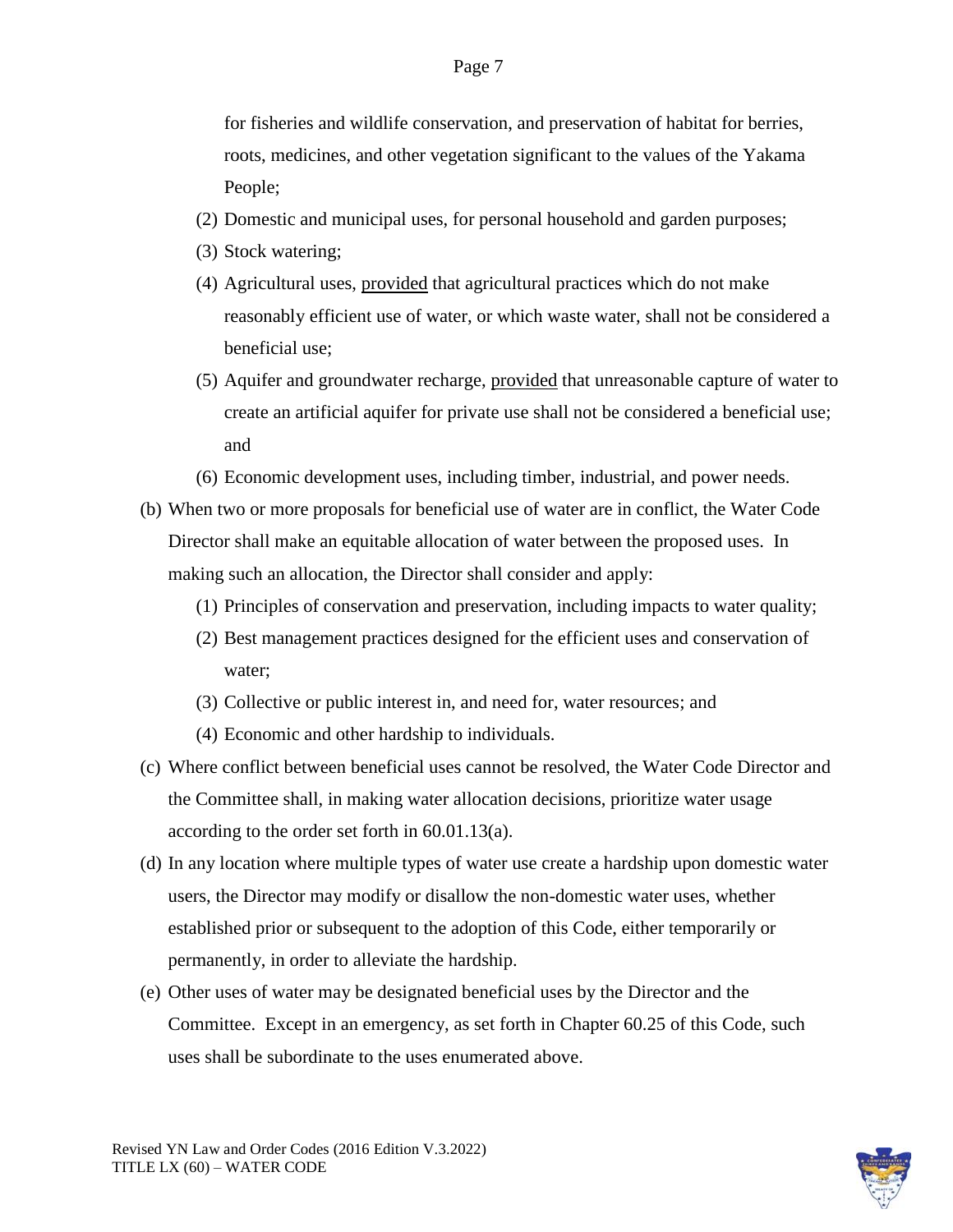for fisheries and wildlife conservation, and preservation of habitat for berries, roots, medicines, and other vegetation significant to the values of the Yakama People;

(2) Domestic and municipal uses, for personal household and garden purposes;

(3) Stock watering;

(4) Agricultural uses, <u>provided</u> that agricultural practices which do not make reasonably efficient use of water, or which waste water, shall not be considered a beneficial use;

(5) Aquifer and groundwater recharge, <u>provided</u> that unreasonable capture of water to create an artificial aquifer for private use shall not be considered a beneficial use; and

(6) Economic development uses, including timber, industrial, and power needs.

(b) When two or more proposals for beneficial use of water are in conflict, the Water Code Director shall make an equitable allocation of water between the proposed uses. In making such an allocation, the Director shall consider and apply:

(1) Principles of conservation and preservation, including impacts to water quality;

(2) Best management practices designed for the efficient uses and conservation of water;

(3) Collective or public interest in, and need for, water resources; and

(4) Economic and other hardship to individuals.

(c) Where conflict between beneficial uses cannot be resolved, the Water Code Director and the Committee shall, in making water allocation decisions, prioritize water usage according to the order set forth in 60.01.13(a).

(d) In any location where multiple types of water use create a hardship upon domestic water users, the Director may modify or disallow the non-domestic water uses, whether established prior or subsequent to the adoption of this Code, either temporarily or permanently, in order to alleviate the hardship.

(e) Other uses of water may be designated beneficial uses by the Director and the Committee. Except in an emergency, as set forth in Chapter 60.25 of this Code, such uses shall be subordinate to the uses enumerated above.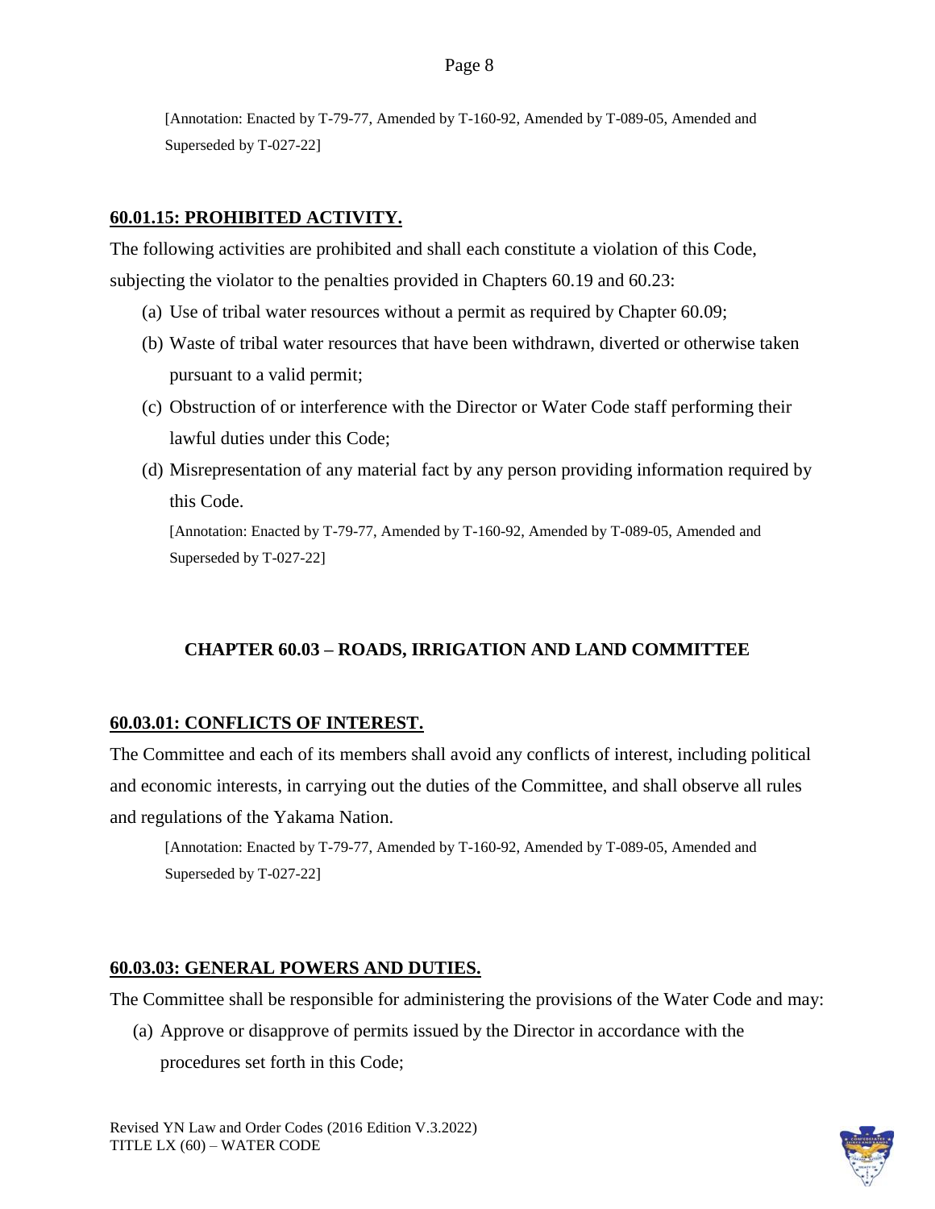[Annotation: Enacted by T-79-77, Amended by T-160-92, Amended by T-089-05, Amended and Superseded by T-027-22]

### 60.01.15: PROHIBITED ACTIVITY.

The following activities are prohibited and shall each constitute a violation of this Code, subjecting the violator to the penalties provided in Chapters 60.19 and 60.23:

(a) Use of tribal water resources without a permit as required by Chapter 60.09;

(b) Waste of tribal water resources that have been withdrawn, diverted or otherwise taken pursuant to a valid permit;

(c) Obstruction of or interference with the Director or Water Code staff performing their lawful duties under this Code;

(d) Misrepresentation of any material fact by any person providing information required by this Code.

[Annotation: Enacted by T-79-77, Amended by T-160-92, Amended by T-089-05, Amended and Superseded by T-027-22]

## CHAPTER 60.03 – ROADS, IRRIGATION AND LAND COMMITTEE

### 60.03.01: CONFLICTS OF INTEREST.

The Committee and each of its members shall avoid any conflicts of interest, including political and economic interests, in carrying out the duties of the Committee, and shall observe all rules and regulations of the Yakama Nation.

[Annotation: Enacted by T-79-77, Amended by T-160-92, Amended by T-089-05, Amended and Superseded by T-027-22]

### 60.03.03: GENERAL POWERS AND DUTIES.

The Committee shall be responsible for administering the provisions of the Water Code and may:

(a) Approve or disapprove of permits issued by the Director in accordance with the procedures set forth in this Code;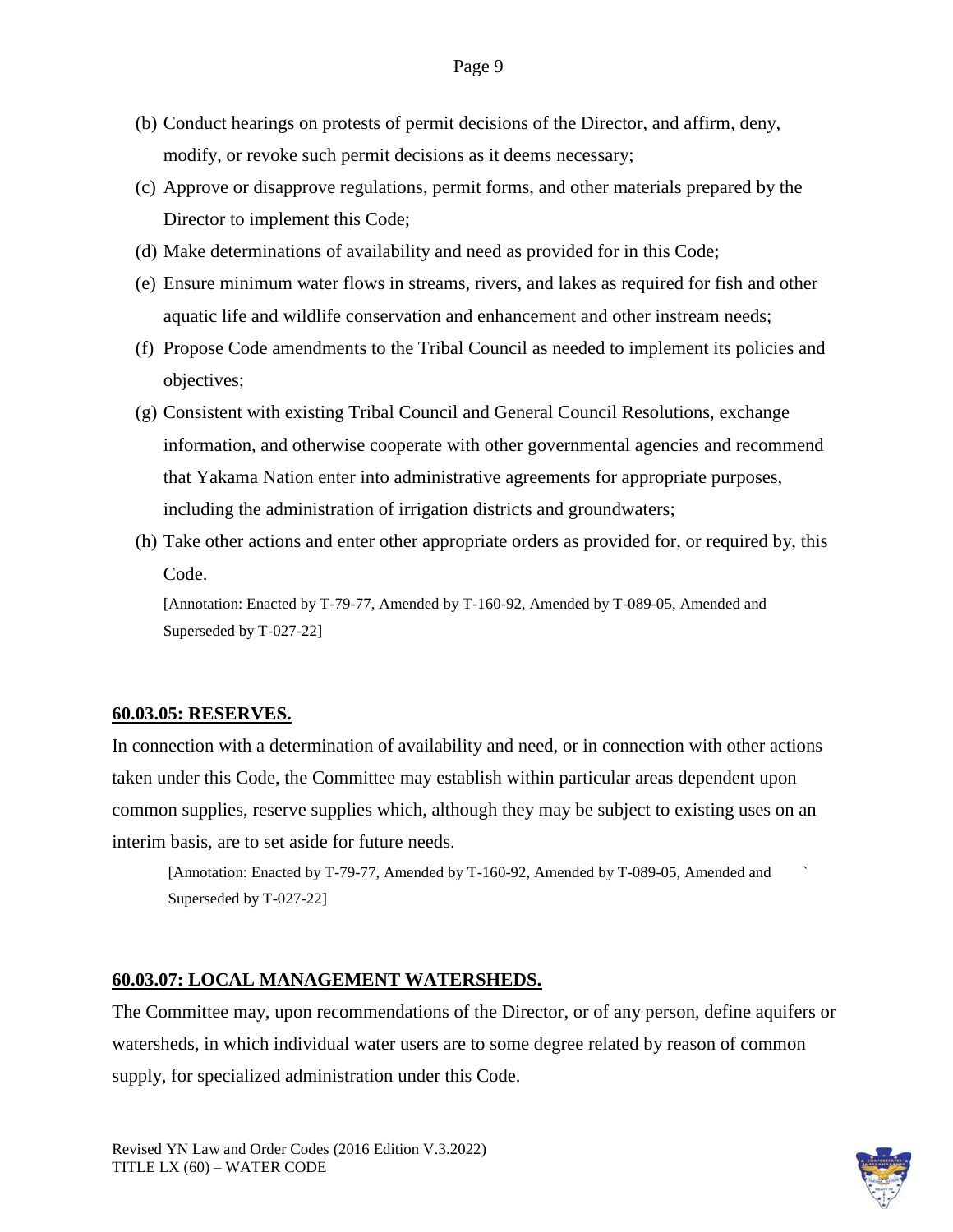(b) Conduct hearings on protests of permit decisions of the Director, and affirm, deny, modify, or revoke such permit decisions as it deems necessary;

(c) Approve or disapprove regulations, permit forms, and other materials prepared by the Director to implement this Code;

(d) Make determinations of availability and need as provided for in this Code;

(e) Ensure minimum water flows in streams, rivers, and lakes as required for fish and other aquatic life and wildlife conservation and enhancement and other instream needs;

(f) Propose Code amendments to the Tribal Council as needed to implement its policies and objectives;

(g) Consistent with existing Tribal Council and General Council Resolutions, exchange information, and otherwise cooperate with other governmental agencies and recommend that Yakama Nation enter into administrative agreements for appropriate purposes, including the administration of irrigation districts and groundwaters;

(h) Take other actions and enter other appropriate orders as provided for, or required by, this Code.

[Annotation: Enacted by T-79-77, Amended by T-160-92, Amended by T-089-05, Amended and Superseded by T-027-22]

## 60.03.05: RESERVES.

In connection with a determination of availability and need, or in connection with other actions taken under this Code, the Committee may establish within particular areas dependent upon common supplies, reserve supplies which, although they may be subject to existing uses on an interim basis, are to set aside for future needs.

[Annotation: Enacted by T-79-77, Amended by T-160-92, Amended by T-089-05, Amended and Superseded by T-027-22]

## 60.03.07: LOCAL MANAGEMENT WATERSHEDS.

The Committee may, upon recommendations of the Director, or of any person, define aquifers or watersheds, in which individual water users are to some degree related by reason of common supply, for specialized administration under this Code.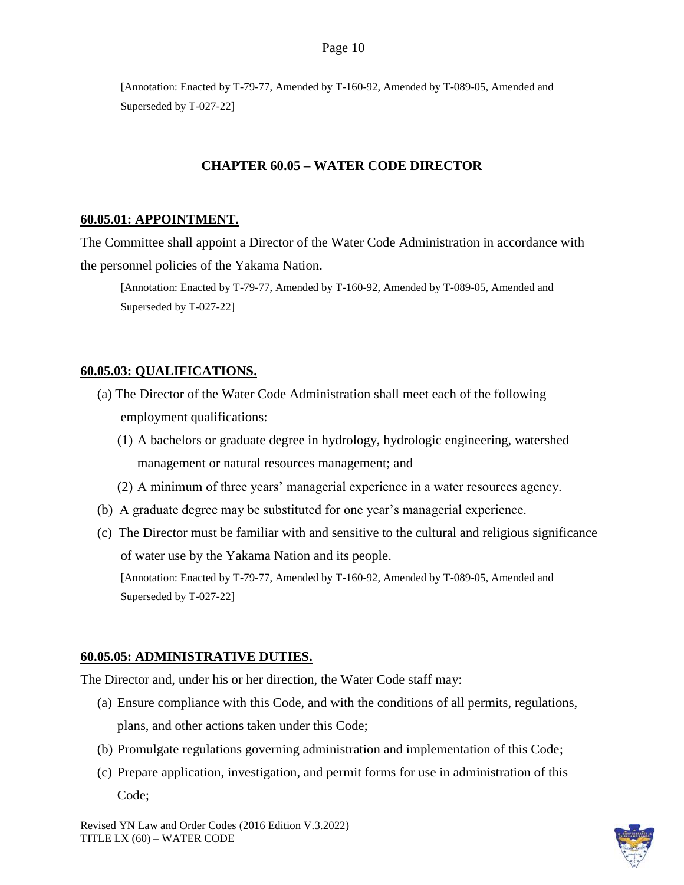[Annotation: Enacted by T-79-77, Amended by T-160-92, Amended by T-089-05, Amended and Superseded by T-027-22]

## CHAPTER 60.05 – WATER CODE DIRECTOR

### 60.05.01: APPOINTMENT.

The Committee shall appoint a Director of the Water Code Administration in accordance with the personnel policies of the Yakama Nation.

[Annotation: Enacted by T-79-77, Amended by T-160-92, Amended by T-089-05, Amended and Superseded by T-027-22]

### 60.05.03: QUALIFICATIONS.

(a) The Director of the Water Code Administration shall meet each of the following employment qualifications:

(1) A bachelors or graduate degree in hydrology, hydrologic engineering, watershed management or natural resources management; and

(2) A minimum of three years' managerial experience in a water resources agency.

(b) A graduate degree may be substituted for one year's managerial experience.

(c) The Director must be familiar with and sensitive to the cultural and religious significance of water use by the Yakama Nation and its people.

[Annotation: Enacted by T-79-77, Amended by T-160-92, Amended by T-089-05, Amended and Superseded by T-027-22]

### 60.05.05: ADMINISTRATIVE DUTIES.

The Director and, under his or her direction, the Water Code staff may:

(a) Ensure compliance with this Code, and with the conditions of all permits, regulations, plans, and other actions taken under this Code;

(b) Promulgate regulations governing administration and implementation of this Code;

(c) Prepare application, investigation, and permit forms for use in administration of this Code;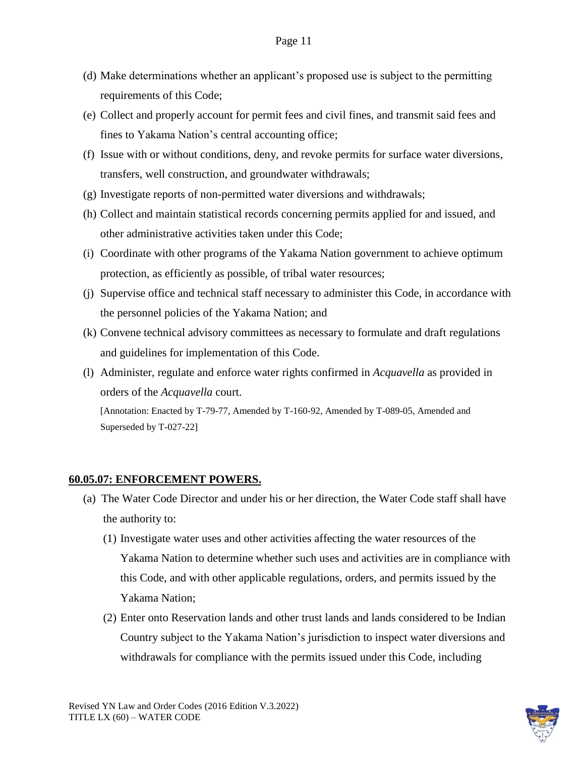(d) Make determinations whether an applicant's proposed use is subject to the permitting requirements of this Code;

(e) Collect and properly account for permit fees and civil fines, and transmit said fees and fines to Yakama Nation's central accounting office;

(f) Issue with or without conditions, deny, and revoke permits for surface water diversions, transfers, well construction, and groundwater withdrawals;

(g) Investigate reports of non-permitted water diversions and withdrawals;

(h) Collect and maintain statistical records concerning permits applied for and issued, and other administrative activities taken under this Code;

(i) Coordinate with other programs of the Yakama Nation government to achieve optimum protection, as efficiently as possible, of tribal water resources;

(j) Supervise office and technical staff necessary to administer this Code, in accordance with the personnel policies of the Yakama Nation; and

(k) Convene technical advisory committees as necessary to formulate and draft regulations and guidelines for implementation of this Code.

(l) Administer, regulate and enforce water rights confirmed in *Acquavella* as provided in orders of the *Acquavella* court.

[Annotation: Enacted by T-79-77, Amended by T-160-92, Amended by T-089-05, Amended and Superseded by T-027-22]

## 60.05.07: ENFORCEMENT POWERS.

(a) The Water Code Director and under his or her direction, the Water Code staff shall have the authority to:

(1) Investigate water uses and other activities affecting the water resources of the Yakama Nation to determine whether such uses and activities are in compliance with this Code, and with other applicable regulations, orders, and permits issued by the Yakama Nation;

(2) Enter onto Reservation lands and other trust lands and lands considered to be Indian Country subject to the Yakama Nation's jurisdiction to inspect water diversions and withdrawals for compliance with the permits issued under this Code, including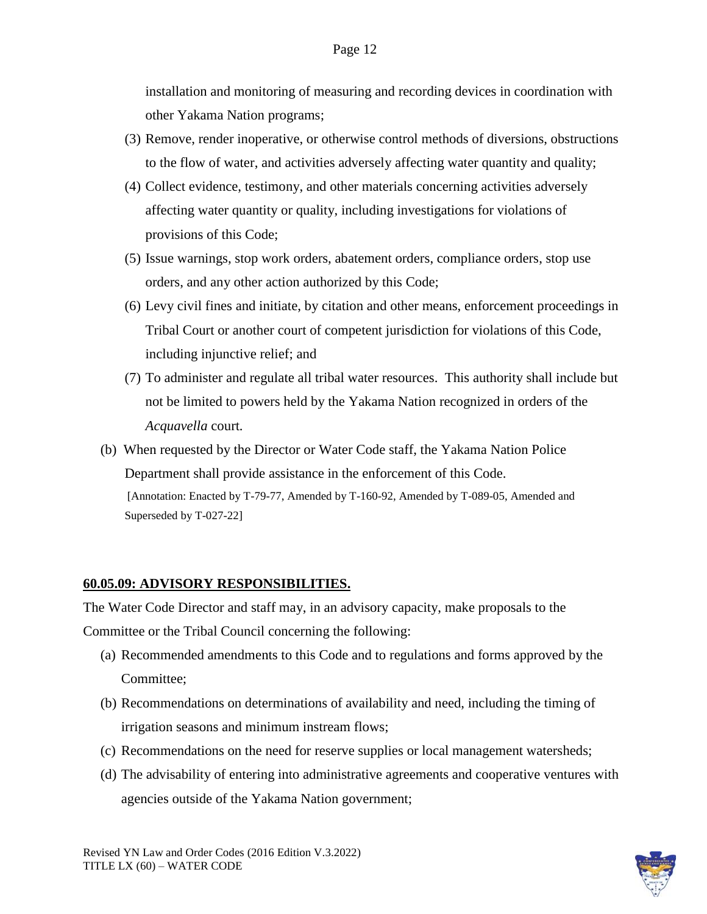installation and monitoring of measuring and recording devices in coordination with other Yakama Nation programs;

(3) Remove, render inoperative, or otherwise control methods of diversions, obstructions to the flow of water, and activities adversely affecting water quantity and quality;

(4) Collect evidence, testimony, and other materials concerning activities adversely affecting water quantity or quality, including investigations for violations of provisions of this Code;

(5) Issue warnings, stop work orders, abatement orders, compliance orders, stop use orders, and any other action authorized by this Code;

(6) Levy civil fines and initiate, by citation and other means, enforcement proceedings in Tribal Court or another court of competent jurisdiction for violations of this Code, including injunctive relief; and

(7) To administer and regulate all tribal water resources. This authority shall include but not be limited to powers held by the Yakama Nation recognized in orders of the *Acquavella* court.

(b) When requested by the Director or Water Code staff, the Yakama Nation Police Department shall provide assistance in the enforcement of this Code.

[Annotation: Enacted by T-79-77, Amended by T-160-92, Amended by T-089-05, Amended and Superseded by T-027-22]

**60.05.09: ADVISORY RESPONSIBILITIES.**

The Water Code Director and staff may, in an advisory capacity, make proposals to the Committee or the Tribal Council concerning the following:

(a) Recommended amendments to this Code and to regulations and forms approved by the Committee;

(b) Recommendations on determinations of availability and need, including the timing of irrigation seasons and minimum instream flows;

(c) Recommendations on the need for reserve supplies or local management watersheds;

(d) The advisability of entering into administrative agreements and cooperative ventures with agencies outside of the Yakama Nation government;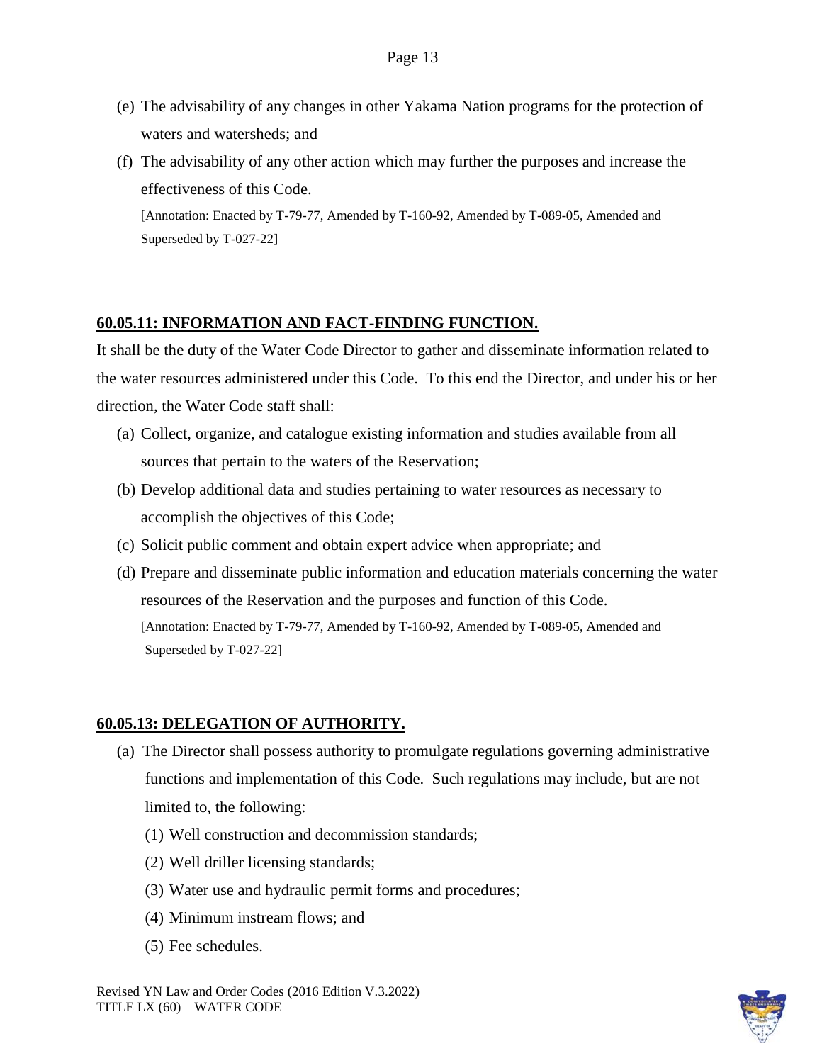(e) The advisability of any changes in other Yakama Nation programs for the protection of waters and watersheds; and

(f) The advisability of any other action which may further the purposes and increase the effectiveness of this Code.

[Annotation: Enacted by T-79-77, Amended by T-160-92, Amended by T-089-05, Amended and Superseded by T-027-22]

## 60.05.11: INFORMATION AND FACT-FINDING FUNCTION.

It shall be the duty of the Water Code Director to gather and disseminate information related to the water resources administered under this Code. To this end the Director, and under his or her direction, the Water Code staff shall:

(a) Collect, organize, and catalogue existing information and studies available from all sources that pertain to the waters of the Reservation;

(b) Develop additional data and studies pertaining to water resources as necessary to accomplish the objectives of this Code;

(c) Solicit public comment and obtain expert advice when appropriate; and

(d) Prepare and disseminate public information and education materials concerning the water resources of the Reservation and the purposes and function of this Code.

[Annotation: Enacted by T-79-77, Amended by T-160-92, Amended by T-089-05, Amended and Superseded by T-027-22]

## 60.05.13: DELEGATION OF AUTHORITY.

(a) The Director shall possess authority to promulgate regulations governing administrative functions and implementation of this Code. Such regulations may include, but are not limited to, the following:

 (1) Well construction and decommission standards;

 (2) Well driller licensing standards;

 (3) Water use and hydraulic permit forms and procedures;

 (4) Minimum instream flows; and

 (5) Fee schedules.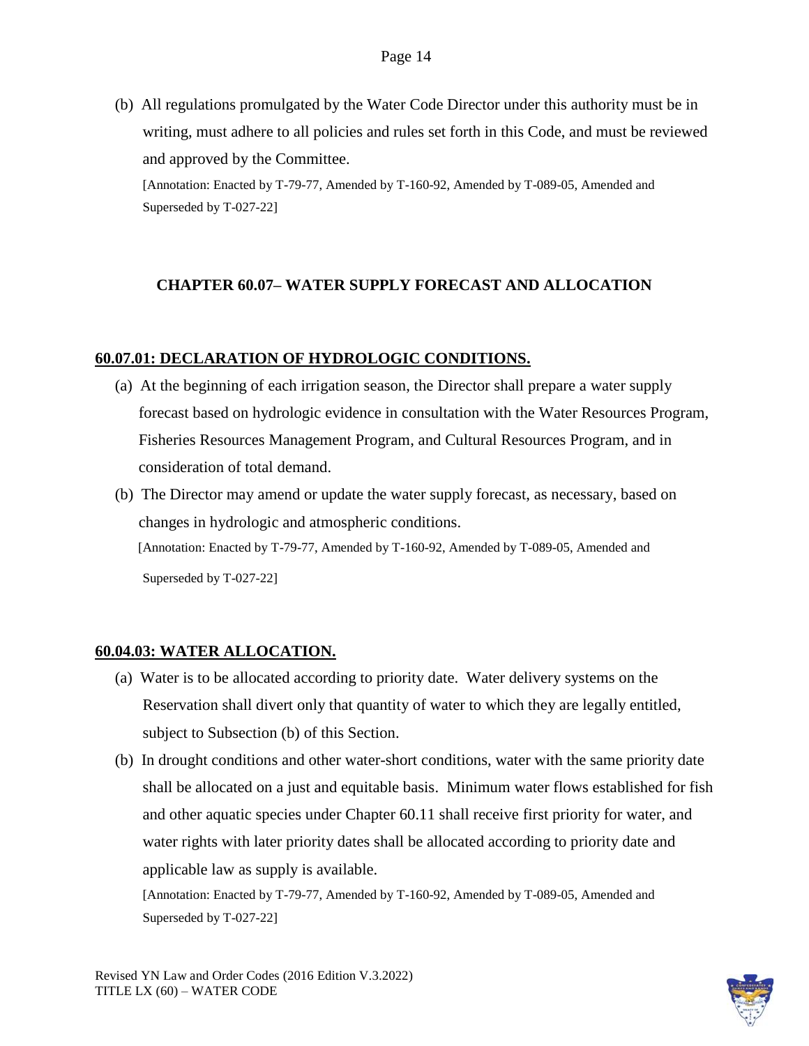(b) All regulations promulgated by the Water Code Director under this authority must be in writing, must adhere to all policies and rules set forth in this Code, and must be reviewed and approved by the Committee.

[Annotation: Enacted by T-79-77, Amended by T-160-92, Amended by T-089-05, Amended and Superseded by T-027-22]

## CHAPTER 60.07– WATER SUPPLY FORECAST AND ALLOCATION

### 60.07.01: DECLARATION OF HYDROLOGIC CONDITIONS.

(a) At the beginning of each irrigation season, the Director shall prepare a water supply forecast based on hydrologic evidence in consultation with the Water Resources Program, Fisheries Resources Management Program, and Cultural Resources Program, and in consideration of total demand.

(b) The Director may amend or update the water supply forecast, as necessary, based on changes in hydrologic and atmospheric conditions.

[Annotation: Enacted by T-79-77, Amended by T-160-92, Amended by T-089-05, Amended and Superseded by T-027-22]

### 60.04.03: WATER ALLOCATION.

(a) Water is to be allocated according to priority date. Water delivery systems on the Reservation shall divert only that quantity of water to which they are legally entitled, subject to Subsection (b) of this Section.

(b) In drought conditions and other water-short conditions, water with the same priority date shall be allocated on a just and equitable basis. Minimum water flows established for fish and other aquatic species under Chapter 60.11 shall receive first priority for water, and water rights with later priority dates shall be allocated according to priority date and applicable law as supply is available.

[Annotation: Enacted by T-79-77, Amended by T-160-92, Amended by T-089-05, Amended and Superseded by T-027-22]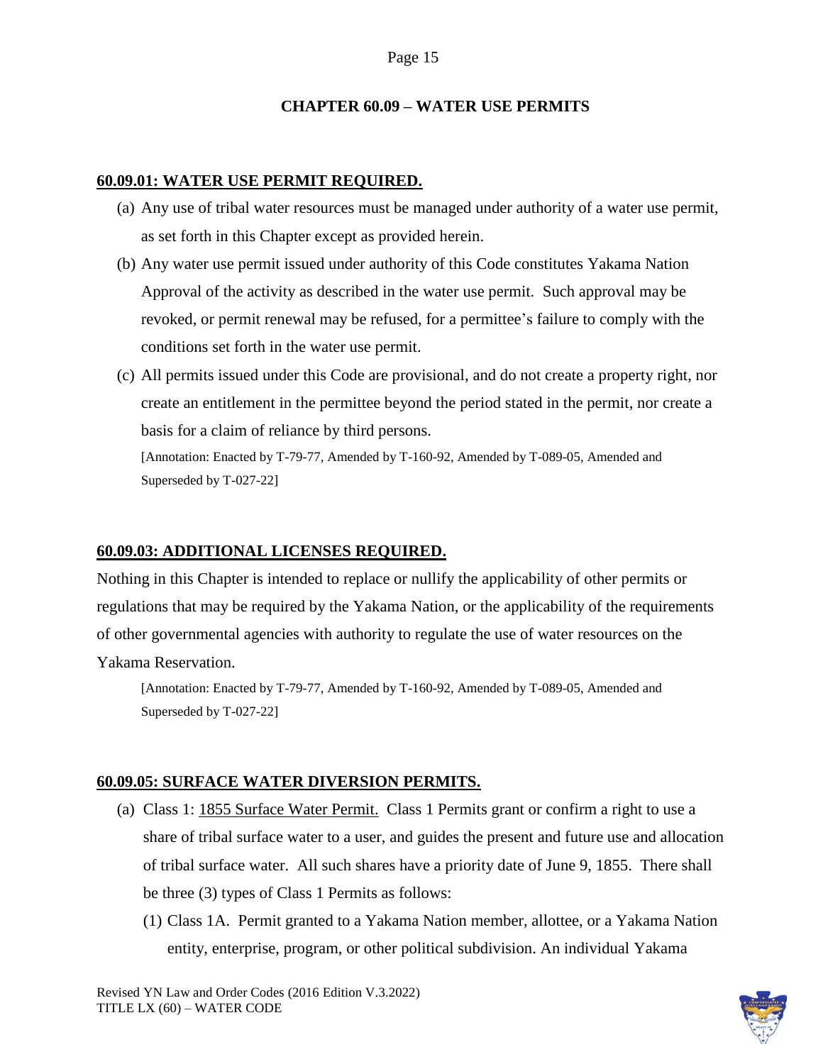## CHAPTER 60.09 – WATER USE PERMITS

### 60.09.01: WATER USE PERMIT REQUIRED.

(a) Any use of tribal water resources must be managed under authority of a water use permit, as set forth in this Chapter except as provided herein.

(b) Any water use permit issued under authority of this Code constitutes Yakama Nation Approval of the activity as described in the water use permit. Such approval may be revoked, or permit renewal may be refused, for a permittee's failure to comply with the conditions set forth in the water use permit.

(c) All permits issued under this Code are provisional, and do not create a property right, nor create an entitlement in the permittee beyond the period stated in the permit, nor create a basis for a claim of reliance by third persons.

[Annotation: Enacted by T-79-77, Amended by T-160-92, Amended by T-089-05, Amended and Superseded by T-027-22]

### 60.09.03: ADDITIONAL LICENSES REQUIRED.

Nothing in this Chapter is intended to replace or nullify the applicability of other permits or regulations that may be required by the Yakama Nation, or the applicability of the requirements of other governmental agencies with authority to regulate the use of water resources on the Yakama Reservation.

[Annotation: Enacted by T-79-77, Amended by T-160-92, Amended by T-089-05, Amended and Superseded by T-027-22]

### 60.09.05: SURFACE WATER DIVERSION PERMITS.

(a) Class 1: 1855 Surface Water Permit. Class 1 Permits grant or confirm a right to use a share of tribal surface water to a user, and guides the present and future use and allocation of tribal surface water. All such shares have a priority date of June 9, 1855. There shall be three (3) types of Class 1 Permits as follows:

(1) Class 1A. Permit granted to a Yakama Nation member, allottee, or a Yakama Nation entity, enterprise, program, or other political subdivision. An individual Yakama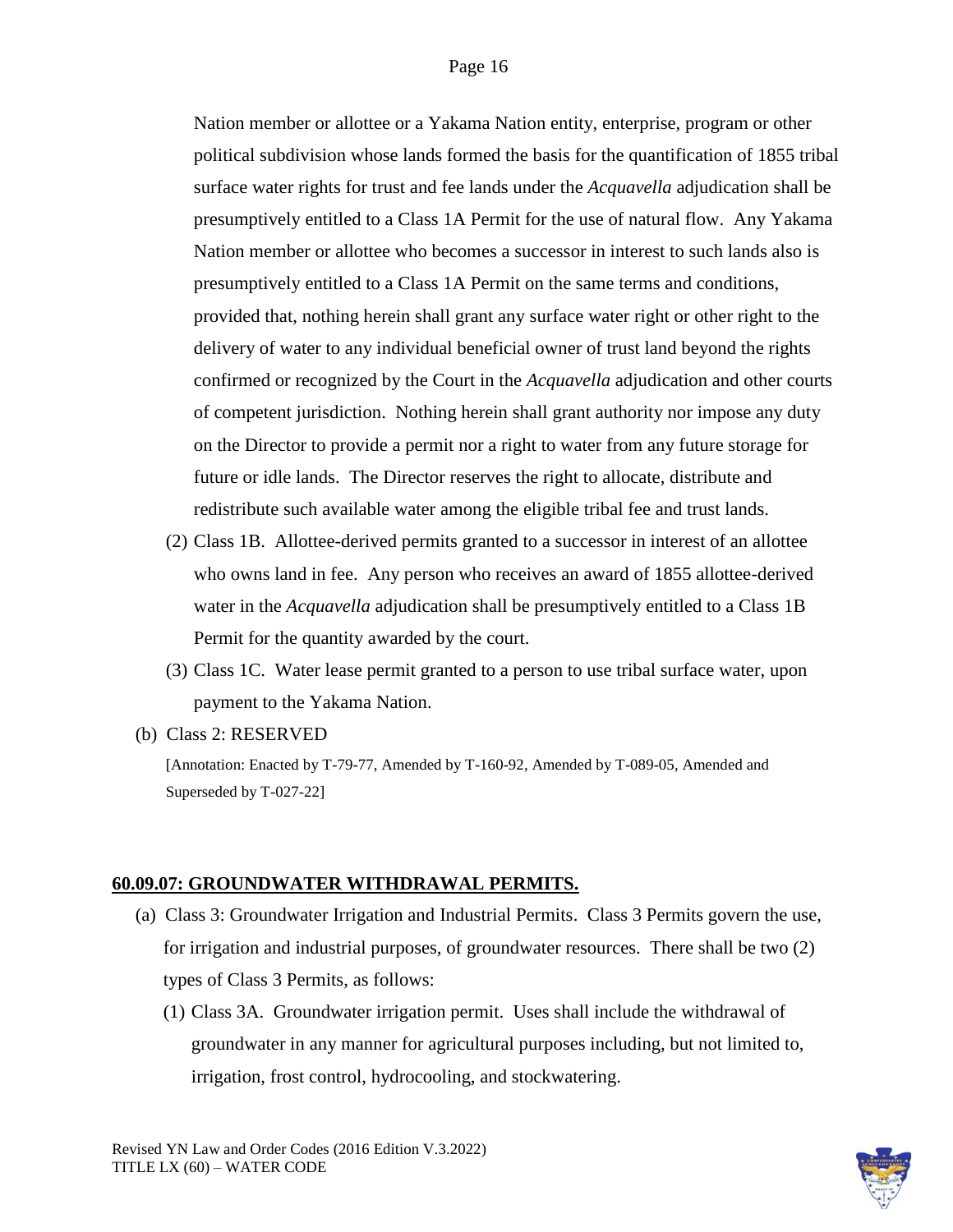Nation member or allottee or a Yakama Nation entity, enterprise, program or other political subdivision whose lands formed the basis for the quantification of 1855 tribal surface water rights for trust and fee lands under the *Acquavella* adjudication shall be presumptively entitled to a Class 1A Permit for the use of natural flow. Any Yakama Nation member or allottee who becomes a successor in interest to such lands also is presumptively entitled to a Class 1A Permit on the same terms and conditions, provided that, nothing herein shall grant any surface water right or other right to the delivery of water to any individual beneficial owner of trust land beyond the rights confirmed or recognized by the Court in the *Acquavella* adjudication and other courts of competent jurisdiction. Nothing herein shall grant authority nor impose any duty on the Director to provide a permit nor a right to water from any future storage for future or idle lands. The Director reserves the right to allocate, distribute and redistribute such available water among the eligible tribal fee and trust lands.

(2) Class 1B. Allottee-derived permits granted to a successor in interest of an allottee who owns land in fee. Any person who receives an award of 1855 allottee-derived water in the *Acquavella* adjudication shall be presumptively entitled to a Class 1B Permit for the quantity awarded by the court.

(3) Class 1C. Water lease permit granted to a person to use tribal surface water, upon payment to the Yakama Nation.

(b) Class 2: RESERVED

[Annotation: Enacted by T-79-77, Amended by T-160-92, Amended by T-089-05, Amended and Superseded by T-027-22]

## 60.09.07: GROUNDWATER WITHDRAWAL PERMITS.

(a) Class 3: Groundwater Irrigation and Industrial Permits. Class 3 Permits govern the use, for irrigation and industrial purposes, of groundwater resources. There shall be two (2) types of Class 3 Permits, as follows:

(1) Class 3A. Groundwater irrigation permit. Uses shall include the withdrawal of groundwater in any manner for agricultural purposes including, but not limited to, irrigation, frost control, hydrocooling, and stockwatering.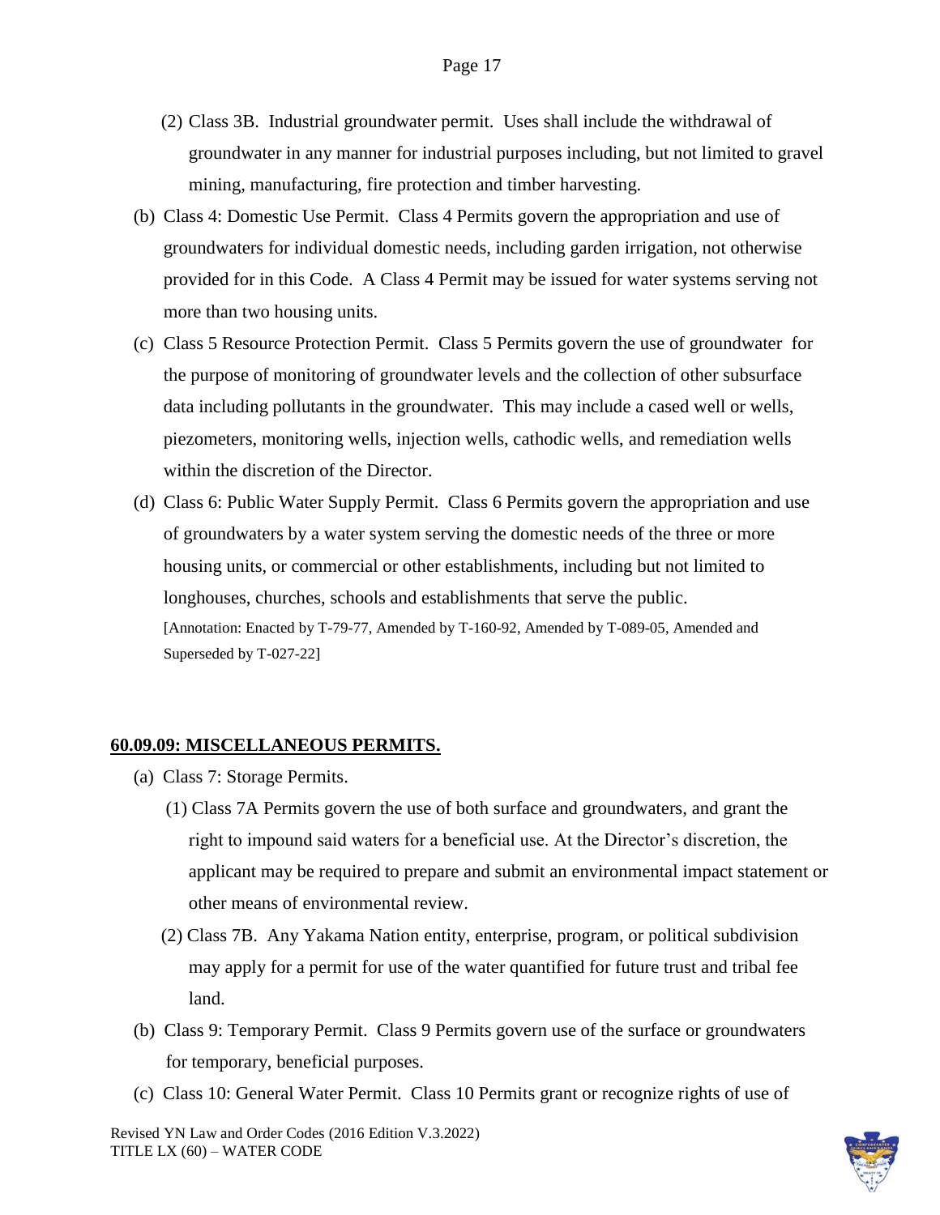(2) Class 3B. Industrial groundwater permit. Uses shall include the withdrawal of groundwater in any manner for industrial purposes including, but not limited to gravel mining, manufacturing, fire protection and timber harvesting.

(b) Class 4: Domestic Use Permit. Class 4 Permits govern the appropriation and use of groundwaters for individual domestic needs, including garden irrigation, not otherwise provided for in this Code. A Class 4 Permit may be issued for water systems serving not more than two housing units.

(c) Class 5 Resource Protection Permit. Class 5 Permits govern the use of groundwater for the purpose of monitoring of groundwater levels and the collection of other subsurface data including pollutants in the groundwater. This may include a cased well or wells, piezometers, monitoring wells, injection wells, cathodic wells, and remediation wells within the discretion of the Director.

(d) Class 6: Public Water Supply Permit. Class 6 Permits govern the appropriation and use of groundwaters by a water system serving the domestic needs of the three or more housing units, or commercial or other establishments, including but not limited to longhouses, churches, schools and establishments that serve the public.

[Annotation: Enacted by T-79-77, Amended by T-160-92, Amended by T-089-05, Amended and Superseded by T-027-22]

**60.09.09: MISCELLANEOUS PERMITS.**

(a) Class 7: Storage Permits.

(1) Class 7A Permits govern the use of both surface and groundwaters, and grant the right to impound said waters for a beneficial use. At the Director's discretion, the applicant may be required to prepare and submit an environmental impact statement or other means of environmental review.

(2) Class 7B. Any Yakama Nation entity, enterprise, program, or political subdivision may apply for a permit for use of the water quantified for future trust and tribal fee land.

(b) Class 9: Temporary Permit. Class 9 Permits govern use of the surface or groundwaters for temporary, beneficial purposes.

(c) Class 10: General Water Permit. Class 10 Permits grant or recognize rights of use of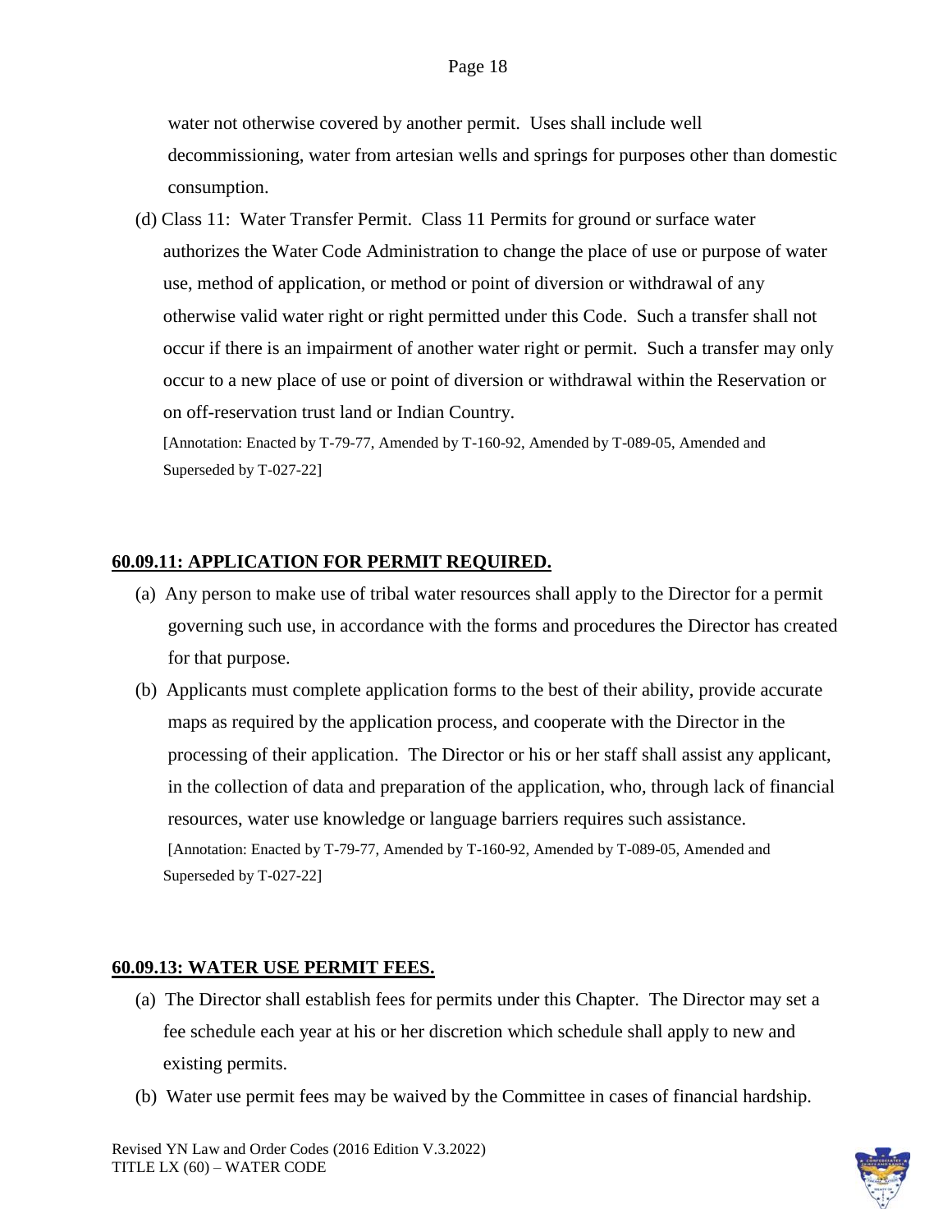water not otherwise covered by another permit. Uses shall include well decommissioning, water from artesian wells and springs for purposes other than domestic consumption.

(d) Class 11: Water Transfer Permit. Class 11 Permits for ground or surface water authorizes the Water Code Administration to change the place of use or purpose of water use, method of application, or method or point of diversion or withdrawal of any otherwise valid water right or right permitted under this Code. Such a transfer shall not occur if there is an impairment of another water right or permit. Such a transfer may only occur to a new place of use or point of diversion or withdrawal within the Reservation or on off-reservation trust land or Indian Country.

[Annotation: Enacted by T-79-77, Amended by T-160-92, Amended by T-089-05, Amended and Superseded by T-027-22]

## 60.09.11: APPLICATION FOR PERMIT REQUIRED.

(a) Any person to make use of tribal water resources shall apply to the Director for a permit governing such use, in accordance with the forms and procedures the Director has created for that purpose.

(b) Applicants must complete application forms to the best of their ability, provide accurate maps as required by the application process, and cooperate with the Director in the processing of their application. The Director or his or her staff shall assist any applicant, in the collection of data and preparation of the application, who, through lack of financial resources, water use knowledge or language barriers requires such assistance.

[Annotation: Enacted by T-79-77, Amended by T-160-92, Amended by T-089-05, Amended and Superseded by T-027-22]

## 60.09.13: WATER USE PERMIT FEES.

(a) The Director shall establish fees for permits under this Chapter. The Director may set a fee schedule each year at his or her discretion which schedule shall apply to new and existing permits.

(b) Water use permit fees may be waived by the Committee in cases of financial hardship.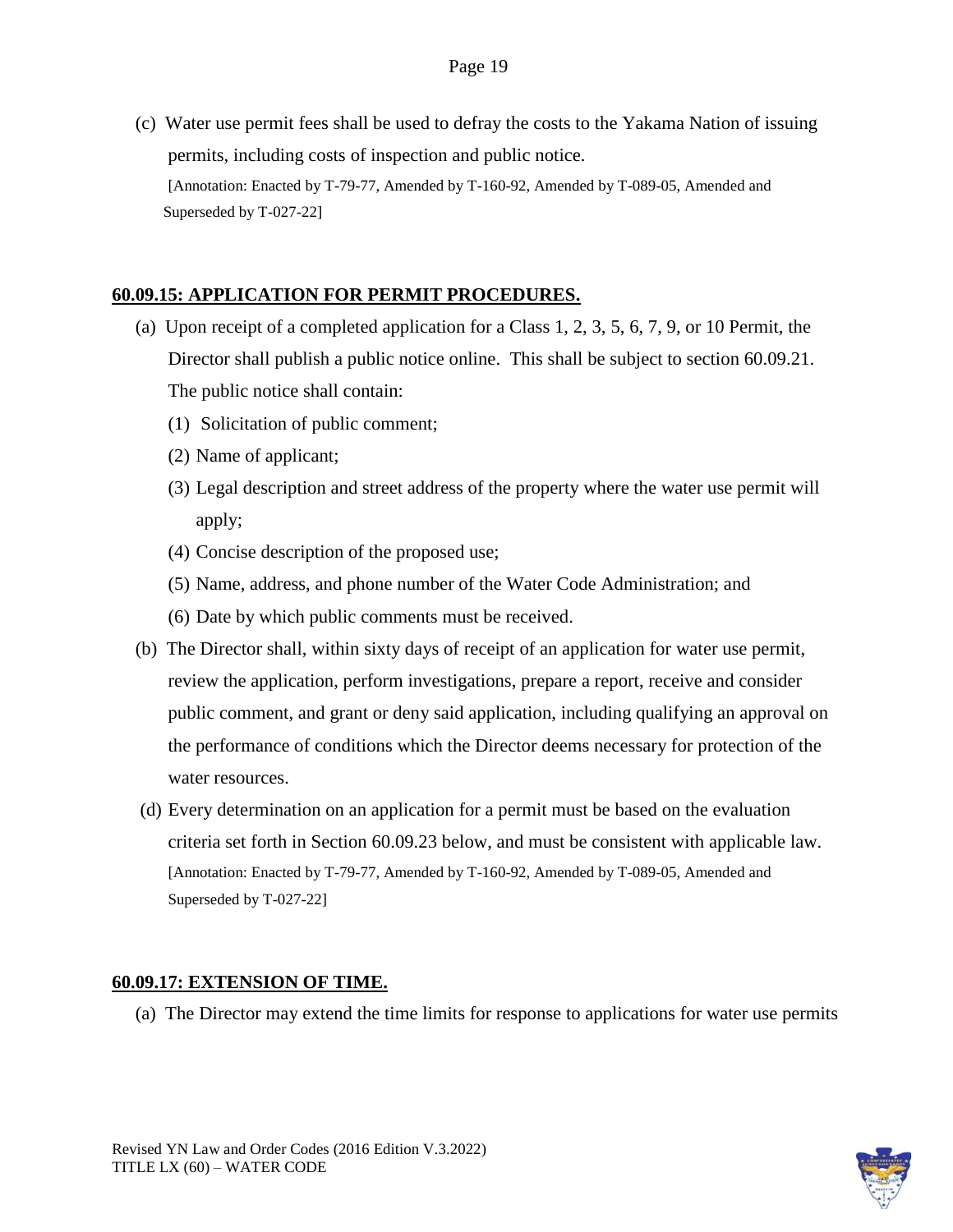(c) Water use permit fees shall be used to defray the costs to the Yakama Nation of issuing permits, including costs of inspection and public notice.

[Annotation: Enacted by T-79-77, Amended by T-160-92, Amended by T-089-05, Amended and Superseded by T-027-22]

## 60.09.15: APPLICATION FOR PERMIT PROCEDURES.

(a) Upon receipt of a completed application for a Class 1, 2, 3, 5, 6, 7, 9, or 10 Permit, the Director shall publish a public notice online. This shall be subject to section 60.09.21. The public notice shall contain:

(1) Solicitation of public comment;

(2) Name of applicant;

(3) Legal description and street address of the property where the water use permit will apply;

(4) Concise description of the proposed use;

(5) Name, address, and phone number of the Water Code Administration; and

(6) Date by which public comments must be received.

(b) The Director shall, within sixty days of receipt of an application for water use permit, review the application, perform investigations, prepare a report, receive and consider public comment, and grant or deny said application, including qualifying an approval on the performance of conditions which the Director deems necessary for protection of the water resources.

(d) Every determination on an application for a permit must be based on the evaluation criteria set forth in Section 60.09.23 below, and must be consistent with applicable law.

[Annotation: Enacted by T-79-77, Amended by T-160-92, Amended by T-089-05, Amended and Superseded by T-027-22]

## 60.09.17: EXTENSION OF TIME.

(a) The Director may extend the time limits for response to applications for water use permits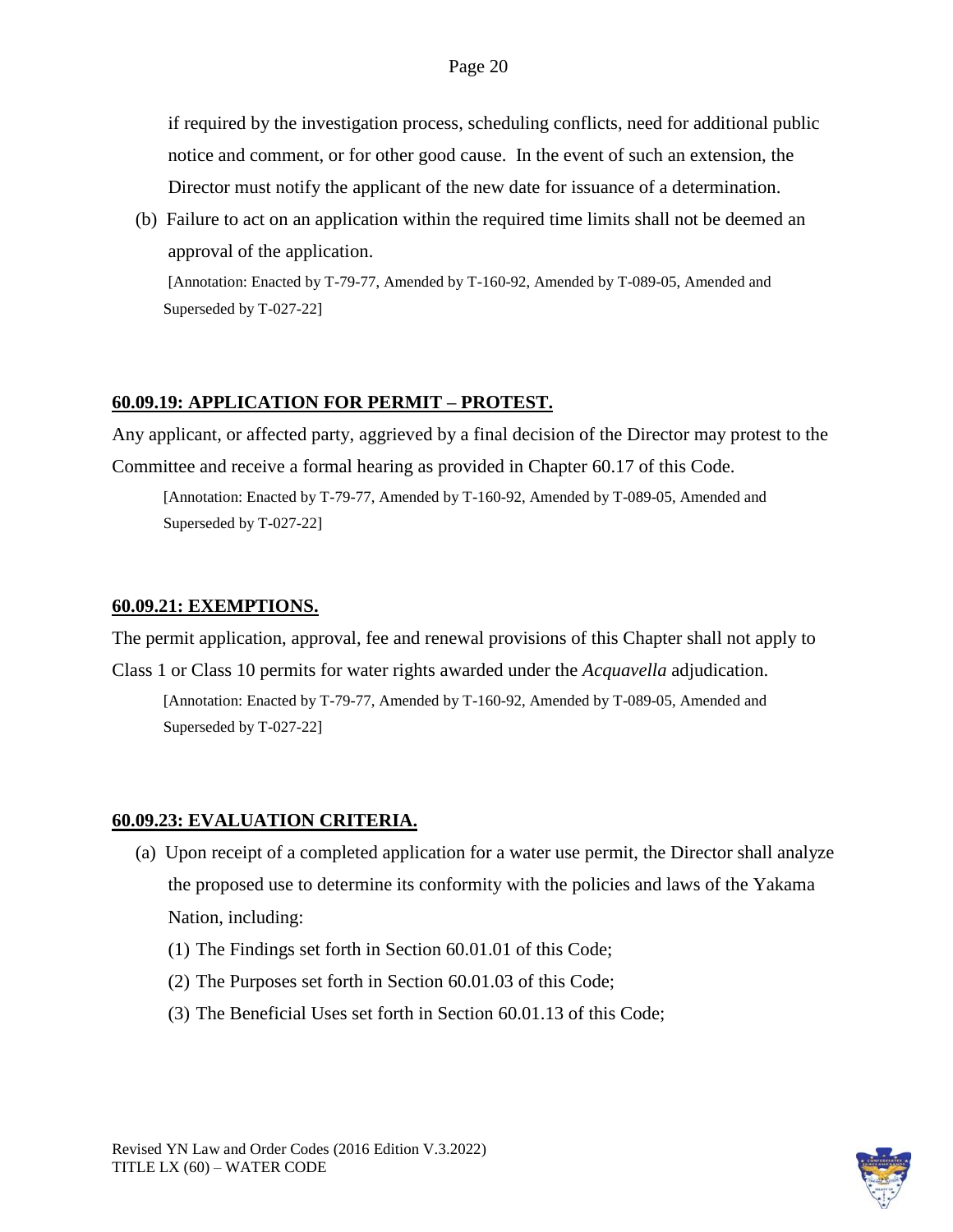if required by the investigation process, scheduling conflicts, need for additional public notice and comment, or for other good cause. In the event of such an extension, the Director must notify the applicant of the new date for issuance of a determination.

(b) Failure to act on an application within the required time limits shall not be deemed an approval of the application.

[Annotation: Enacted by T-79-77, Amended by T-160-92, Amended by T-089-05, Amended and Superseded by T-027-22]

### **60.09.19: APPLICATION FOR PERMIT – PROTEST.**

Any applicant, or affected party, aggrieved by a final decision of the Director may protest to the Committee and receive a formal hearing as provided in Chapter 60.17 of this Code.

[Annotation: Enacted by T-79-77, Amended by T-160-92, Amended by T-089-05, Amended and Superseded by T-027-22]

### **60.09.21: EXEMPTIONS.**

The permit application, approval, fee and renewal provisions of this Chapter shall not apply to Class 1 or Class 10 permits for water rights awarded under the *Acquavella* adjudication.

[Annotation: Enacted by T-79-77, Amended by T-160-92, Amended by T-089-05, Amended and Superseded by T-027-22]

### **60.09.23: EVALUATION CRITERIA.**

(a) Upon receipt of a completed application for a water use permit, the Director shall analyze the proposed use to determine its conformity with the policies and laws of the Yakama Nation, including:

(1) The Findings set forth in Section 60.01.01 of this Code;

(2) The Purposes set forth in Section 60.01.03 of this Code;

(3) The Beneficial Uses set forth in Section 60.01.13 of this Code;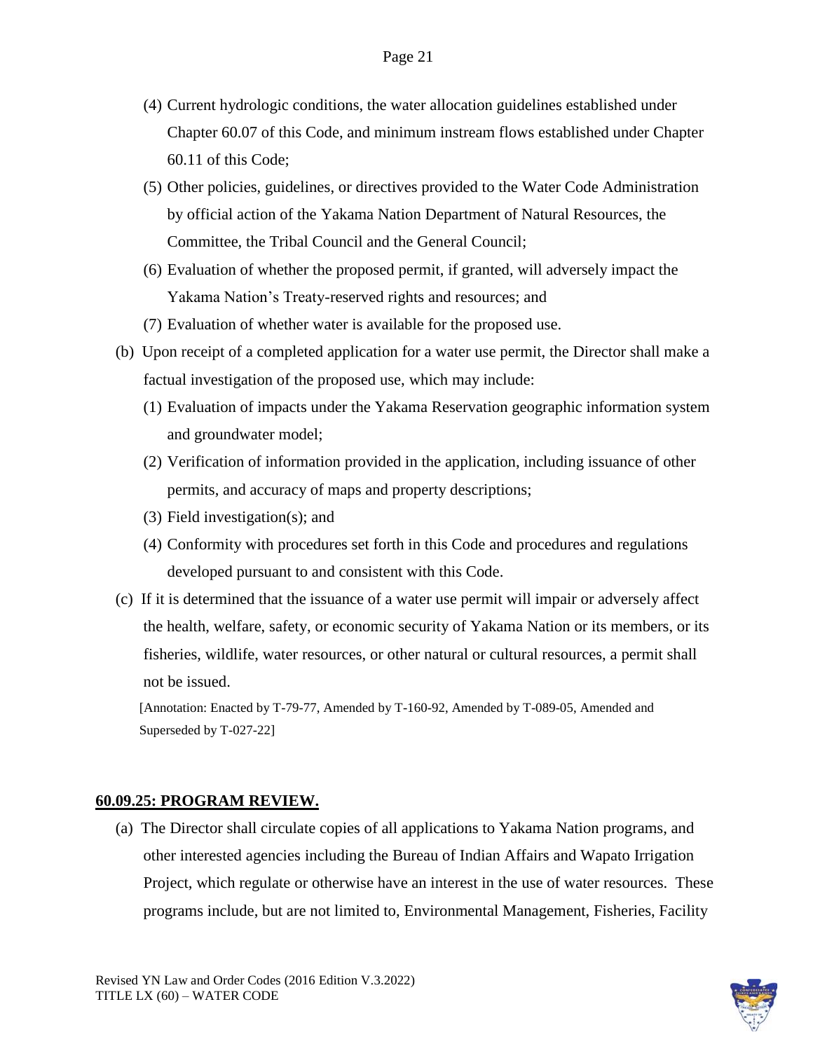(4) Current hydrologic conditions, the water allocation guidelines established under Chapter 60.07 of this Code, and minimum instream flows established under Chapter 60.11 of this Code;

(5) Other policies, guidelines, or directives provided to the Water Code Administration by official action of the Yakama Nation Department of Natural Resources, the Committee, the Tribal Council and the General Council;

(6) Evaluation of whether the proposed permit, if granted, will adversely impact the Yakama Nation's Treaty-reserved rights and resources; and

(7) Evaluation of whether water is available for the proposed use.

(b) Upon receipt of a completed application for a water use permit, the Director shall make a factual investigation of the proposed use, which may include:

(1) Evaluation of impacts under the Yakama Reservation geographic information system and groundwater model;

(2) Verification of information provided in the application, including issuance of other permits, and accuracy of maps and property descriptions;

(3) Field investigation(s); and

(4) Conformity with procedures set forth in this Code and procedures and regulations developed pursuant to and consistent with this Code.

(c) If it is determined that the issuance of a water use permit will impair or adversely affect the health, welfare, safety, or economic security of Yakama Nation or its members, or its fisheries, wildlife, water resources, or other natural or cultural resources, a permit shall not be issued.

[Annotation: Enacted by T-79-77, Amended by T-160-92, Amended by T-089-05, Amended and Superseded by T-027-22]

## 60.09.25: PROGRAM REVIEW.

(a) The Director shall circulate copies of all applications to Yakama Nation programs, and other interested agencies including the Bureau of Indian Affairs and Wapato Irrigation Project, which regulate or otherwise have an interest in the use of water resources. These programs include, but are not limited to, Environmental Management, Fisheries, Facility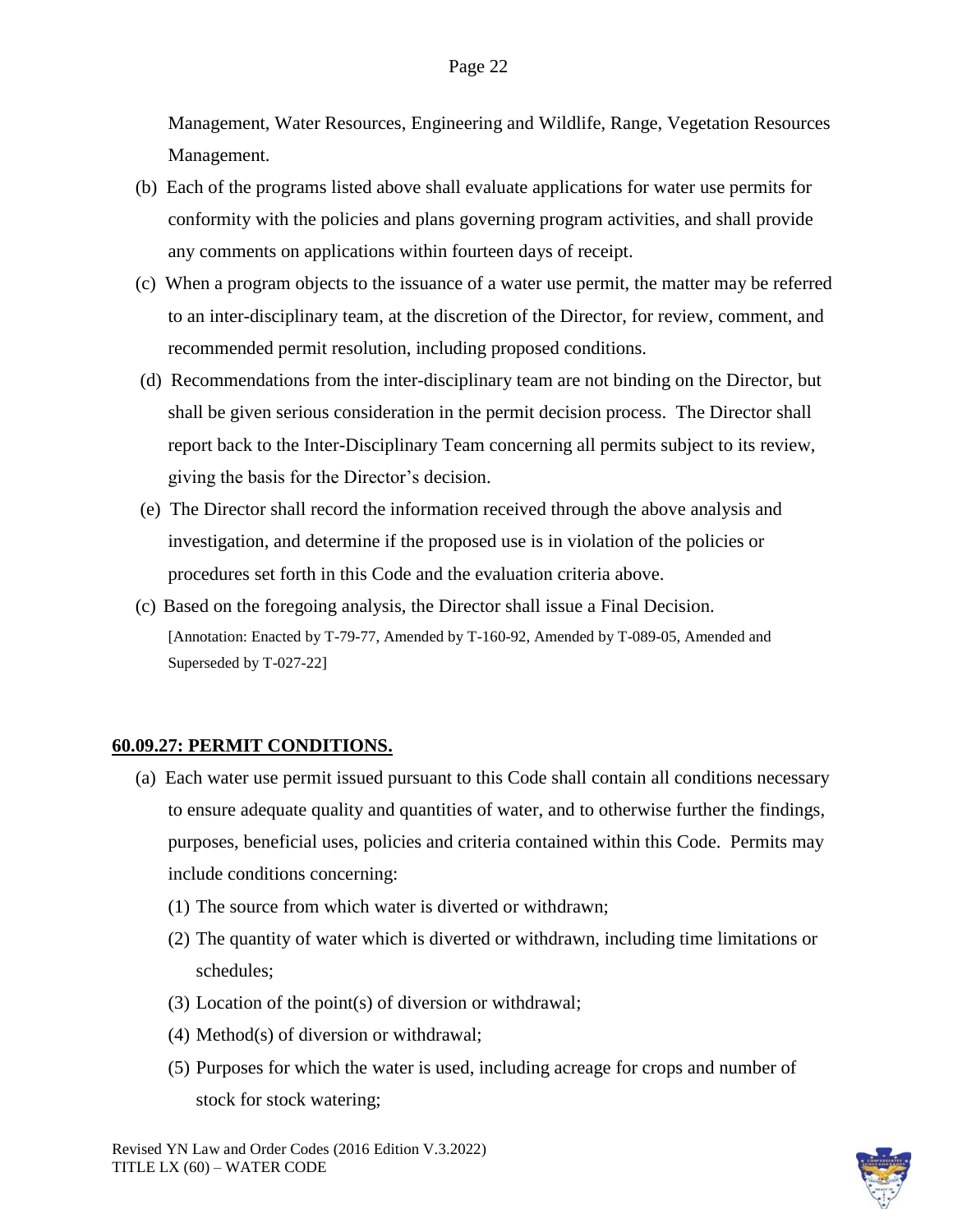Management, Water Resources, Engineering and Wildlife, Range, Vegetation Resources Management.

(b) Each of the programs listed above shall evaluate applications for water use permits for conformity with the policies and plans governing program activities, and shall provide any comments on applications within fourteen days of receipt.

(c) When a program objects to the issuance of a water use permit, the matter may be referred to an inter-disciplinary team, at the discretion of the Director, for review, comment, and recommended permit resolution, including proposed conditions.

(d) Recommendations from the inter-disciplinary team are not binding on the Director, but shall be given serious consideration in the permit decision process. The Director shall report back to the Inter-Disciplinary Team concerning all permits subject to its review, giving the basis for the Director's decision.

(e) The Director shall record the information received through the above analysis and investigation, and determine if the proposed use is in violation of the policies or procedures set forth in this Code and the evaluation criteria above.

(c) Based on the foregoing analysis, the Director shall issue a Final Decision.

[Annotation: Enacted by T-79-77, Amended by T-160-92, Amended by T-089-05, Amended and Superseded by T-027-22]

## 60.09.27: PERMIT CONDITIONS.

(a) Each water use permit issued pursuant to this Code shall contain all conditions necessary to ensure adequate quality and quantities of water, and to otherwise further the findings, purposes, beneficial uses, policies and criteria contained within this Code. Permits may include conditions concerning:

(1) The source from which water is diverted or withdrawn;

(2) The quantity of water which is diverted or withdrawn, including time limitations or schedules;

(3) Location of the point(s) of diversion or withdrawal;

(4) Method(s) of diversion or withdrawal;

(5) Purposes for which the water is used, including acreage for crops and number of stock for stock watering;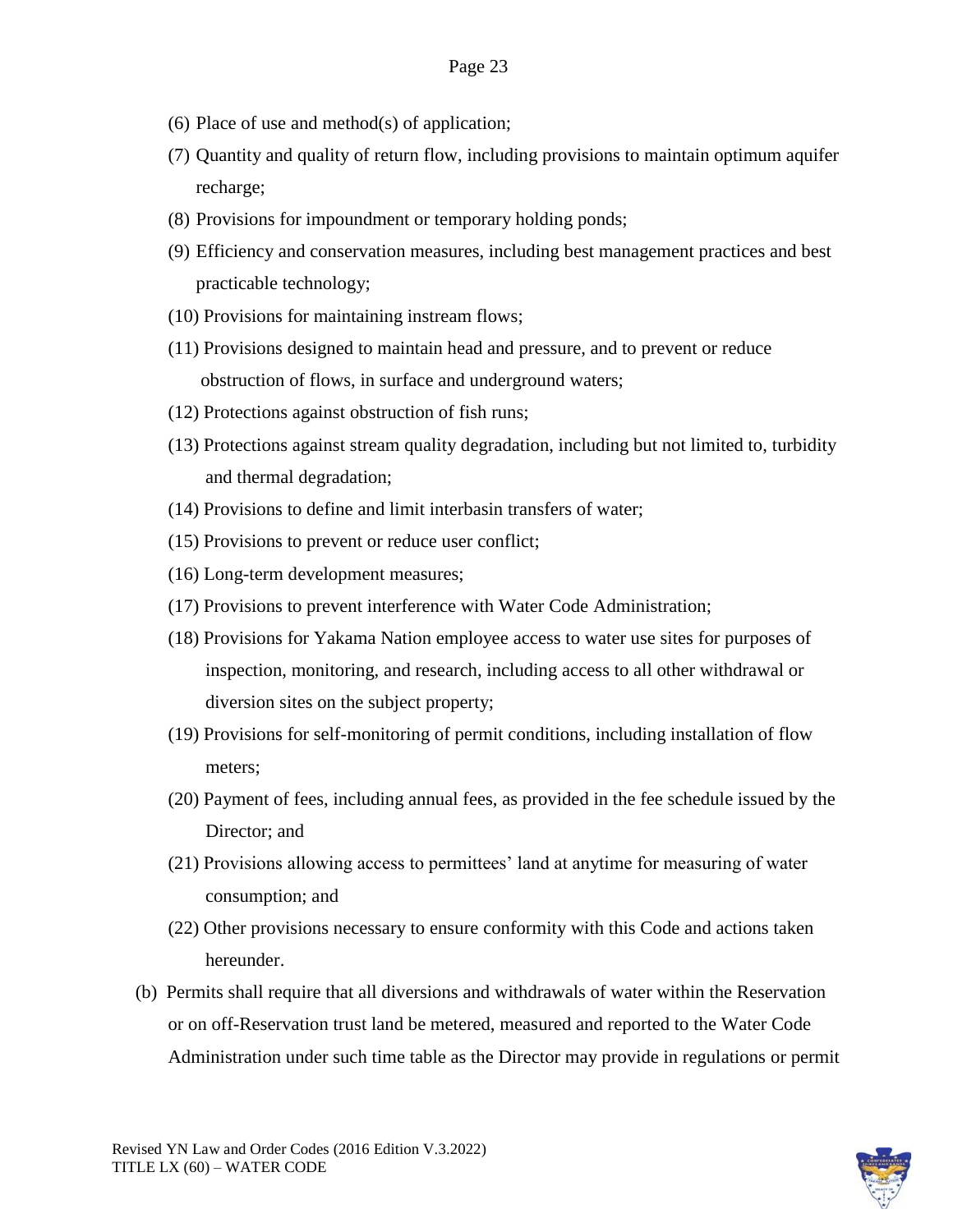(6) Place of use and method(s) of application;

(7) Quantity and quality of return flow, including provisions to maintain optimum aquifer recharge;

(8) Provisions for impoundment or temporary holding ponds;

(9) Efficiency and conservation measures, including best management practices and best practicable technology;

(10) Provisions for maintaining instream flows;

(11) Provisions designed to maintain head and pressure, and to prevent or reduce obstruction of flows, in surface and underground waters;

(12) Protections against obstruction of fish runs;

(13) Protections against stream quality degradation, including but not limited to, turbidity and thermal degradation;

(14) Provisions to define and limit interbasin transfers of water;

(15) Provisions to prevent or reduce user conflict;

(16) Long-term development measures;

(17) Provisions to prevent interference with Water Code Administration;

(18) Provisions for Yakama Nation employee access to water use sites for purposes of inspection, monitoring, and research, including access to all other withdrawal or diversion sites on the subject property;

(19) Provisions for self-monitoring of permit conditions, including installation of flow meters;

(20) Payment of fees, including annual fees, as provided in the fee schedule issued by the Director; and

(21) Provisions allowing access to permittees' land at anytime for measuring of water consumption; and

(22) Other provisions necessary to ensure conformity with this Code and actions taken hereunder.

(b) Permits shall require that all diversions and withdrawals of water within the Reservation or on off-Reservation trust land be metered, measured and reported to the Water Code Administration under such time table as the Director may provide in regulations or permit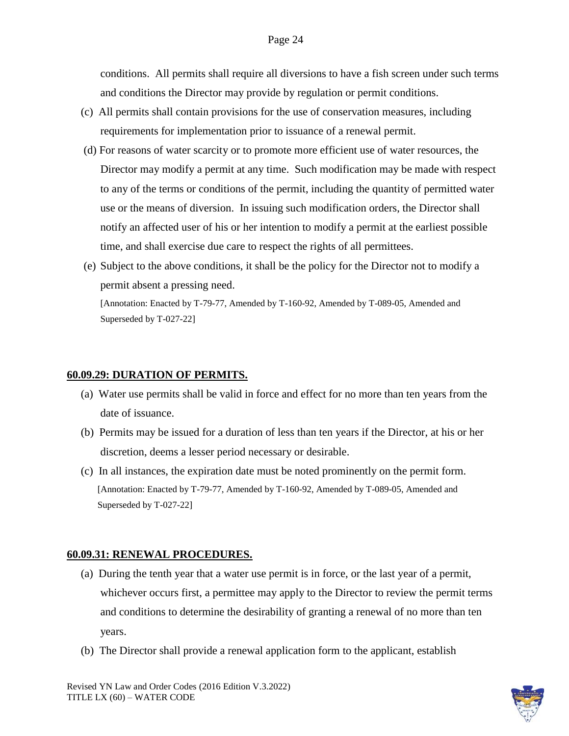conditions. All permits shall require all diversions to have a fish screen under such terms and conditions the Director may provide by regulation or permit conditions.

(c) All permits shall contain provisions for the use of conservation measures, including requirements for implementation prior to issuance of a renewal permit.

(d) For reasons of water scarcity or to promote more efficient use of water resources, the Director may modify a permit at any time. Such modification may be made with respect to any of the terms or conditions of the permit, including the quantity of permitted water use or the means of diversion. In issuing such modification orders, the Director shall notify an affected user of his or her intention to modify a permit at the earliest possible time, and shall exercise due care to respect the rights of all permittees.

(e) Subject to the above conditions, it shall be the policy for the Director not to modify a permit absent a pressing need.

[Annotation: Enacted by T-79-77, Amended by T-160-92, Amended by T-089-05, Amended and Superseded by T-027-22]

## **60.09.29: DURATION OF PERMITS.**

(a) Water use permits shall be valid in force and effect for no more than ten years from the date of issuance.

(b) Permits may be issued for a duration of less than ten years if the Director, at his or her discretion, deems a lesser period necessary or desirable.

(c) In all instances, the expiration date must be noted prominently on the permit form.

[Annotation: Enacted by T-79-77, Amended by T-160-92, Amended by T-089-05, Amended and Superseded by T-027-22]

## **60.09.31: RENEWAL PROCEDURES.**

(a) During the tenth year that a water use permit is in force, or the last year of a permit, whichever occurs first, a permittee may apply to the Director to review the permit terms and conditions to determine the desirability of granting a renewal of no more than ten years.

(b) The Director shall provide a renewal application form to the applicant, establish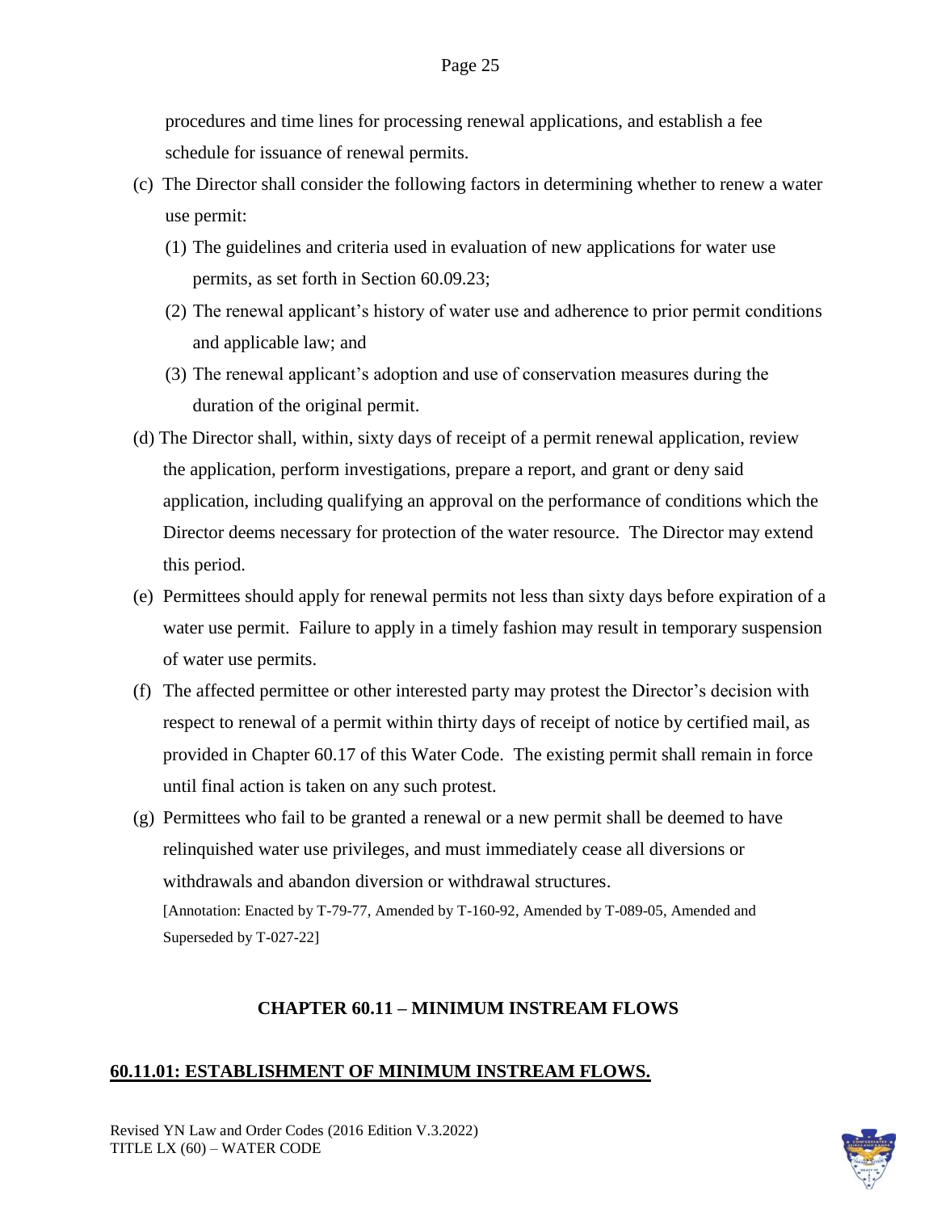procedures and time lines for processing renewal applications, and establish a fee schedule for issuance of renewal permits.

(c) The Director shall consider the following factors in determining whether to renew a water use permit:

(1) The guidelines and criteria used in evaluation of new applications for water use permits, as set forth in Section 60.09.23;

(2) The renewal applicant's history of water use and adherence to prior permit conditions and applicable law; and

(3) The renewal applicant's adoption and use of conservation measures during the duration of the original permit.

(d) The Director shall, within, sixty days of receipt of a permit renewal application, review the application, perform investigations, prepare a report, and grant or deny said application, including qualifying an approval on the performance of conditions which the Director deems necessary for protection of the water resource. The Director may extend this period.

(e) Permittees should apply for renewal permits not less than sixty days before expiration of a water use permit. Failure to apply in a timely fashion may result in temporary suspension of water use permits.

(f) The affected permittee or other interested party may protest the Director's decision with respect to renewal of a permit within thirty days of receipt of notice by certified mail, as provided in Chapter 60.17 of this Water Code. The existing permit shall remain in force until final action is taken on any such protest.

(g) Permittees who fail to be granted a renewal or a new permit shall be deemed to have relinquished water use privileges, and must immediately cease all diversions or withdrawals and abandon diversion or withdrawal structures.

[Annotation: Enacted by T-79-77, Amended by T-160-92, Amended by T-089-05, Amended and Superseded by T-027-22]

## CHAPTER 60.11 – MINIMUM INSTREAM FLOWS

### <u>60.11.01: ESTABLISHMENT OF MINIMUM INSTREAM FLOWS.</u>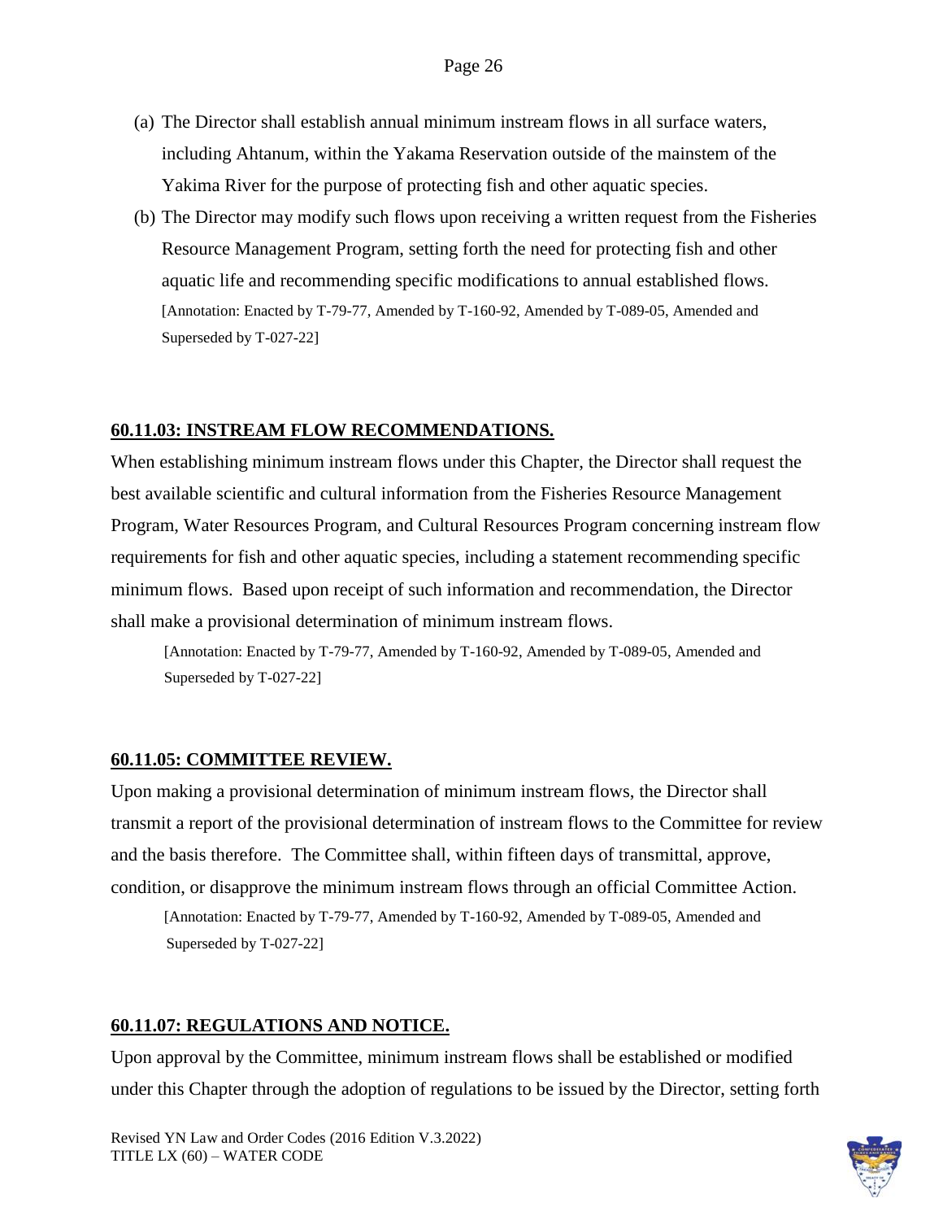(a) The Director shall establish annual minimum instream flows in all surface waters, including Ahtanum, within the Yakama Reservation outside of the mainstem of the Yakima River for the purpose of protecting fish and other aquatic species.

(b) The Director may modify such flows upon receiving a written request from the Fisheries Resource Management Program, setting forth the need for protecting fish and other aquatic life and recommending specific modifications to annual established flows.
[Annotation: Enacted by T-79-77, Amended by T-160-92, Amended by T-089-05, Amended and Superseded by T-027-22]

**60.11.03: INSTREAM FLOW RECOMMENDATIONS.**

When establishing minimum instream flows under this Chapter, the Director shall request the best available scientific and cultural information from the Fisheries Resource Management Program, Water Resources Program, and Cultural Resources Program concerning instream flow requirements for fish and other aquatic species, including a statement recommending specific minimum flows. Based upon receipt of such information and recommendation, the Director shall make a provisional determination of minimum instream flows.

[Annotation: Enacted by T-79-77, Amended by T-160-92, Amended by T-089-05, Amended and Superseded by T-027-22]

**60.11.05: COMMITTEE REVIEW.**

Upon making a provisional determination of minimum instream flows, the Director shall transmit a report of the provisional determination of instream flows to the Committee for review and the basis therefore. The Committee shall, within fifteen days of transmittal, approve, condition, or disapprove the minimum instream flows through an official Committee Action.

[Annotation: Enacted by T-79-77, Amended by T-160-92, Amended by T-089-05, Amended and Superseded by T-027-22]

**60.11.07: REGULATIONS AND NOTICE.**

Upon approval by the Committee, minimum instream flows shall be established or modified under this Chapter through the adoption of regulations to be issued by the Director, setting forth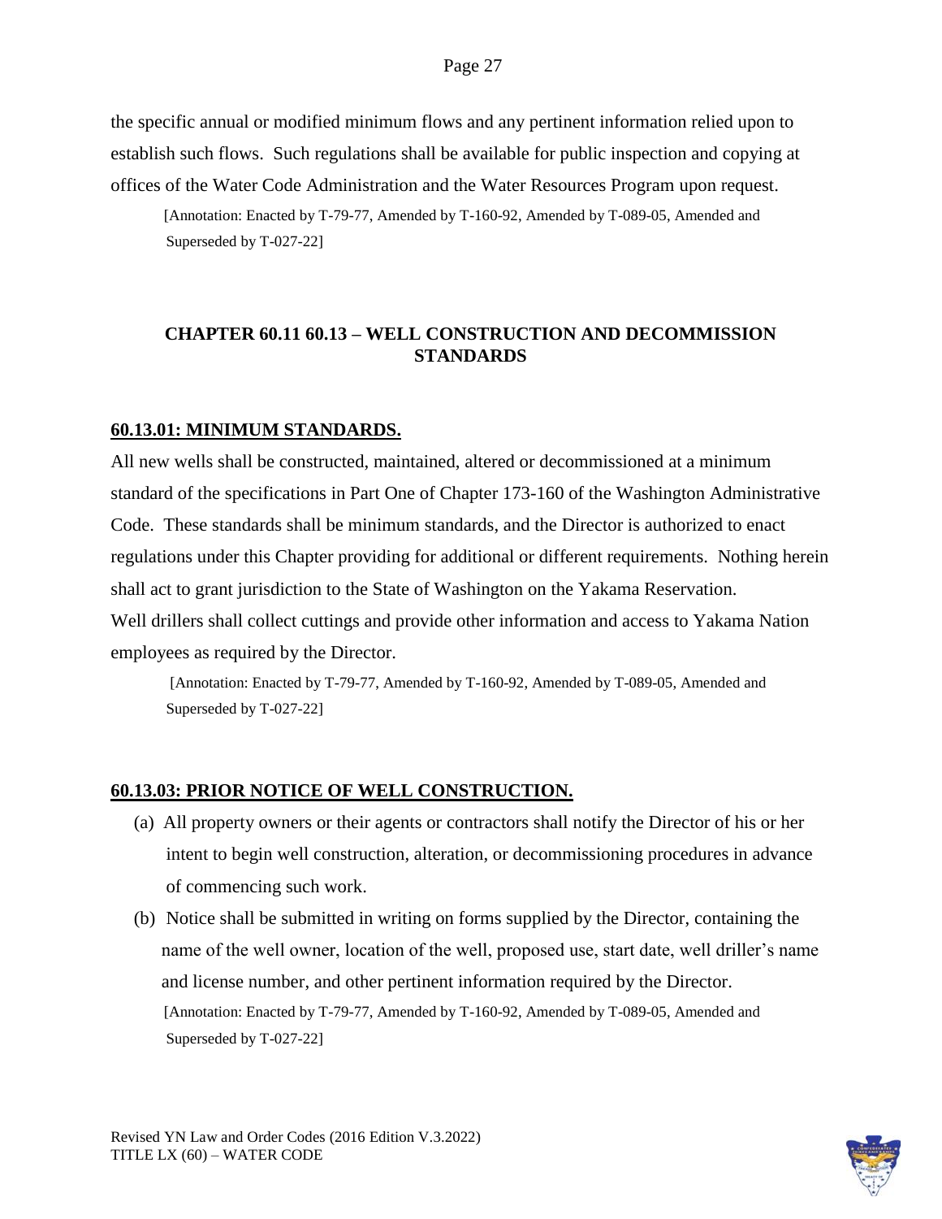the specific annual or modified minimum flows and any pertinent information relied upon to establish such flows. Such regulations shall be available for public inspection and copying at offices of the Water Code Administration and the Water Resources Program upon request.

[Annotation: Enacted by T-79-77, Amended by T-160-92, Amended by T-089-05, Amended and Superseded by T-027-22]

## CHAPTER 60.11 60.13 – WELL CONSTRUCTION AND DECOMMISSION STANDARDS

### 60.13.01: MINIMUM STANDARDS.

All new wells shall be constructed, maintained, altered or decommissioned at a minimum standard of the specifications in Part One of Chapter 173-160 of the Washington Administrative Code. These standards shall be minimum standards, and the Director is authorized to enact regulations under this Chapter providing for additional or different requirements. Nothing herein shall act to grant jurisdiction to the State of Washington on the Yakama Reservation. Well drillers shall collect cuttings and provide other information and access to Yakama Nation employees as required by the Director.

[Annotation: Enacted by T-79-77, Amended by T-160-92, Amended by T-089-05, Amended and Superseded by T-027-22]

### 60.13.03: PRIOR NOTICE OF WELL CONSTRUCTION.

(a) All property owners or their agents or contractors shall notify the Director of his or her intent to begin well construction, alteration, or decommissioning procedures in advance of commencing such work.

(b) Notice shall be submitted in writing on forms supplied by the Director, containing the name of the well owner, location of the well, proposed use, start date, well driller's name and license number, and other pertinent information required by the Director.

[Annotation: Enacted by T-79-77, Amended by T-160-92, Amended by T-089-05, Amended and Superseded by T-027-22]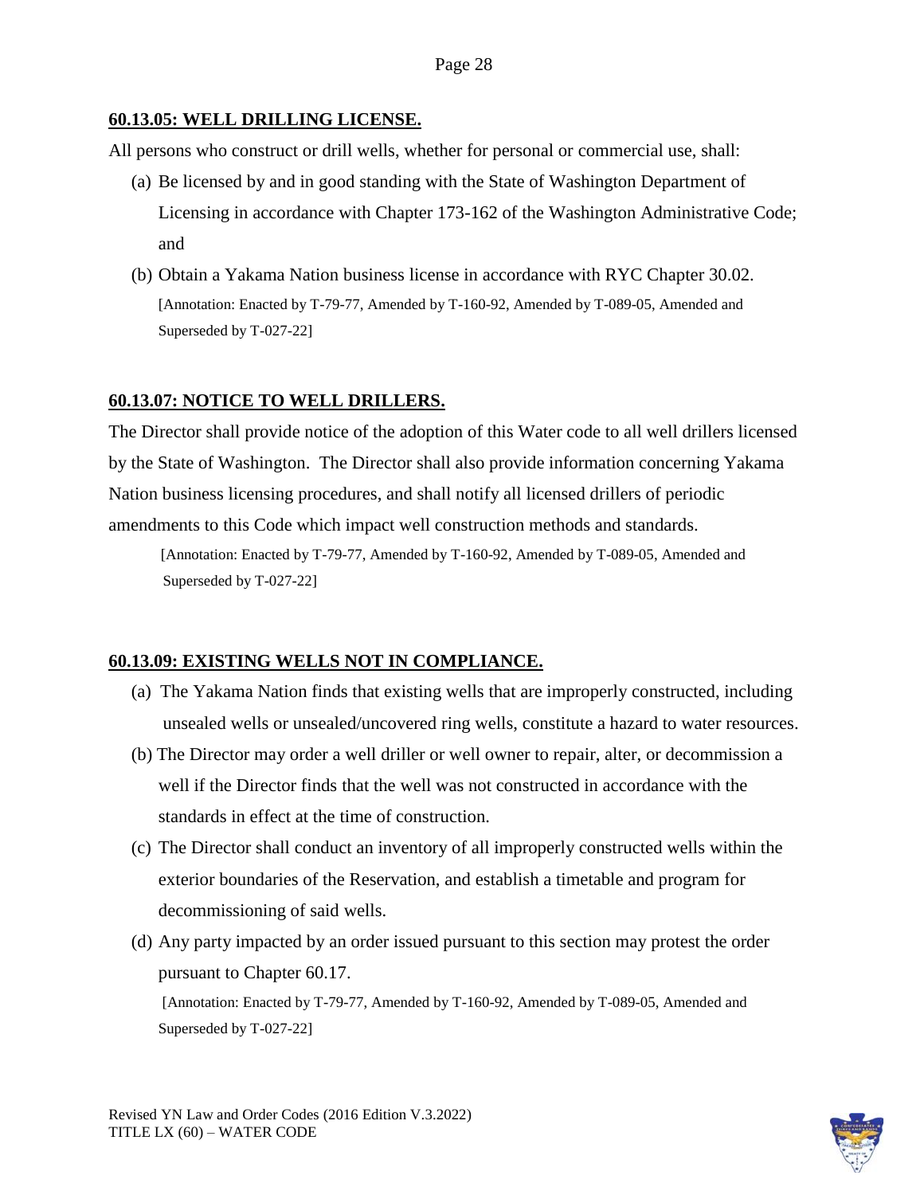### 60.13.05: WELL DRILLING LICENSE.

All persons who construct or drill wells, whether for personal or commercial use, shall:

(a) Be licensed by and in good standing with the State of Washington Department of Licensing in accordance with Chapter 173-162 of the Washington Administrative Code; and

(b) Obtain a Yakama Nation business license in accordance with RYC Chapter 30.02.

[Annotation: Enacted by T-79-77, Amended by T-160-92, Amended by T-089-05, Amended and Superseded by T-027-22]

### 60.13.07: NOTICE TO WELL DRILLERS.

The Director shall provide notice of the adoption of this Water code to all well drillers licensed by the State of Washington. The Director shall also provide information concerning Yakama Nation business licensing procedures, and shall notify all licensed drillers of periodic amendments to this Code which impact well construction methods and standards.

[Annotation: Enacted by T-79-77, Amended by T-160-92, Amended by T-089-05, Amended and Superseded by T-027-22]

### 60.13.09: EXISTING WELLS NOT IN COMPLIANCE.

(a) The Yakama Nation finds that existing wells that are improperly constructed, including unsealed wells or unsealed/uncovered ring wells, constitute a hazard to water resources.

(b) The Director may order a well driller or well owner to repair, alter, or decommission a well if the Director finds that the well was not constructed in accordance with the standards in effect at the time of construction.

(c) The Director shall conduct an inventory of all improperly constructed wells within the exterior boundaries of the Reservation, and establish a timetable and program for decommissioning of said wells.

(d) Any party impacted by an order issued pursuant to this section may protest the order pursuant to Chapter 60.17.

[Annotation: Enacted by T-79-77, Amended by T-160-92, Amended by T-089-05, Amended and Superseded by T-027-22]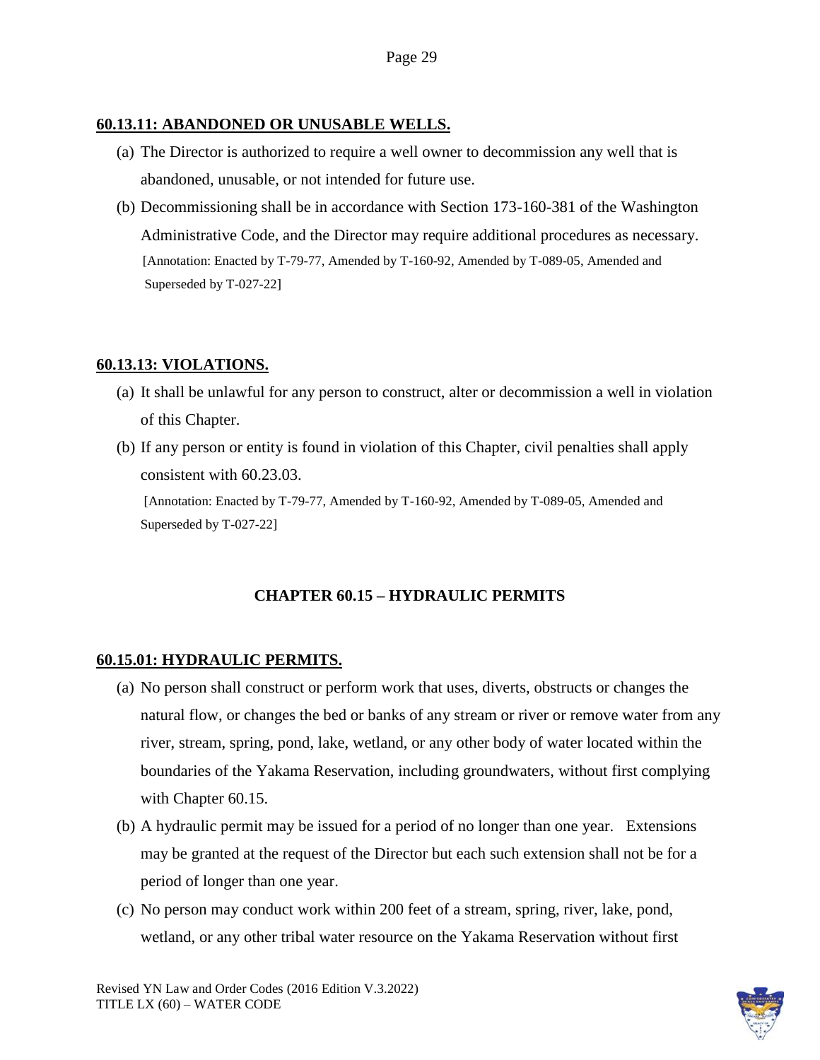**60.13.11: ABANDONED OR UNUSABLE WELLS.**

(a) The Director is authorized to require a well owner to decommission any well that is abandoned, unusable, or not intended for future use.

(b) Decommissioning shall be in accordance with Section 173-160-381 of the Washington Administrative Code, and the Director may require additional procedures as necessary.

[Annotation: Enacted by T-79-77, Amended by T-160-92, Amended by T-089-05, Amended and Superseded by T-027-22]

**60.13.13: VIOLATIONS.**

(a) It shall be unlawful for any person to construct, alter or decommission a well in violation of this Chapter.

(b) If any person or entity is found in violation of this Chapter, civil penalties shall apply consistent with 60.23.03.

[Annotation: Enacted by T-79-77, Amended by T-160-92, Amended by T-089-05, Amended and Superseded by T-027-22]

## CHAPTER 60.15 – HYDRAULIC PERMITS

**60.15.01: HYDRAULIC PERMITS.**

(a) No person shall construct or perform work that uses, diverts, obstructs or changes the natural flow, or changes the bed or banks of any stream or river or remove water from any river, stream, spring, pond, lake, wetland, or any other body of water located within the boundaries of the Yakama Reservation, including groundwaters, without first complying with Chapter 60.15.

(b) A hydraulic permit may be issued for a period of no longer than one year. Extensions may be granted at the request of the Director but each such extension shall not be for a period of longer than one year.

(c) No person may conduct work within 200 feet of a stream, spring, river, lake, pond, wetland, or any other tribal water resource on the Yakama Reservation without first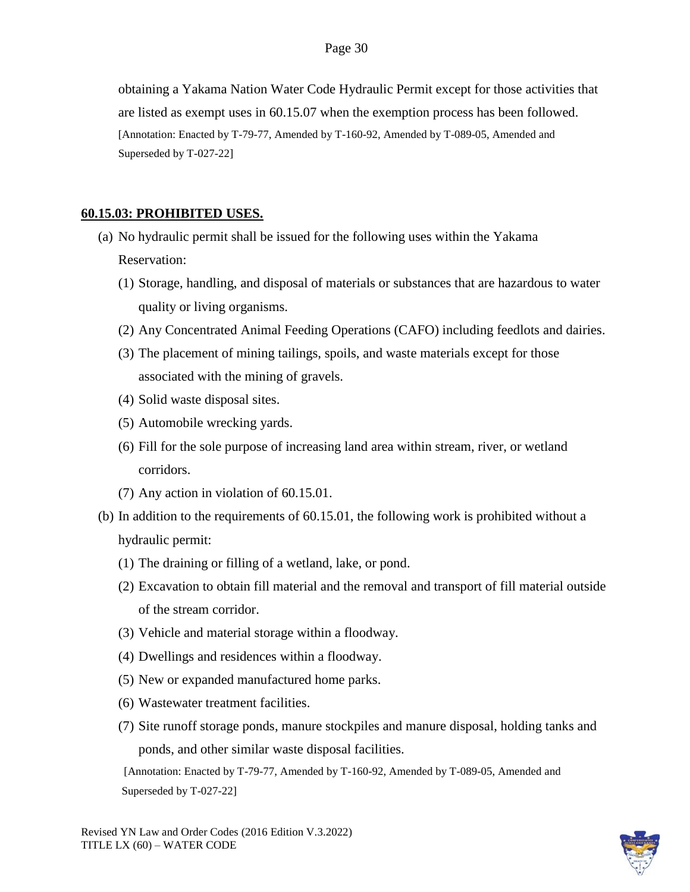obtaining a Yakama Nation Water Code Hydraulic Permit except for those activities that are listed as exempt uses in 60.15.07 when the exemption process has been followed.

[Annotation: Enacted by T-79-77, Amended by T-160-92, Amended by T-089-05, Amended and Superseded by T-027-22]

## 60.15.03: PROHIBITED USES.

(a) No hydraulic permit shall be issued for the following uses within the Yakama Reservation:

(1) Storage, handling, and disposal of materials or substances that are hazardous to water quality or living organisms.

(2) Any Concentrated Animal Feeding Operations (CAFO) including feedlots and dairies.

(3) The placement of mining tailings, spoils, and waste materials except for those associated with the mining of gravels.

(4) Solid waste disposal sites.

(5) Automobile wrecking yards.

(6) Fill for the sole purpose of increasing land area within stream, river, or wetland corridors.

(7) Any action in violation of 60.15.01.

(b) In addition to the requirements of 60.15.01, the following work is prohibited without a hydraulic permit:

(1) The draining or filling of a wetland, lake, or pond.

(2) Excavation to obtain fill material and the removal and transport of fill material outside of the stream corridor.

(3) Vehicle and material storage within a floodway.

(4) Dwellings and residences within a floodway.

(5) New or expanded manufactured home parks.

(6) Wastewater treatment facilities.

(7) Site runoff storage ponds, manure stockpiles and manure disposal, holding tanks and ponds, and other similar waste disposal facilities.

[Annotation: Enacted by T-79-77, Amended by T-160-92, Amended by T-089-05, Amended and Superseded by T-027-22]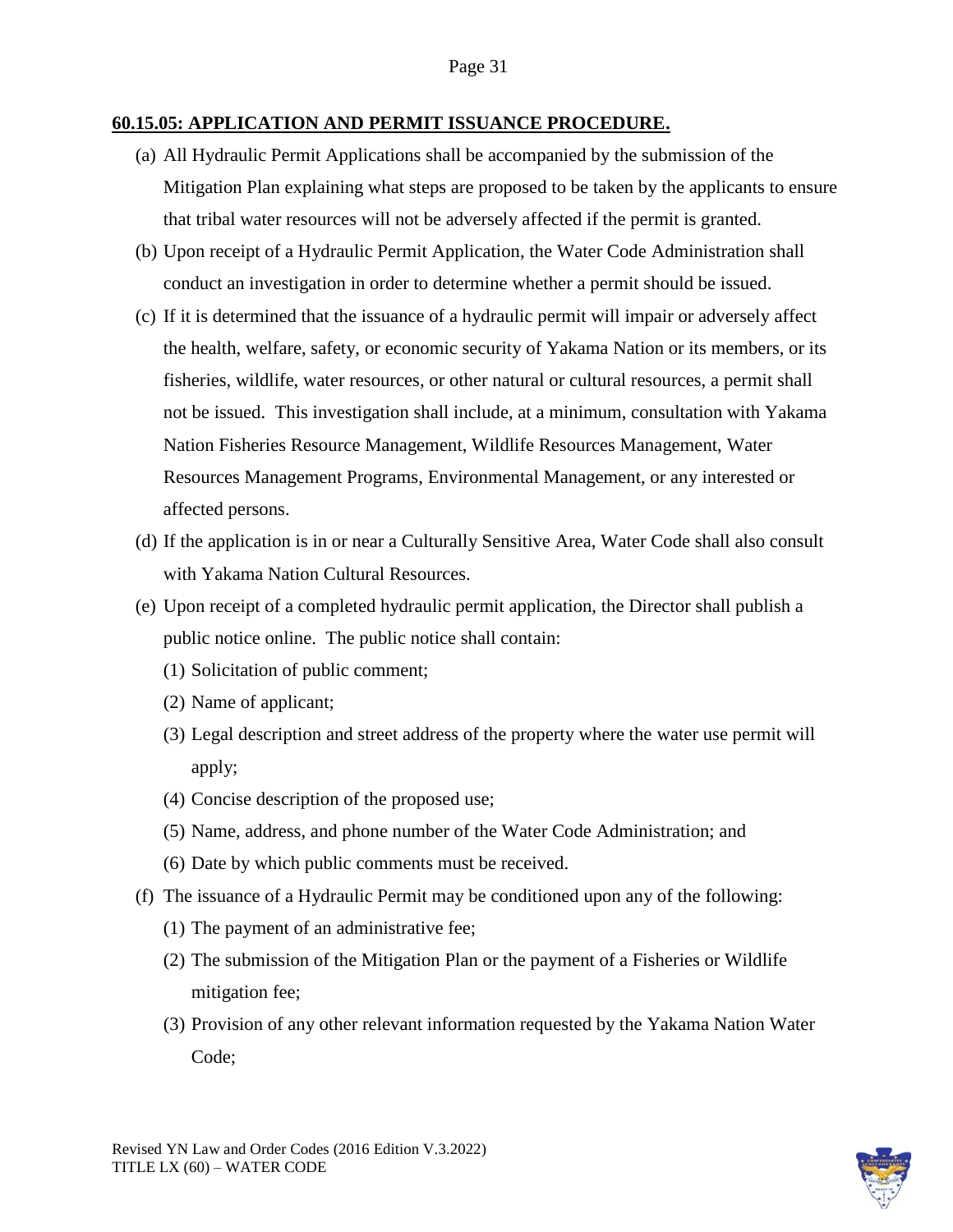**60.15.05: APPLICATION AND PERMIT ISSUANCE PROCEDURE.**

(a) All Hydraulic Permit Applications shall be accompanied by the submission of the Mitigation Plan explaining what steps are proposed to be taken by the applicants to ensure that tribal water resources will not be adversely affected if the permit is granted.

(b) Upon receipt of a Hydraulic Permit Application, the Water Code Administration shall conduct an investigation in order to determine whether a permit should be issued.

(c) If it is determined that the issuance of a hydraulic permit will impair or adversely affect the health, welfare, safety, or economic security of Yakama Nation or its members, or its fisheries, wildlife, water resources, or other natural or cultural resources, a permit shall not be issued. This investigation shall include, at a minimum, consultation with Yakama Nation Fisheries Resource Management, Wildlife Resources Management, Water Resources Management Programs, Environmental Management, or any interested or affected persons.

(d) If the application is in or near a Culturally Sensitive Area, Water Code shall also consult with Yakama Nation Cultural Resources.

(e) Upon receipt of a completed hydraulic permit application, the Director shall publish a public notice online. The public notice shall contain:

  (1) Solicitation of public comment;

  (2) Name of applicant;

  (3) Legal description and street address of the property where the water use permit will apply;

  (4) Concise description of the proposed use;

  (5) Name, address, and phone number of the Water Code Administration; and

  (6) Date by which public comments must be received.

(f) The issuance of a Hydraulic Permit may be conditioned upon any of the following:

  (1) The payment of an administrative fee;

  (2) The submission of the Mitigation Plan or the payment of a Fisheries or Wildlife mitigation fee;

  (3) Provision of any other relevant information requested by the Yakama Nation Water Code;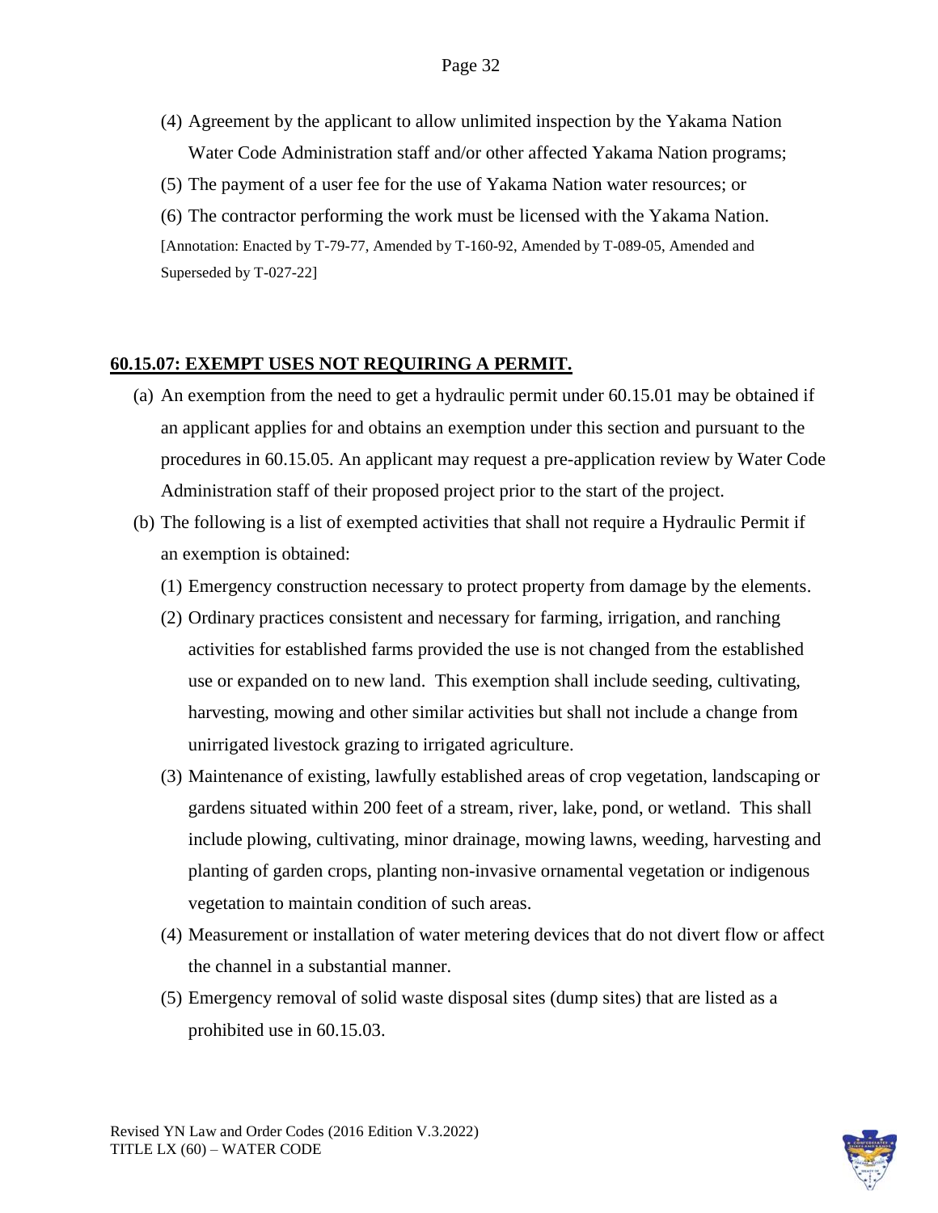(4) Agreement by the applicant to allow unlimited inspection by the Yakama Nation Water Code Administration staff and/or other affected Yakama Nation programs;

(5) The payment of a user fee for the use of Yakama Nation water resources; or

(6) The contractor performing the work must be licensed with the Yakama Nation.

[Annotation: Enacted by T-79-77, Amended by T-160-92, Amended by T-089-05, Amended and Superseded by T-027-22]

## 60.15.07: EXEMPT USES NOT REQUIRING A PERMIT.

(a) An exemption from the need to get a hydraulic permit under 60.15.01 may be obtained if an applicant applies for and obtains an exemption under this section and pursuant to the procedures in 60.15.05. An applicant may request a pre-application review by Water Code Administration staff of their proposed project prior to the start of the project.

(b) The following is a list of exempted activities that shall not require a Hydraulic Permit if an exemption is obtained:

(1) Emergency construction necessary to protect property from damage by the elements.

(2) Ordinary practices consistent and necessary for farming, irrigation, and ranching activities for established farms provided the use is not changed from the established use or expanded on to new land. This exemption shall include seeding, cultivating, harvesting, mowing and other similar activities but shall not include a change from unirrigated livestock grazing to irrigated agriculture.

(3) Maintenance of existing, lawfully established areas of crop vegetation, landscaping or gardens situated within 200 feet of a stream, river, lake, pond, or wetland. This shall include plowing, cultivating, minor drainage, mowing lawns, weeding, harvesting and planting of garden crops, planting non-invasive ornamental vegetation or indigenous vegetation to maintain condition of such areas.

(4) Measurement or installation of water metering devices that do not divert flow or affect the channel in a substantial manner.

(5) Emergency removal of solid waste disposal sites (dump sites) that are listed as a prohibited use in 60.15.03.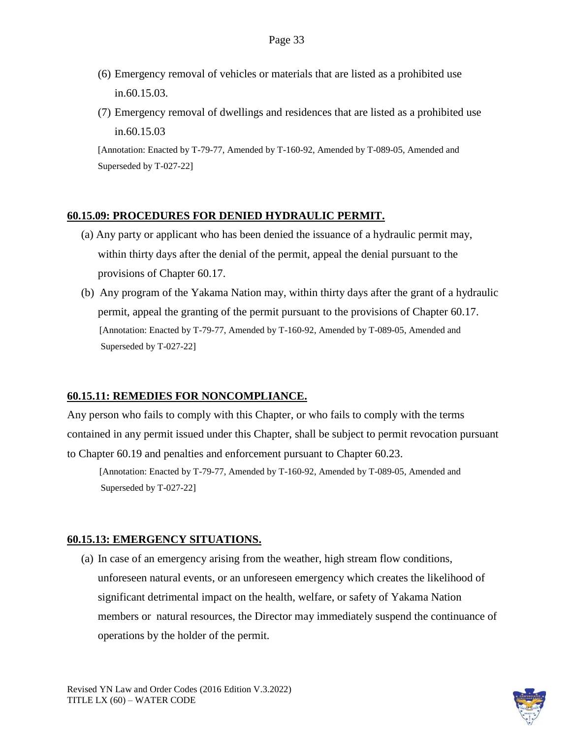(6) Emergency removal of vehicles or materials that are listed as a prohibited use in.60.15.03.

(7) Emergency removal of dwellings and residences that are listed as a prohibited use in.60.15.03

[Annotation: Enacted by T-79-77, Amended by T-160-92, Amended by T-089-05, Amended and Superseded by T-027-22]

## 60.15.09: PROCEDURES FOR DENIED HYDRAULIC PERMIT.

(a) Any party or applicant who has been denied the issuance of a hydraulic permit may, within thirty days after the denial of the permit, appeal the denial pursuant to the provisions of Chapter 60.17.

(b) Any program of the Yakama Nation may, within thirty days after the grant of a hydraulic permit, appeal the granting of the permit pursuant to the provisions of Chapter 60.17.

[Annotation: Enacted by T-79-77, Amended by T-160-92, Amended by T-089-05, Amended and Superseded by T-027-22]

## 60.15.11: REMEDIES FOR NONCOMPLIANCE.

Any person who fails to comply with this Chapter, or who fails to comply with the terms contained in any permit issued under this Chapter, shall be subject to permit revocation pursuant to Chapter 60.19 and penalties and enforcement pursuant to Chapter 60.23.

[Annotation: Enacted by T-79-77, Amended by T-160-92, Amended by T-089-05, Amended and Superseded by T-027-22]

## 60.15.13: EMERGENCY SITUATIONS.

(a) In case of an emergency arising from the weather, high stream flow conditions, unforeseen natural events, or an unforeseen emergency which creates the likelihood of significant detrimental impact on the health, welfare, or safety of Yakama Nation members or natural resources, the Director may immediately suspend the continuance of operations by the holder of the permit.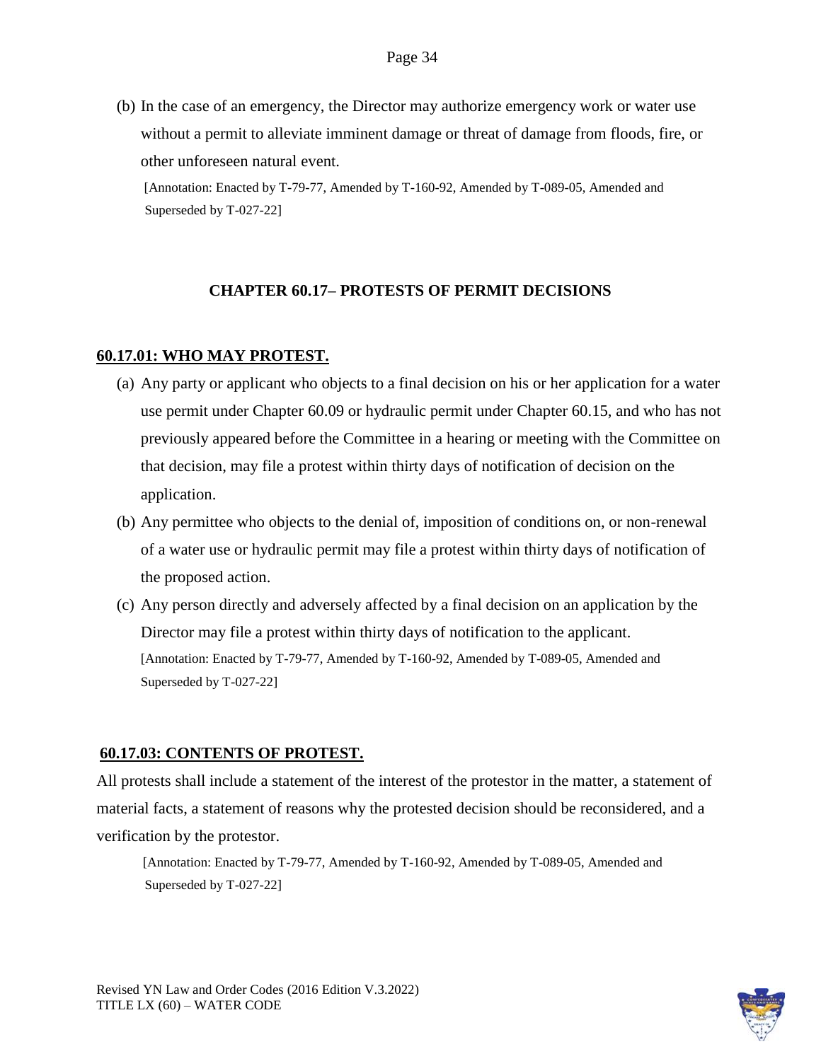(b) In the case of an emergency, the Director may authorize emergency work or water use without a permit to alleviate imminent damage or threat of damage from floods, fire, or other unforeseen natural event.

[Annotation: Enacted by T-79-77, Amended by T-160-92, Amended by T-089-05, Amended and Superseded by T-027-22]

## CHAPTER 60.17– PROTESTS OF PERMIT DECISIONS

### 60.17.01: WHO MAY PROTEST.

(a) Any party or applicant who objects to a final decision on his or her application for a water use permit under Chapter 60.09 or hydraulic permit under Chapter 60.15, and who has not previously appeared before the Committee in a hearing or meeting with the Committee on that decision, may file a protest within thirty days of notification of decision on the application.

(b) Any permittee who objects to the denial of, imposition of conditions on, or non-renewal of a water use or hydraulic permit may file a protest within thirty days of notification of the proposed action.

(c) Any person directly and adversely affected by a final decision on an application by the Director may file a protest within thirty days of notification to the applicant.

[Annotation: Enacted by T-79-77, Amended by T-160-92, Amended by T-089-05, Amended and Superseded by T-027-22]

### 60.17.03: CONTENTS OF PROTEST.

All protests shall include a statement of the interest of the protestor in the matter, a statement of material facts, a statement of reasons why the protested decision should be reconsidered, and a verification by the protestor.

[Annotation: Enacted by T-79-77, Amended by T-160-92, Amended by T-089-05, Amended and Superseded by T-027-22]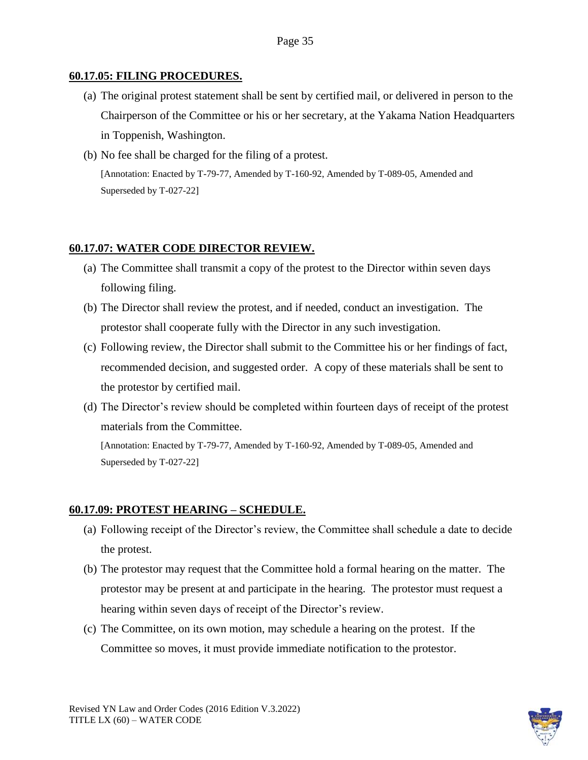## 60.17.05: FILING PROCEDURES.

(a) The original protest statement shall be sent by certified mail, or delivered in person to the Chairperson of the Committee or his or her secretary, at the Yakama Nation Headquarters in Toppenish, Washington.

(b) No fee shall be charged for the filing of a protest.

[Annotation: Enacted by T-79-77, Amended by T-160-92, Amended by T-089-05, Amended and Superseded by T-027-22]

## 60.17.07: WATER CODE DIRECTOR REVIEW.

(a) The Committee shall transmit a copy of the protest to the Director within seven days following filing.

(b) The Director shall review the protest, and if needed, conduct an investigation. The protestor shall cooperate fully with the Director in any such investigation.

(c) Following review, the Director shall submit to the Committee his or her findings of fact, recommended decision, and suggested order. A copy of these materials shall be sent to the protestor by certified mail.

(d) The Director's review should be completed within fourteen days of receipt of the protest materials from the Committee.

[Annotation: Enacted by T-79-77, Amended by T-160-92, Amended by T-089-05, Amended and Superseded by T-027-22]

## 60.17.09: PROTEST HEARING – SCHEDULE.

(a) Following receipt of the Director's review, the Committee shall schedule a date to decide the protest.

(b) The protestor may request that the Committee hold a formal hearing on the matter. The protestor may be present at and participate in the hearing. The protestor must request a hearing within seven days of receipt of the Director's review.

(c) The Committee, on its own motion, may schedule a hearing on the protest. If the Committee so moves, it must provide immediate notification to the protestor.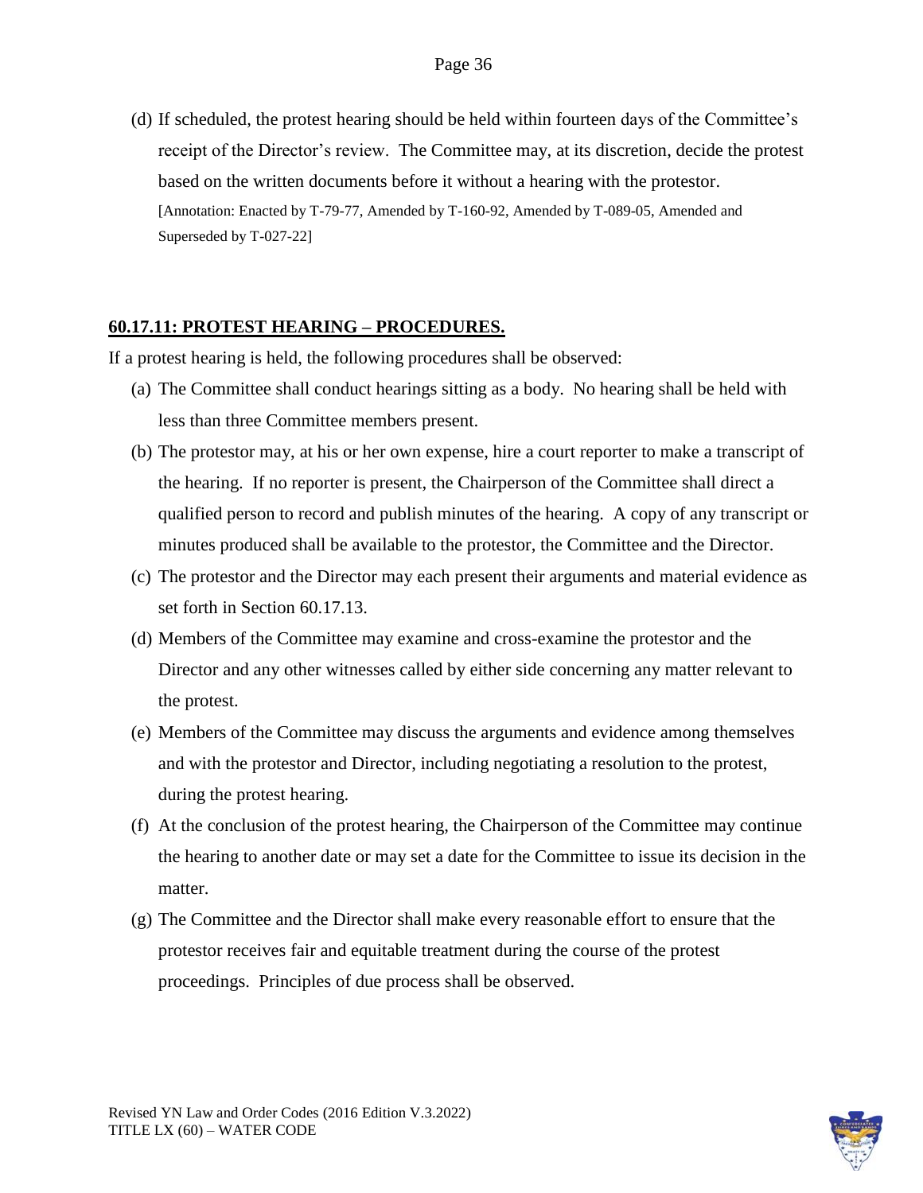(d) If scheduled, the protest hearing should be held within fourteen days of the Committee's receipt of the Director's review. The Committee may, at its discretion, decide the protest based on the written documents before it without a hearing with the protestor.

[Annotation: Enacted by T-79-77, Amended by T-160-92, Amended by T-089-05, Amended and Superseded by T-027-22]

## 60.17.11: PROTEST HEARING – PROCEDURES.

If a protest hearing is held, the following procedures shall be observed:

(a) The Committee shall conduct hearings sitting as a body. No hearing shall be held with less than three Committee members present.

(b) The protestor may, at his or her own expense, hire a court reporter to make a transcript of the hearing. If no reporter is present, the Chairperson of the Committee shall direct a qualified person to record and publish minutes of the hearing. A copy of any transcript or minutes produced shall be available to the protestor, the Committee and the Director.

(c) The protestor and the Director may each present their arguments and material evidence as set forth in Section 60.17.13.

(d) Members of the Committee may examine and cross-examine the protestor and the Director and any other witnesses called by either side concerning any matter relevant to the protest.

(e) Members of the Committee may discuss the arguments and evidence among themselves and with the protestor and Director, including negotiating a resolution to the protest, during the protest hearing.

(f) At the conclusion of the protest hearing, the Chairperson of the Committee may continue the hearing to another date or may set a date for the Committee to issue its decision in the matter.

(g) The Committee and the Director shall make every reasonable effort to ensure that the protestor receives fair and equitable treatment during the course of the protest proceedings. Principles of due process shall be observed.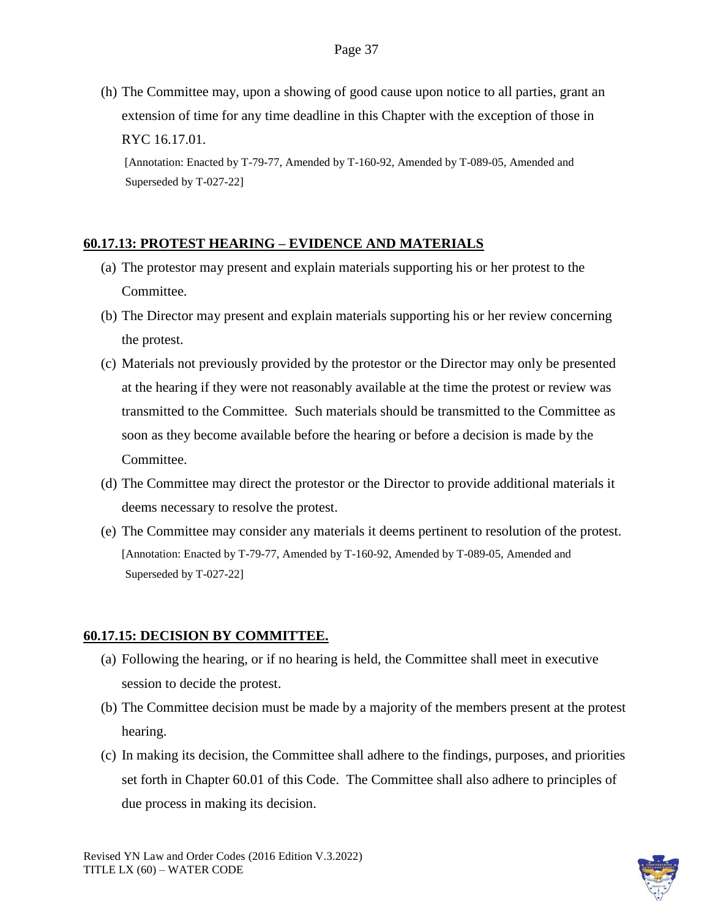(h) The Committee may, upon a showing of good cause upon notice to all parties, grant an extension of time for any time deadline in this Chapter with the exception of those in RYC 16.17.01.

[Annotation: Enacted by T-79-77, Amended by T-160-92, Amended by T-089-05, Amended and Superseded by T-027-22]

## 60.17.13: PROTEST HEARING – EVIDENCE AND MATERIALS

(a) The protestor may present and explain materials supporting his or her protest to the Committee.

(b) The Director may present and explain materials supporting his or her review concerning the protest.

(c) Materials not previously provided by the protestor or the Director may only be presented at the hearing if they were not reasonably available at the time the protest or review was transmitted to the Committee. Such materials should be transmitted to the Committee as soon as they become available before the hearing or before a decision is made by the Committee.

(d) The Committee may direct the protestor or the Director to provide additional materials it deems necessary to resolve the protest.

(e) The Committee may consider any materials it deems pertinent to resolution of the protest.

[Annotation: Enacted by T-79-77, Amended by T-160-92, Amended by T-089-05, Amended and Superseded by T-027-22]

## 60.17.15: DECISION BY COMMITTEE.

(a) Following the hearing, or if no hearing is held, the Committee shall meet in executive session to decide the protest.

(b) The Committee decision must be made by a majority of the members present at the protest hearing.

(c) In making its decision, the Committee shall adhere to the findings, purposes, and priorities set forth in Chapter 60.01 of this Code. The Committee shall also adhere to principles of due process in making its decision.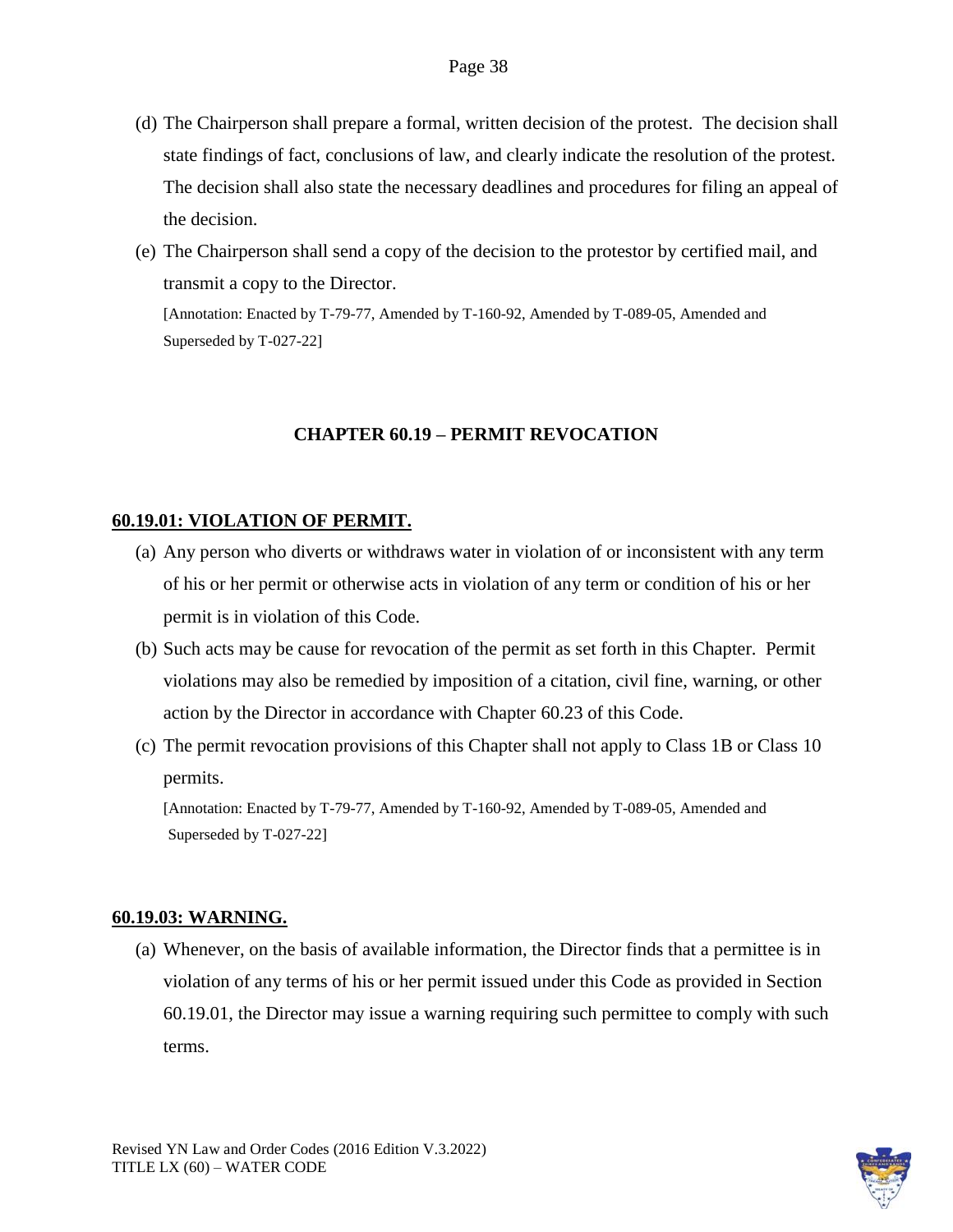(d) The Chairperson shall prepare a formal, written decision of the protest. The decision shall state findings of fact, conclusions of law, and clearly indicate the resolution of the protest. The decision shall also state the necessary deadlines and procedures for filing an appeal of the decision.

(e) The Chairperson shall send a copy of the decision to the protestor by certified mail, and transmit a copy to the Director.

[Annotation: Enacted by T-79-77, Amended by T-160-92, Amended by T-089-05, Amended and Superseded by T-027-22]

## CHAPTER 60.19 – PERMIT REVOCATION

### 60.19.01: VIOLATION OF PERMIT.

(a) Any person who diverts or withdraws water in violation of or inconsistent with any term of his or her permit or otherwise acts in violation of any term or condition of his or her permit is in violation of this Code.

(b) Such acts may be cause for revocation of the permit as set forth in this Chapter. Permit violations may also be remedied by imposition of a citation, civil fine, warning, or other action by the Director in accordance with Chapter 60.23 of this Code.

(c) The permit revocation provisions of this Chapter shall not apply to Class 1B or Class 10 permits.

[Annotation: Enacted by T-79-77, Amended by T-160-92, Amended by T-089-05, Amended and Superseded by T-027-22]

### 60.19.03: WARNING.

(a) Whenever, on the basis of available information, the Director finds that a permittee is in violation of any terms of his or her permit issued under this Code as provided in Section 60.19.01, the Director may issue a warning requiring such permittee to comply with such terms.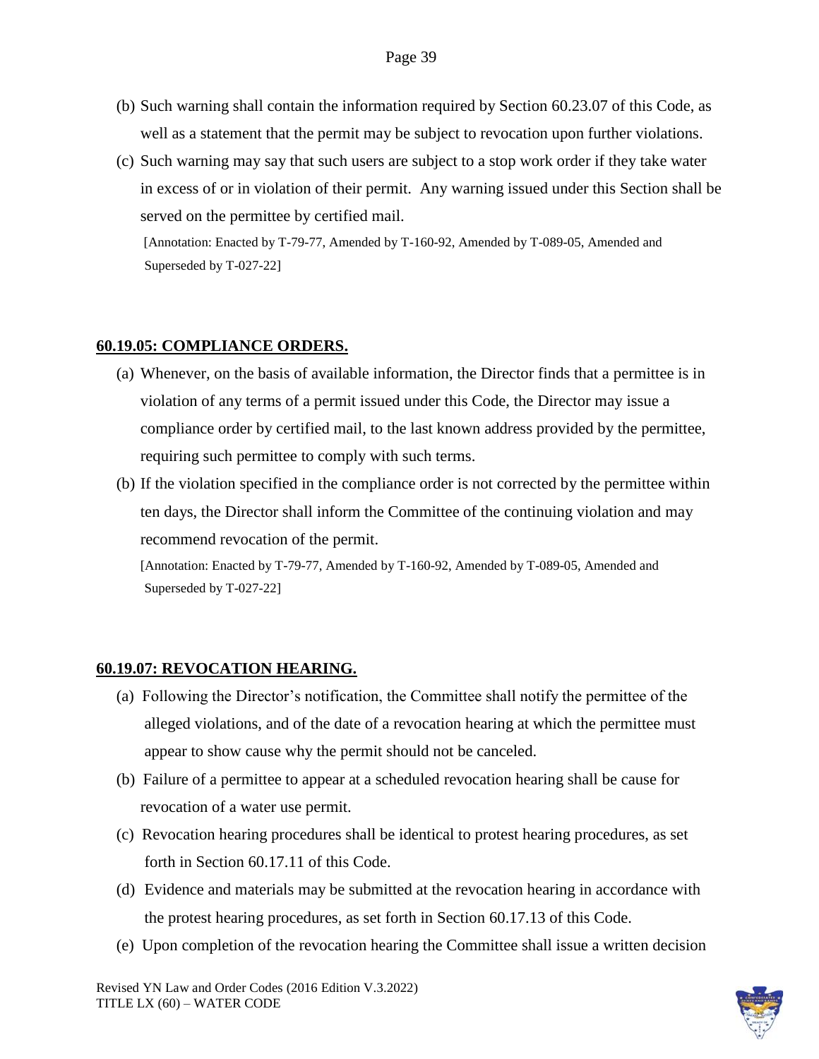(b) Such warning shall contain the information required by Section 60.23.07 of this Code, as well as a statement that the permit may be subject to revocation upon further violations.

(c) Such warning may say that such users are subject to a stop work order if they take water in excess of or in violation of their permit. Any warning issued under this Section shall be served on the permittee by certified mail.

[Annotation: Enacted by T-79-77, Amended by T-160-92, Amended by T-089-05, Amended and Superseded by T-027-22]

## 60.19.05: COMPLIANCE ORDERS.

(a) Whenever, on the basis of available information, the Director finds that a permittee is in violation of any terms of a permit issued under this Code, the Director may issue a compliance order by certified mail, to the last known address provided by the permittee, requiring such permittee to comply with such terms.

(b) If the violation specified in the compliance order is not corrected by the permittee within ten days, the Director shall inform the Committee of the continuing violation and may recommend revocation of the permit.

[Annotation: Enacted by T-79-77, Amended by T-160-92, Amended by T-089-05, Amended and Superseded by T-027-22]

## 60.19.07: REVOCATION HEARING.

(a) Following the Director's notification, the Committee shall notify the permittee of the alleged violations, and of the date of a revocation hearing at which the permittee must appear to show cause why the permit should not be canceled.

(b) Failure of a permittee to appear at a scheduled revocation hearing shall be cause for revocation of a water use permit.

(c) Revocation hearing procedures shall be identical to protest hearing procedures, as set forth in Section 60.17.11 of this Code.

(d) Evidence and materials may be submitted at the revocation hearing in accordance with the protest hearing procedures, as set forth in Section 60.17.13 of this Code.

(e) Upon completion of the revocation hearing the Committee shall issue a written decision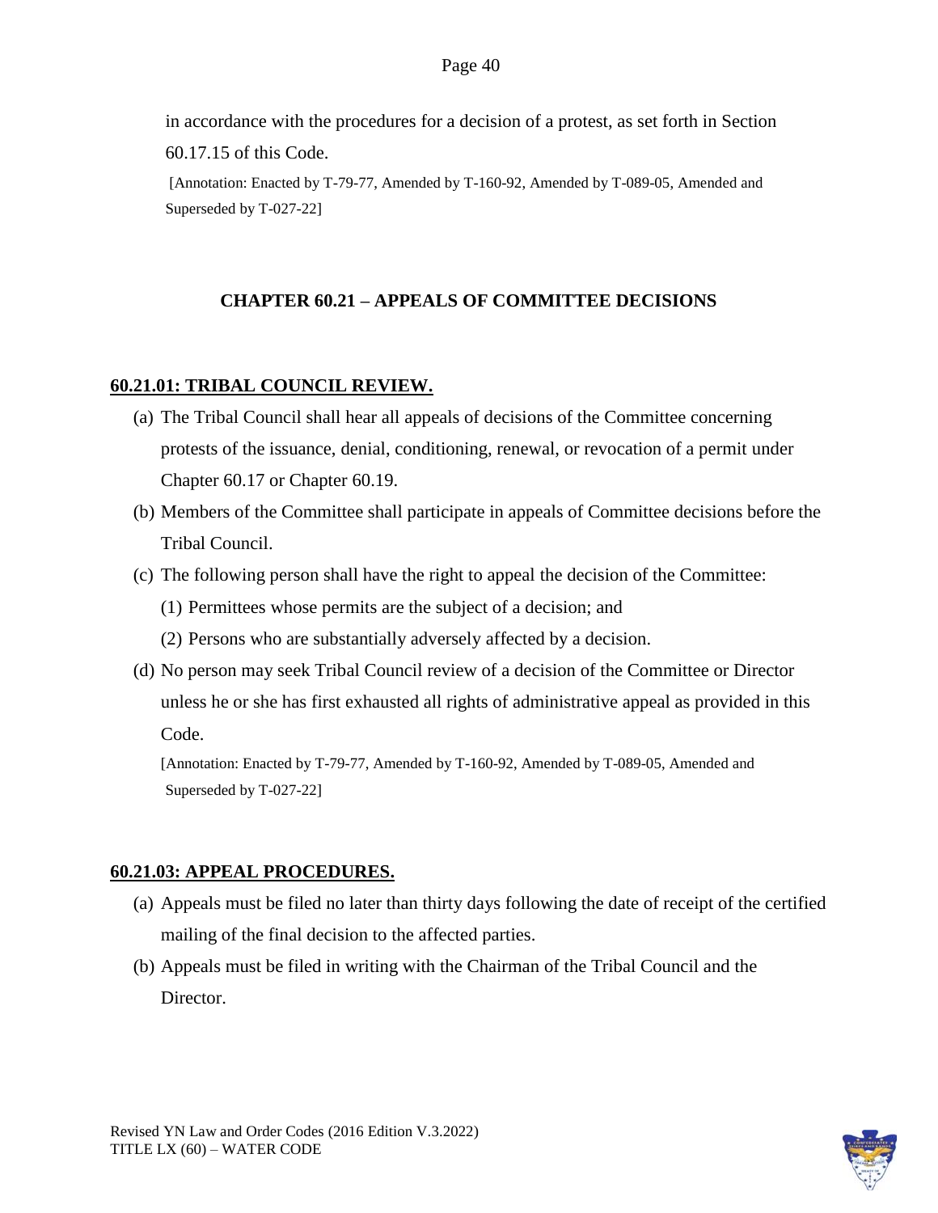in accordance with the procedures for a decision of a protest, as set forth in Section 60.17.15 of this Code.

[Annotation: Enacted by T-79-77, Amended by T-160-92, Amended by T-089-05, Amended and Superseded by T-027-22]

## CHAPTER 60.21 – APPEALS OF COMMITTEE DECISIONS

### 60.21.01: TRIBAL COUNCIL REVIEW.

(a) The Tribal Council shall hear all appeals of decisions of the Committee concerning protests of the issuance, denial, conditioning, renewal, or revocation of a permit under Chapter 60.17 or Chapter 60.19.

(b) Members of the Committee shall participate in appeals of Committee decisions before the Tribal Council.

(c) The following person shall have the right to appeal the decision of the Committee:

(1) Permittees whose permits are the subject of a decision; and

(2) Persons who are substantially adversely affected by a decision.

(d) No person may seek Tribal Council review of a decision of the Committee or Director unless he or she has first exhausted all rights of administrative appeal as provided in this Code.

[Annotation: Enacted by T-79-77, Amended by T-160-92, Amended by T-089-05, Amended and Superseded by T-027-22]

### 60.21.03: APPEAL PROCEDURES.

(a) Appeals must be filed no later than thirty days following the date of receipt of the certified mailing of the final decision to the affected parties.

(b) Appeals must be filed in writing with the Chairman of the Tribal Council and the Director.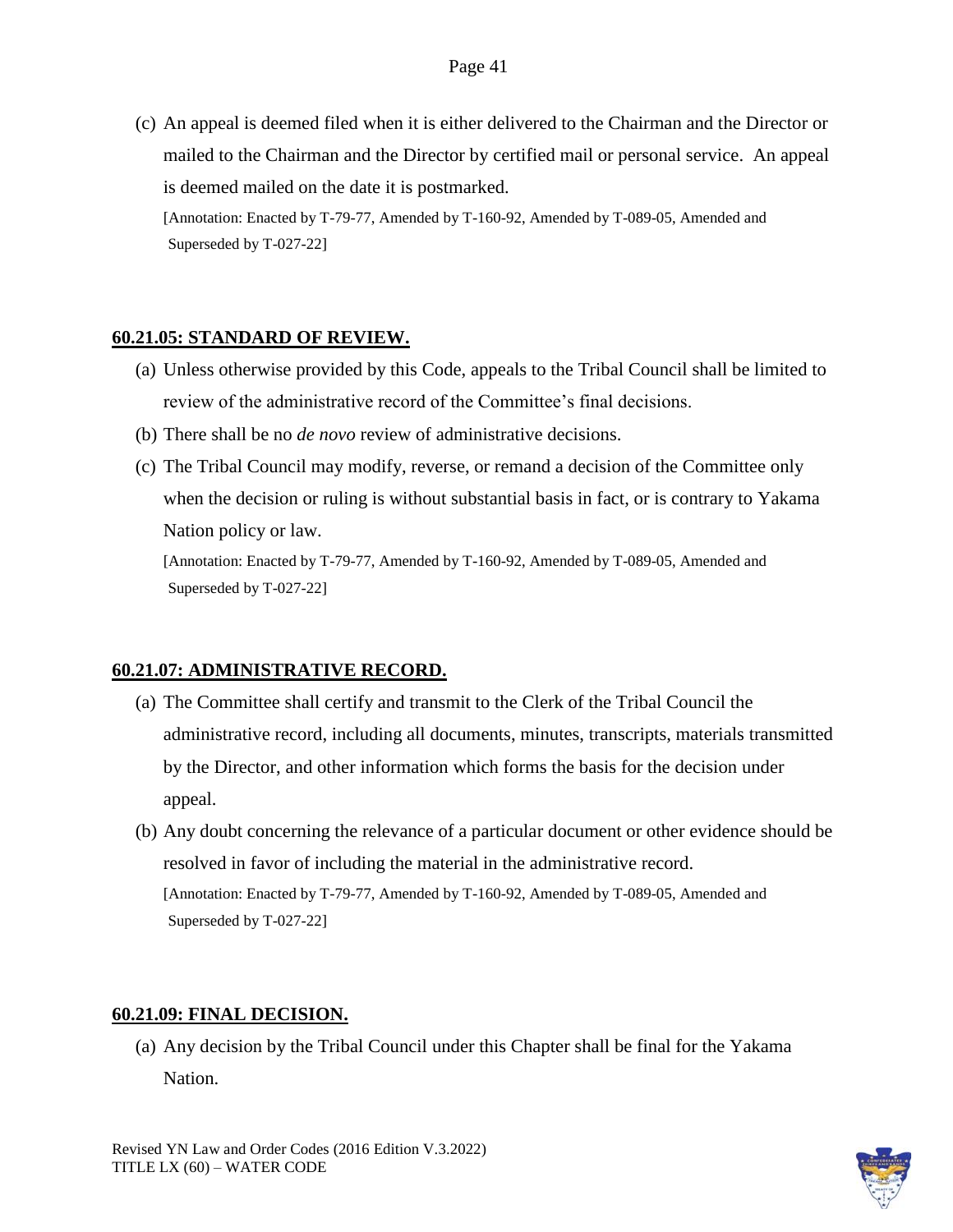(c) An appeal is deemed filed when it is either delivered to the Chairman and the Director or mailed to the Chairman and the Director by certified mail or personal service. An appeal is deemed mailed on the date it is postmarked.

[Annotation: Enacted by T-79-77, Amended by T-160-92, Amended by T-089-05, Amended and Superseded by T-027-22]

## 60.21.05: STANDARD OF REVIEW.

(a) Unless otherwise provided by this Code, appeals to the Tribal Council shall be limited to review of the administrative record of the Committee's final decisions.

(b) There shall be no *de novo* review of administrative decisions.

(c) The Tribal Council may modify, reverse, or remand a decision of the Committee only when the decision or ruling is without substantial basis in fact, or is contrary to Yakama Nation policy or law.

[Annotation: Enacted by T-79-77, Amended by T-160-92, Amended by T-089-05, Amended and Superseded by T-027-22]

## 60.21.07: ADMINISTRATIVE RECORD.

(a) The Committee shall certify and transmit to the Clerk of the Tribal Council the administrative record, including all documents, minutes, transcripts, materials transmitted by the Director, and other information which forms the basis for the decision under appeal.

(b) Any doubt concerning the relevance of a particular document or other evidence should be resolved in favor of including the material in the administrative record.

[Annotation: Enacted by T-79-77, Amended by T-160-92, Amended by T-089-05, Amended and Superseded by T-027-22]

## 60.21.09: FINAL DECISION.

(a) Any decision by the Tribal Council under this Chapter shall be final for the Yakama Nation.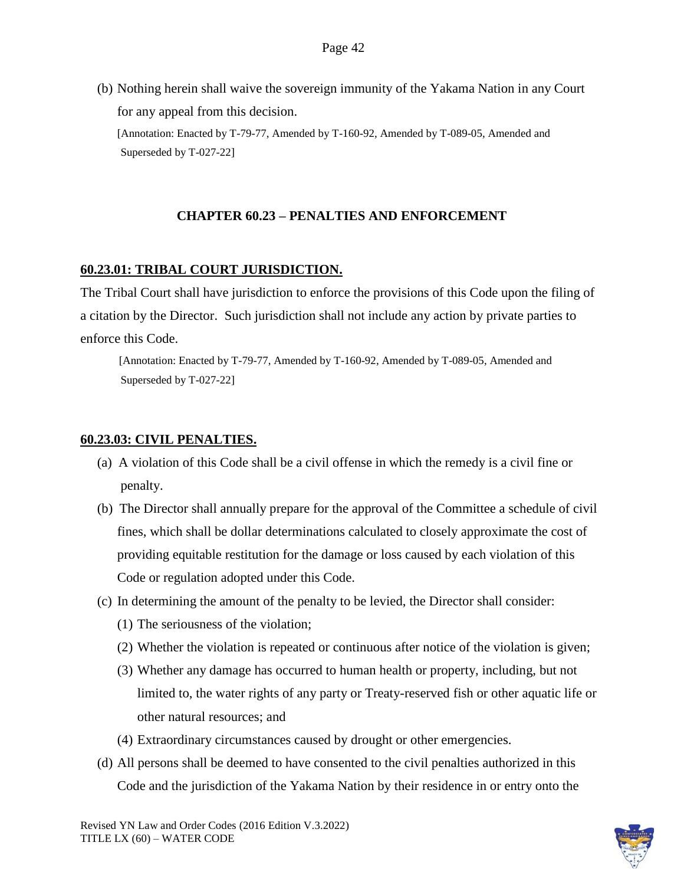(b) Nothing herein shall waive the sovereign immunity of the Yakama Nation in any Court for any appeal from this decision.

[Annotation: Enacted by T-79-77, Amended by T-160-92, Amended by T-089-05, Amended and Superseded by T-027-22]

## CHAPTER 60.23 – PENALTIES AND ENFORCEMENT

### 60.23.01: TRIBAL COURT JURISDICTION.

The Tribal Court shall have jurisdiction to enforce the provisions of this Code upon the filing of a citation by the Director. Such jurisdiction shall not include any action by private parties to enforce this Code.

[Annotation: Enacted by T-79-77, Amended by T-160-92, Amended by T-089-05, Amended and Superseded by T-027-22]

### 60.23.03: CIVIL PENALTIES.

(a) A violation of this Code shall be a civil offense in which the remedy is a civil fine or penalty.

(b) The Director shall annually prepare for the approval of the Committee a schedule of civil fines, which shall be dollar determinations calculated to closely approximate the cost of providing equitable restitution for the damage or loss caused by each violation of this Code or regulation adopted under this Code.

(c) In determining the amount of the penalty to be levied, the Director shall consider:

(1) The seriousness of the violation;

(2) Whether the violation is repeated or continuous after notice of the violation is given;

(3) Whether any damage has occurred to human health or property, including, but not limited to, the water rights of any party or Treaty-reserved fish or other aquatic life or other natural resources; and

(4) Extraordinary circumstances caused by drought or other emergencies.

(d) All persons shall be deemed to have consented to the civil penalties authorized in this Code and the jurisdiction of the Yakama Nation by their residence in or entry onto the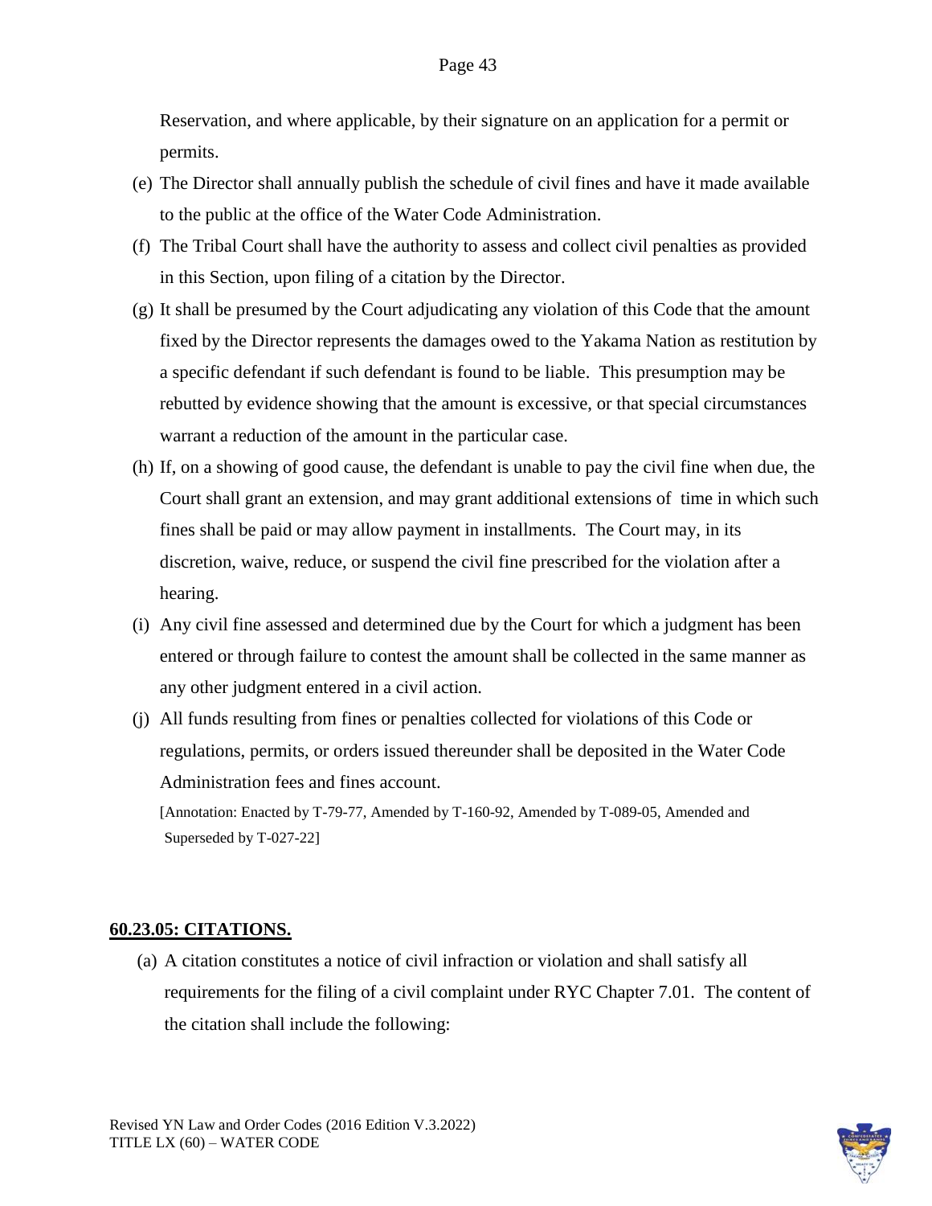Reservation, and where applicable, by their signature on an application for a permit or permits.

(e) The Director shall annually publish the schedule of civil fines and have it made available to the public at the office of the Water Code Administration.

(f) The Tribal Court shall have the authority to assess and collect civil penalties as provided in this Section, upon filing of a citation by the Director.

(g) It shall be presumed by the Court adjudicating any violation of this Code that the amount fixed by the Director represents the damages owed to the Yakama Nation as restitution by a specific defendant if such defendant is found to be liable. This presumption may be rebutted by evidence showing that the amount is excessive, or that special circumstances warrant a reduction of the amount in the particular case.

(h) If, on a showing of good cause, the defendant is unable to pay the civil fine when due, the Court shall grant an extension, and may grant additional extensions of time in which such fines shall be paid or may allow payment in installments. The Court may, in its discretion, waive, reduce, or suspend the civil fine prescribed for the violation after a hearing.

(i) Any civil fine assessed and determined due by the Court for which a judgment has been entered or through failure to contest the amount shall be collected in the same manner as any other judgment entered in a civil action.

(j) All funds resulting from fines or penalties collected for violations of this Code or regulations, permits, or orders issued thereunder shall be deposited in the Water Code Administration fees and fines account.

[Annotation: Enacted by T-79-77, Amended by T-160-92, Amended by T-089-05, Amended and Superseded by T-027-22]

**60.23.05: CITATIONS.**

(a) A citation constitutes a notice of civil infraction or violation and shall satisfy all requirements for the filing of a civil complaint under RYC Chapter 7.01. The content of the citation shall include the following: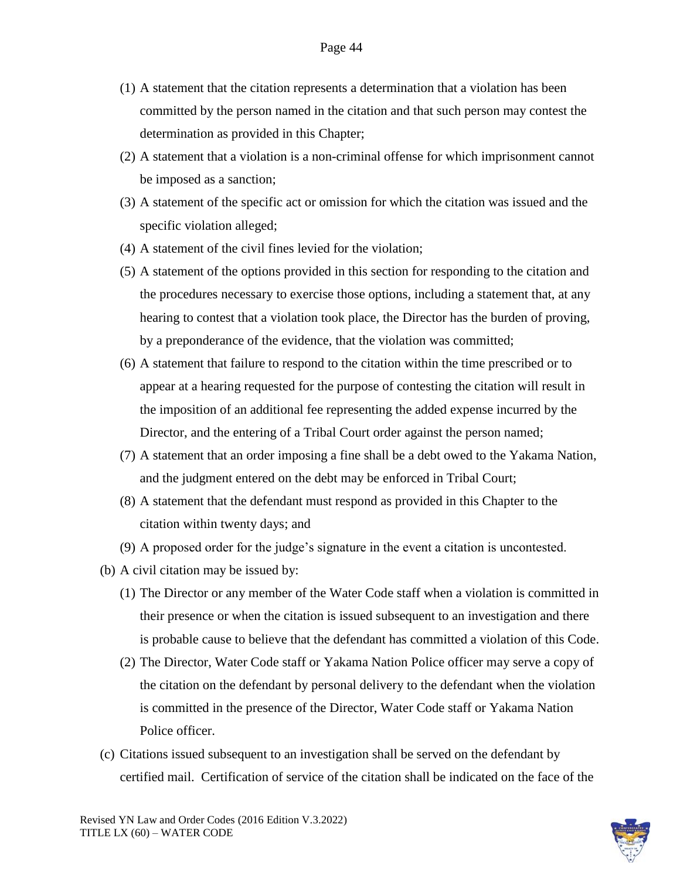(1) A statement that the citation represents a determination that a violation has been committed by the person named in the citation and that such person may contest the determination as provided in this Chapter;

(2) A statement that a violation is a non-criminal offense for which imprisonment cannot be imposed as a sanction;

(3) A statement of the specific act or omission for which the citation was issued and the specific violation alleged;

(4) A statement of the civil fines levied for the violation;

(5) A statement of the options provided in this section for responding to the citation and the procedures necessary to exercise those options, including a statement that, at any hearing to contest that a violation took place, the Director has the burden of proving, by a preponderance of the evidence, that the violation was committed;

(6) A statement that failure to respond to the citation within the time prescribed or to appear at a hearing requested for the purpose of contesting the citation will result in the imposition of an additional fee representing the added expense incurred by the Director, and the entering of a Tribal Court order against the person named;

(7) A statement that an order imposing a fine shall be a debt owed to the Yakama Nation, and the judgment entered on the debt may be enforced in Tribal Court;

(8) A statement that the defendant must respond as provided in this Chapter to the citation within twenty days; and

(9) A proposed order for the judge's signature in the event a citation is uncontested.

(b) A civil citation may be issued by:

(1) The Director or any member of the Water Code staff when a violation is committed in their presence or when the citation is issued subsequent to an investigation and there is probable cause to believe that the defendant has committed a violation of this Code.

(2) The Director, Water Code staff or Yakama Nation Police officer may serve a copy of the citation on the defendant by personal delivery to the defendant when the violation is committed in the presence of the Director, Water Code staff or Yakama Nation Police officer.

(c) Citations issued subsequent to an investigation shall be served on the defendant by certified mail. Certification of service of the citation shall be indicated on the face of the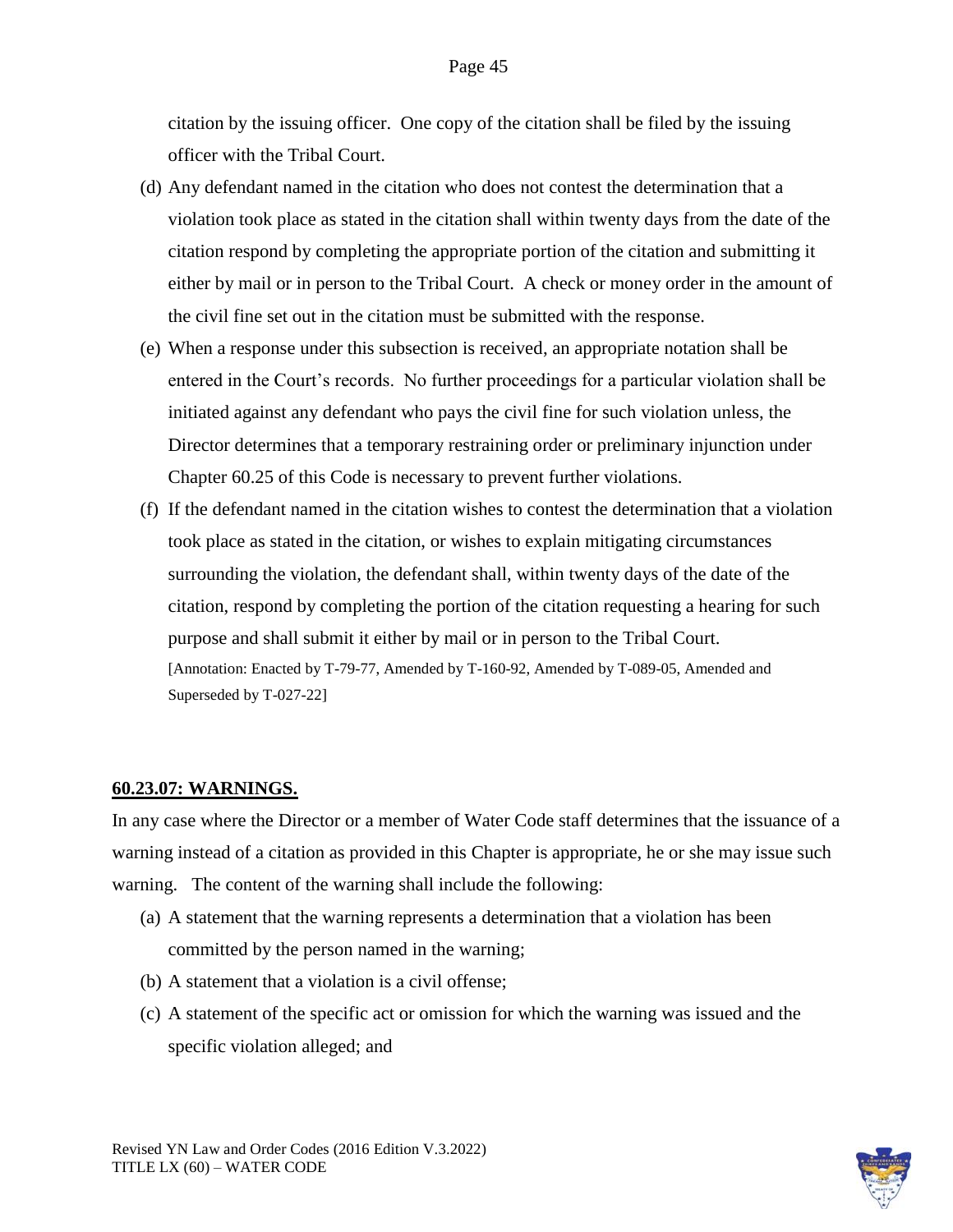citation by the issuing officer. One copy of the citation shall be filed by the issuing officer with the Tribal Court.

(d) Any defendant named in the citation who does not contest the determination that a violation took place as stated in the citation shall within twenty days from the date of the citation respond by completing the appropriate portion of the citation and submitting it either by mail or in person to the Tribal Court. A check or money order in the amount of the civil fine set out in the citation must be submitted with the response.

(e) When a response under this subsection is received, an appropriate notation shall be entered in the Court's records. No further proceedings for a particular violation shall be initiated against any defendant who pays the civil fine for such violation unless, the Director determines that a temporary restraining order or preliminary injunction under Chapter 60.25 of this Code is necessary to prevent further violations.

(f) If the defendant named in the citation wishes to contest the determination that a violation took place as stated in the citation, or wishes to explain mitigating circumstances surrounding the violation, the defendant shall, within twenty days of the date of the citation, respond by completing the portion of the citation requesting a hearing for such purpose and shall submit it either by mail or in person to the Tribal Court.

[Annotation: Enacted by T-79-77, Amended by T-160-92, Amended by T-089-05, Amended and Superseded by T-027-22]

## 60.23.07: WARNINGS.

In any case where the Director or a member of Water Code staff determines that the issuance of a warning instead of a citation as provided in this Chapter is appropriate, he or she may issue such warning. The content of the warning shall include the following:

(a) A statement that the warning represents a determination that a violation has been committed by the person named in the warning;

(b) A statement that a violation is a civil offense;

(c) A statement of the specific act or omission for which the warning was issued and the specific violation alleged; and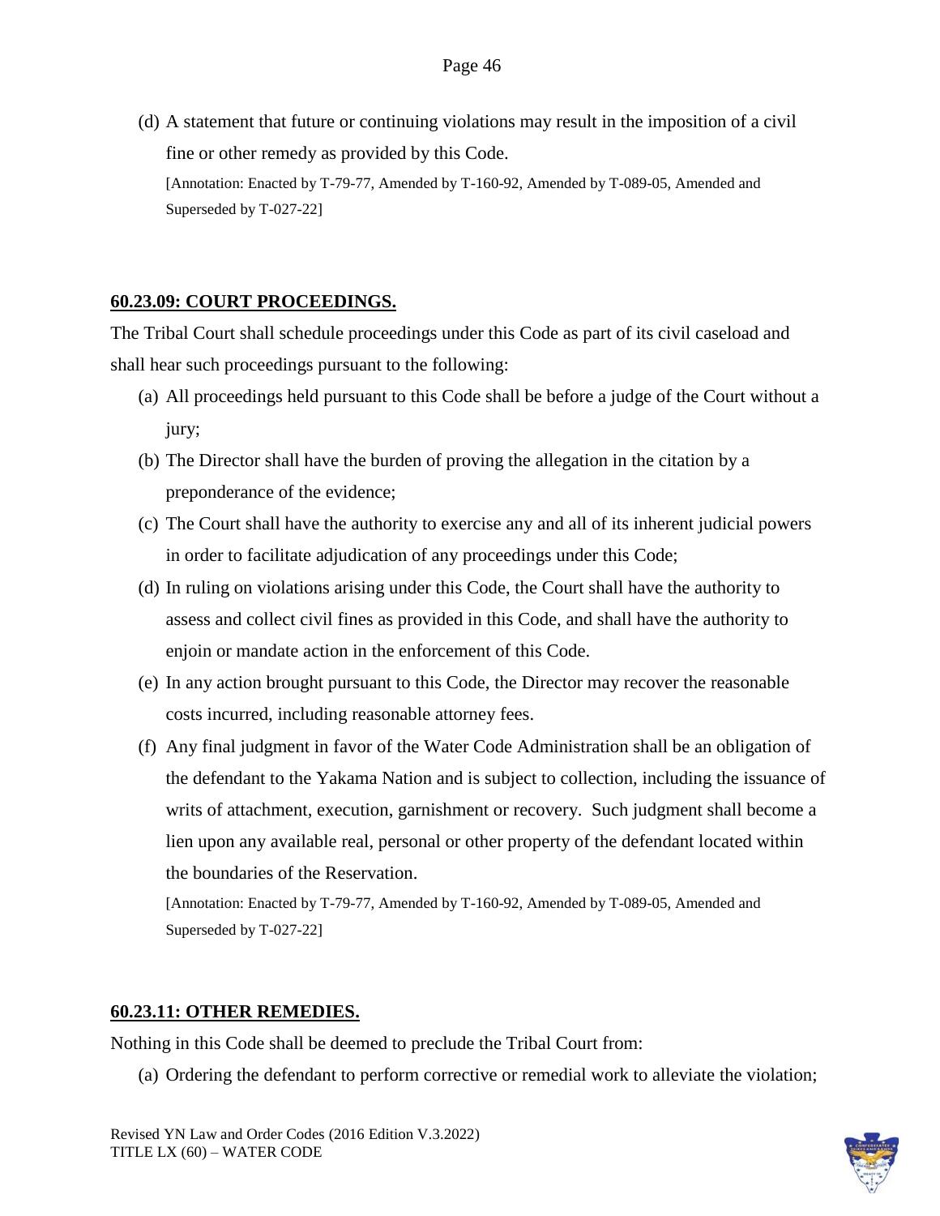(d) A statement that future or continuing violations may result in the imposition of a civil fine or other remedy as provided by this Code.

[Annotation: Enacted by T-79-77, Amended by T-160-92, Amended by T-089-05, Amended and Superseded by T-027-22]

## 60.23.09: COURT PROCEEDINGS.

The Tribal Court shall schedule proceedings under this Code as part of its civil caseload and shall hear such proceedings pursuant to the following:

(a) All proceedings held pursuant to this Code shall be before a judge of the Court without a jury;

(b) The Director shall have the burden of proving the allegation in the citation by a preponderance of the evidence;

(c) The Court shall have the authority to exercise any and all of its inherent judicial powers in order to facilitate adjudication of any proceedings under this Code;

(d) In ruling on violations arising under this Code, the Court shall have the authority to assess and collect civil fines as provided in this Code, and shall have the authority to enjoin or mandate action in the enforcement of this Code.

(e) In any action brought pursuant to this Code, the Director may recover the reasonable costs incurred, including reasonable attorney fees.

(f) Any final judgment in favor of the Water Code Administration shall be an obligation of the defendant to the Yakama Nation and is subject to collection, including the issuance of writs of attachment, execution, garnishment or recovery. Such judgment shall become a lien upon any available real, personal or other property of the defendant located within the boundaries of the Reservation.

[Annotation: Enacted by T-79-77, Amended by T-160-92, Amended by T-089-05, Amended and Superseded by T-027-22]

## 60.23.11: OTHER REMEDIES.

Nothing in this Code shall be deemed to preclude the Tribal Court from:

(a) Ordering the defendant to perform corrective or remedial work to alleviate the violation;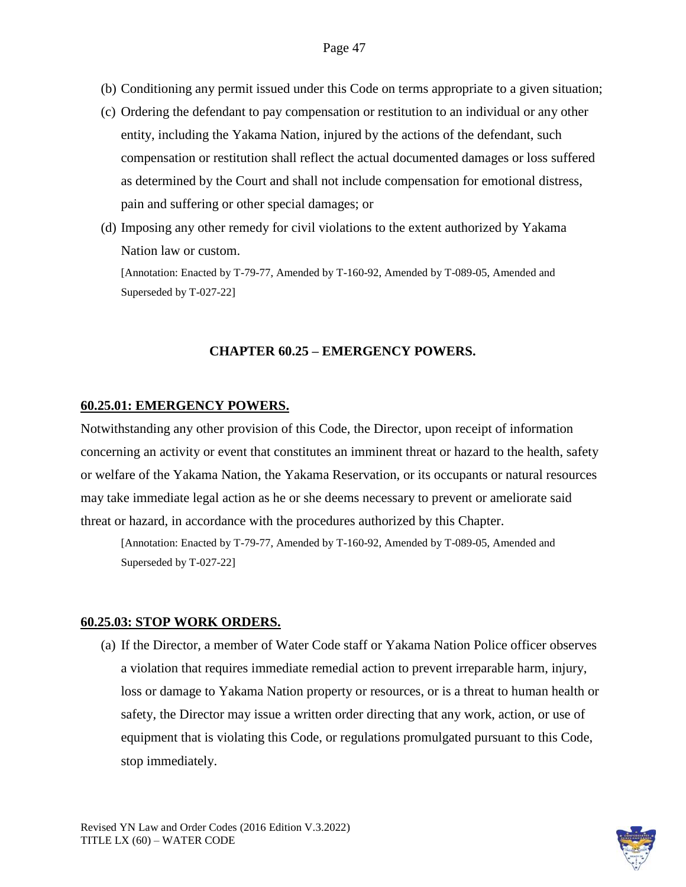(b) Conditioning any permit issued under this Code on terms appropriate to a given situation;

(c) Ordering the defendant to pay compensation or restitution to an individual or any other entity, including the Yakama Nation, injured by the actions of the defendant, such compensation or restitution shall reflect the actual documented damages or loss suffered as determined by the Court and shall not include compensation for emotional distress, pain and suffering or other special damages; or

(d) Imposing any other remedy for civil violations to the extent authorized by Yakama Nation law or custom.

[Annotation: Enacted by T-79-77, Amended by T-160-92, Amended by T-089-05, Amended and Superseded by T-027-22]

## CHAPTER 60.25 – EMERGENCY POWERS.

### 60.25.01: EMERGENCY POWERS.

Notwithstanding any other provision of this Code, the Director, upon receipt of information concerning an activity or event that constitutes an imminent threat or hazard to the health, safety or welfare of the Yakama Nation, the Yakama Reservation, or its occupants or natural resources may take immediate legal action as he or she deems necessary to prevent or ameliorate said threat or hazard, in accordance with the procedures authorized by this Chapter.

[Annotation: Enacted by T-79-77, Amended by T-160-92, Amended by T-089-05, Amended and Superseded by T-027-22]

### 60.25.03: STOP WORK ORDERS.

(a) If the Director, a member of Water Code staff or Yakama Nation Police officer observes a violation that requires immediate remedial action to prevent irreparable harm, injury, loss or damage to Yakama Nation property or resources, or is a threat to human health or safety, the Director may issue a written order directing that any work, action, or use of equipment that is violating this Code, or regulations promulgated pursuant to this Code, stop immediately.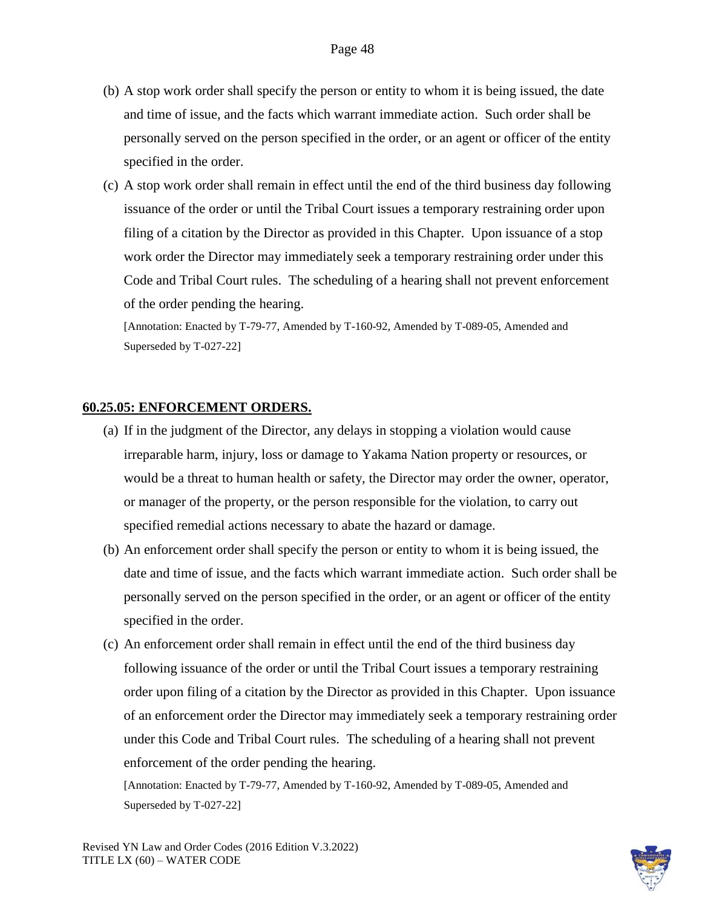(b) A stop work order shall specify the person or entity to whom it is being issued, the date and time of issue, and the facts which warrant immediate action. Such order shall be personally served on the person specified in the order, or an agent or officer of the entity specified in the order.

(c) A stop work order shall remain in effect until the end of the third business day following issuance of the order or until the Tribal Court issues a temporary restraining order upon filing of a citation by the Director as provided in this Chapter. Upon issuance of a stop work order the Director may immediately seek a temporary restraining order under this Code and Tribal Court rules. The scheduling of a hearing shall not prevent enforcement of the order pending the hearing.

[Annotation: Enacted by T-79-77, Amended by T-160-92, Amended by T-089-05, Amended and Superseded by T-027-22]

## **60.25.05: ENFORCEMENT ORDERS.**

(a) If in the judgment of the Director, any delays in stopping a violation would cause irreparable harm, injury, loss or damage to Yakama Nation property or resources, or would be a threat to human health or safety, the Director may order the owner, operator, or manager of the property, or the person responsible for the violation, to carry out specified remedial actions necessary to abate the hazard or damage.

(b) An enforcement order shall specify the person or entity to whom it is being issued, the date and time of issue, and the facts which warrant immediate action. Such order shall be personally served on the person specified in the order, or an agent or officer of the entity specified in the order.

(c) An enforcement order shall remain in effect until the end of the third business day following issuance of the order or until the Tribal Court issues a temporary restraining order upon filing of a citation by the Director as provided in this Chapter. Upon issuance of an enforcement order the Director may immediately seek a temporary restraining order under this Code and Tribal Court rules. The scheduling of a hearing shall not prevent enforcement of the order pending the hearing.

[Annotation: Enacted by T-79-77, Amended by T-160-92, Amended by T-089-05, Amended and Superseded by T-027-22]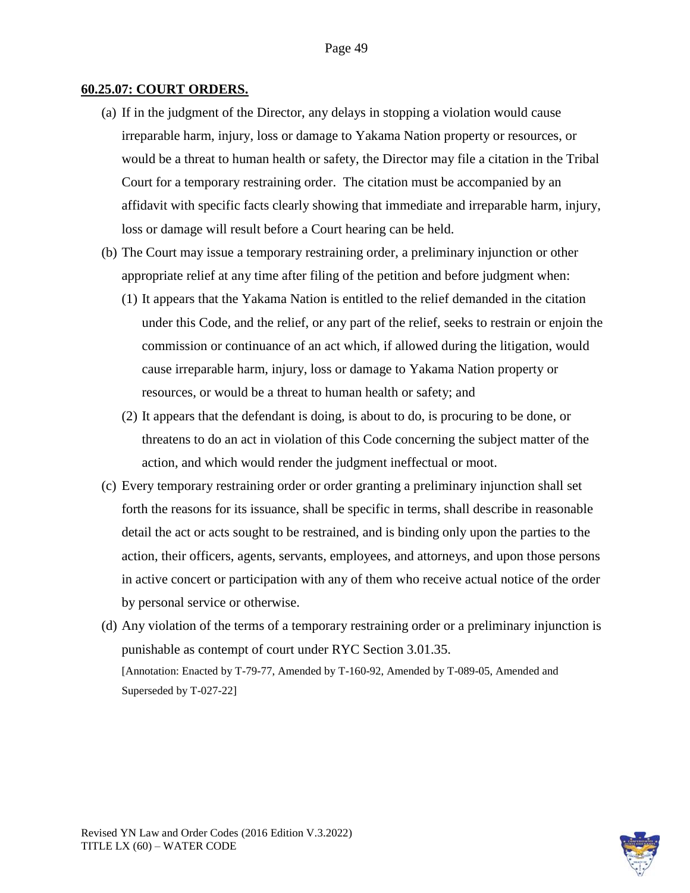**60.25.07: COURT ORDERS.**

(a) If in the judgment of the Director, any delays in stopping a violation would cause irreparable harm, injury, loss or damage to Yakama Nation property or resources, or would be a threat to human health or safety, the Director may file a citation in the Tribal Court for a temporary restraining order. The citation must be accompanied by an affidavit with specific facts clearly showing that immediate and irreparable harm, injury, loss or damage will result before a Court hearing can be held.

(b) The Court may issue a temporary restraining order, a preliminary injunction or other appropriate relief at any time after filing of the petition and before judgment when:

(1) It appears that the Yakama Nation is entitled to the relief demanded in the citation under this Code, and the relief, or any part of the relief, seeks to restrain or enjoin the commission or continuance of an act which, if allowed during the litigation, would cause irreparable harm, injury, loss or damage to Yakama Nation property or resources, or would be a threat to human health or safety; and

(2) It appears that the defendant is doing, is about to do, is procuring to be done, or threatens to do an act in violation of this Code concerning the subject matter of the action, and which would render the judgment ineffectual or moot.

(c) Every temporary restraining order or order granting a preliminary injunction shall set forth the reasons for its issuance, shall be specific in terms, shall describe in reasonable detail the act or acts sought to be restrained, and is binding only upon the parties to the action, their officers, agents, servants, employees, and attorneys, and upon those persons in active concert or participation with any of them who receive actual notice of the order by personal service or otherwise.

(d) Any violation of the terms of a temporary restraining order or a preliminary injunction is punishable as contempt of court under RYC Section 3.01.35.

[Annotation: Enacted by T-79-77, Amended by T-160-92, Amended by T-089-05, Amended and Superseded by T-027-22]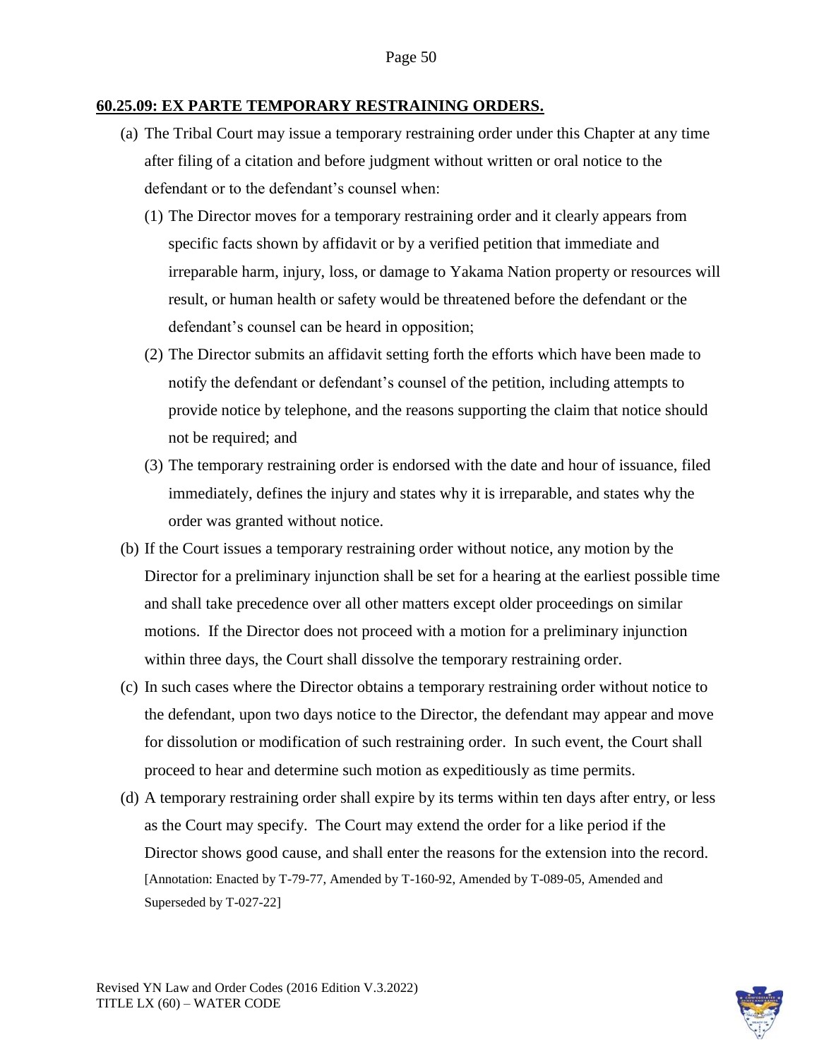**60.25.09: EX PARTE TEMPORARY RESTRAINING ORDERS.**

(a) The Tribal Court may issue a temporary restraining order under this Chapter at any time after filing of a citation and before judgment without written or oral notice to the defendant or to the defendant's counsel when:

(1) The Director moves for a temporary restraining order and it clearly appears from specific facts shown by affidavit or by a verified petition that immediate and irreparable harm, injury, loss, or damage to Yakama Nation property or resources will result, or human health or safety would be threatened before the defendant or the defendant's counsel can be heard in opposition;

(2) The Director submits an affidavit setting forth the efforts which have been made to notify the defendant or defendant's counsel of the petition, including attempts to provide notice by telephone, and the reasons supporting the claim that notice should not be required; and

(3) The temporary restraining order is endorsed with the date and hour of issuance, filed immediately, defines the injury and states why it is irreparable, and states why the order was granted without notice.

(b) If the Court issues a temporary restraining order without notice, any motion by the Director for a preliminary injunction shall be set for a hearing at the earliest possible time and shall take precedence over all other matters except older proceedings on similar motions. If the Director does not proceed with a motion for a preliminary injunction within three days, the Court shall dissolve the temporary restraining order.

(c) In such cases where the Director obtains a temporary restraining order without notice to the defendant, upon two days notice to the Director, the defendant may appear and move for dissolution or modification of such restraining order. In such event, the Court shall proceed to hear and determine such motion as expeditiously as time permits.

(d) A temporary restraining order shall expire by its terms within ten days after entry, or less as the Court may specify. The Court may extend the order for a like period if the Director shows good cause, and shall enter the reasons for the extension into the record.

[Annotation: Enacted by T-79-77, Amended by T-160-92, Amended by T-089-05, Amended and Superseded by T-027-22]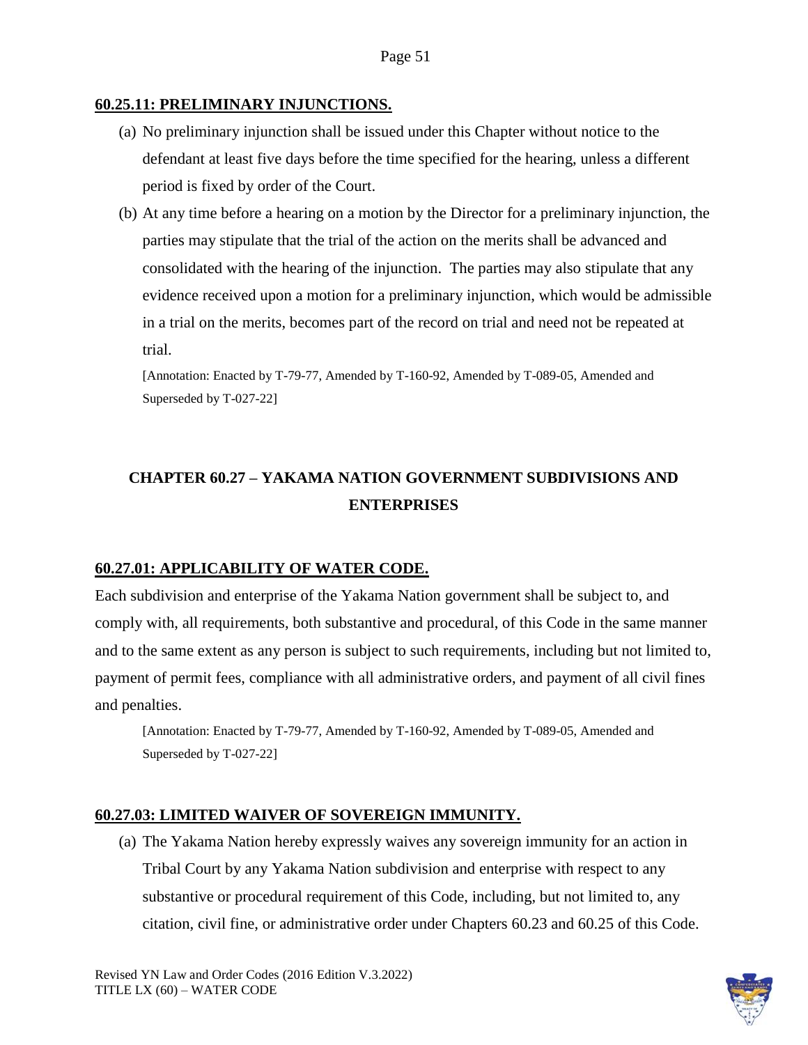### 60.25.11: PRELIMINARY INJUNCTIONS.

(a) No preliminary injunction shall be issued under this Chapter without notice to the defendant at least five days before the time specified for the hearing, unless a different period is fixed by order of the Court.

(b) At any time before a hearing on a motion by the Director for a preliminary injunction, the parties may stipulate that the trial of the action on the merits shall be advanced and consolidated with the hearing of the injunction. The parties may also stipulate that any evidence received upon a motion for a preliminary injunction, which would be admissible in a trial on the merits, becomes part of the record on trial and need not be repeated at trial.

[Annotation: Enacted by T-79-77, Amended by T-160-92, Amended by T-089-05, Amended and Superseded by T-027-22]

## CHAPTER 60.27 – YAKAMA NATION GOVERNMENT SUBDIVISIONS AND ENTERPRISES

### 60.27.01: APPLICABILITY OF WATER CODE.

Each subdivision and enterprise of the Yakama Nation government shall be subject to, and comply with, all requirements, both substantive and procedural, of this Code in the same manner and to the same extent as any person is subject to such requirements, including but not limited to, payment of permit fees, compliance with all administrative orders, and payment of all civil fines and penalties.

[Annotation: Enacted by T-79-77, Amended by T-160-92, Amended by T-089-05, Amended and Superseded by T-027-22]

### 60.27.03: LIMITED WAIVER OF SOVEREIGN IMMUNITY.

(a) The Yakama Nation hereby expressly waives any sovereign immunity for an action in Tribal Court by any Yakama Nation subdivision and enterprise with respect to any substantive or procedural requirement of this Code, including, but not limited to, any citation, civil fine, or administrative order under Chapters 60.23 and 60.25 of this Code.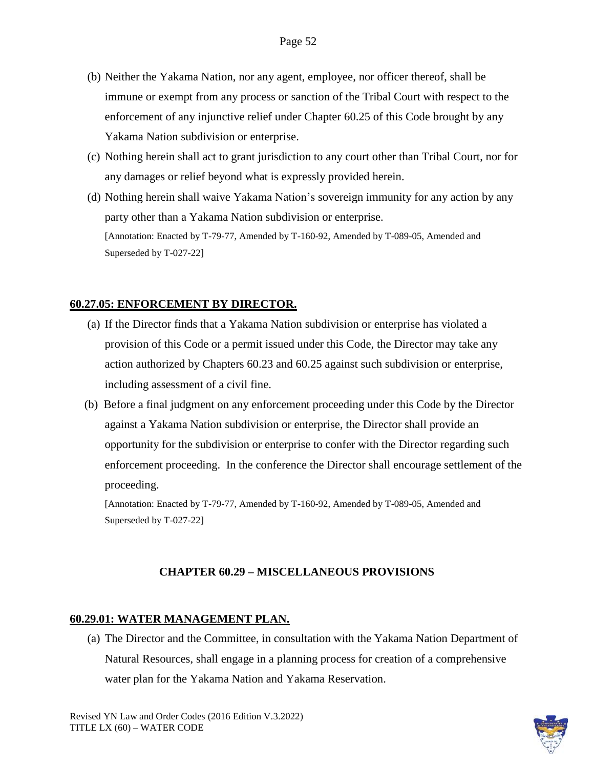(b) Neither the Yakama Nation, nor any agent, employee, nor officer thereof, shall be immune or exempt from any process or sanction of the Tribal Court with respect to the enforcement of any injunctive relief under Chapter 60.25 of this Code brought by any Yakama Nation subdivision or enterprise.

(c) Nothing herein shall act to grant jurisdiction to any court other than Tribal Court, nor for any damages or relief beyond what is expressly provided herein.

(d) Nothing herein shall waive Yakama Nation's sovereign immunity for any action by any party other than a Yakama Nation subdivision or enterprise.

[Annotation: Enacted by T-79-77, Amended by T-160-92, Amended by T-089-05, Amended and Superseded by T-027-22]

**60.27.05: ENFORCEMENT BY DIRECTOR.**

(a) If the Director finds that a Yakama Nation subdivision or enterprise has violated a provision of this Code or a permit issued under this Code, the Director may take any action authorized by Chapters 60.23 and 60.25 against such subdivision or enterprise, including assessment of a civil fine.

(b) Before a final judgment on any enforcement proceeding under this Code by the Director against a Yakama Nation subdivision or enterprise, the Director shall provide an opportunity for the subdivision or enterprise to confer with the Director regarding such enforcement proceeding. In the conference the Director shall encourage settlement of the proceeding.

[Annotation: Enacted by T-79-77, Amended by T-160-92, Amended by T-089-05, Amended and Superseded by T-027-22]

## CHAPTER 60.29 – MISCELLANEOUS PROVISIONS

**60.29.01: WATER MANAGEMENT PLAN.**

(a) The Director and the Committee, in consultation with the Yakama Nation Department of Natural Resources, shall engage in a planning process for creation of a comprehensive water plan for the Yakama Nation and Yakama Reservation.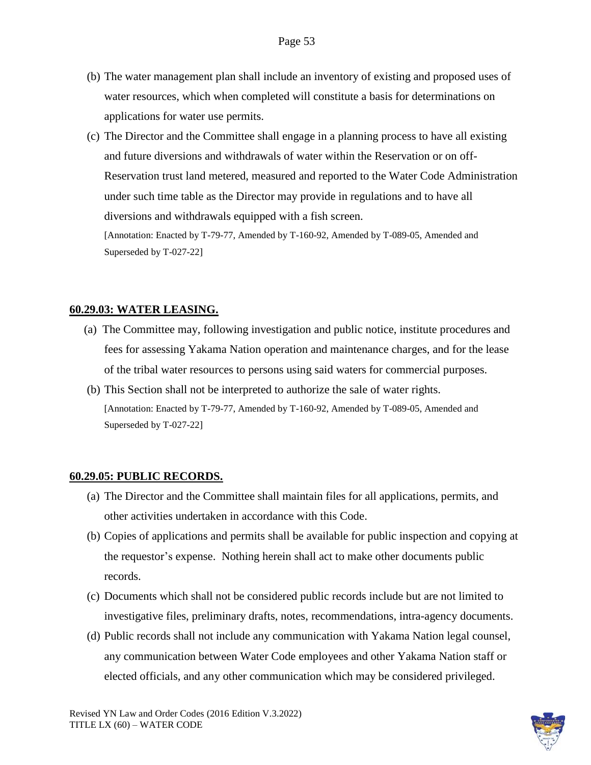(b) The water management plan shall include an inventory of existing and proposed uses of water resources, which when completed will constitute a basis for determinations on applications for water use permits.

(c) The Director and the Committee shall engage in a planning process to have all existing and future diversions and withdrawals of water within the Reservation or on off-Reservation trust land metered, measured and reported to the Water Code Administration under such time table as the Director may provide in regulations and to have all diversions and withdrawals equipped with a fish screen.

[Annotation: Enacted by T-79-77, Amended by T-160-92, Amended by T-089-05, Amended and Superseded by T-027-22]

**60.29.03: WATER LEASING.**

(a) The Committee may, following investigation and public notice, institute procedures and fees for assessing Yakama Nation operation and maintenance charges, and for the lease of the tribal water resources to persons using said waters for commercial purposes.

(b) This Section shall not be interpreted to authorize the sale of water rights.

[Annotation: Enacted by T-79-77, Amended by T-160-92, Amended by T-089-05, Amended and Superseded by T-027-22]

**60.29.05: PUBLIC RECORDS.**

(a) The Director and the Committee shall maintain files for all applications, permits, and other activities undertaken in accordance with this Code.

(b) Copies of applications and permits shall be available for public inspection and copying at the requestor's expense. Nothing herein shall act to make other documents public records.

(c) Documents which shall not be considered public records include but are not limited to investigative files, preliminary drafts, notes, recommendations, intra-agency documents.

(d) Public records shall not include any communication with Yakama Nation legal counsel, any communication between Water Code employees and other Yakama Nation staff or elected officials, and any other communication which may be considered privileged.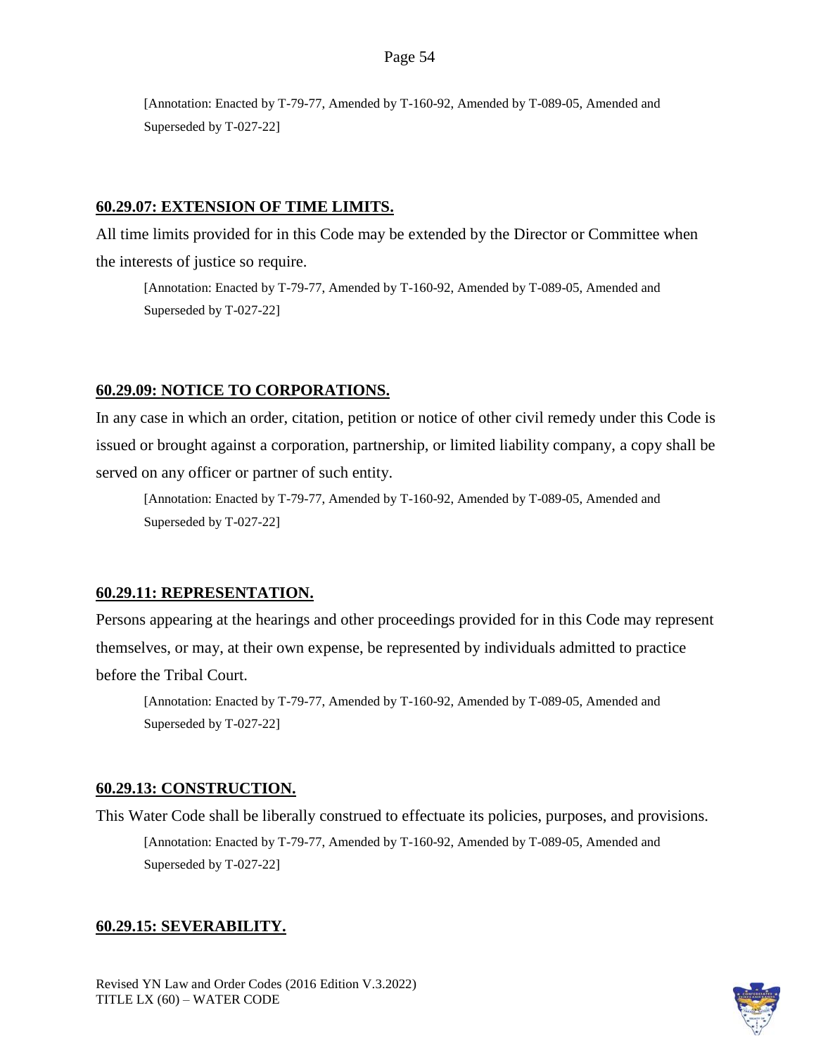[Annotation: Enacted by T-79-77, Amended by T-160-92, Amended by T-089-05, Amended and Superseded by T-027-22]

## 60.29.07: EXTENSION OF TIME LIMITS.

All time limits provided for in this Code may be extended by the Director or Committee when the interests of justice so require.

[Annotation: Enacted by T-79-77, Amended by T-160-92, Amended by T-089-05, Amended and Superseded by T-027-22]

## 60.29.09: NOTICE TO CORPORATIONS.

In any case in which an order, citation, petition or notice of other civil remedy under this Code is issued or brought against a corporation, partnership, or limited liability company, a copy shall be served on any officer or partner of such entity.

[Annotation: Enacted by T-79-77, Amended by T-160-92, Amended by T-089-05, Amended and Superseded by T-027-22]

## 60.29.11: REPRESENTATION.

Persons appearing at the hearings and other proceedings provided for in this Code may represent themselves, or may, at their own expense, be represented by individuals admitted to practice before the Tribal Court.

[Annotation: Enacted by T-79-77, Amended by T-160-92, Amended by T-089-05, Amended and Superseded by T-027-22]

## 60.29.13: CONSTRUCTION.

This Water Code shall be liberally construed to effectuate its policies, purposes, and provisions.

[Annotation: Enacted by T-79-77, Amended by T-160-92, Amended by T-089-05, Amended and Superseded by T-027-22]

## 60.29.15: SEVERABILITY.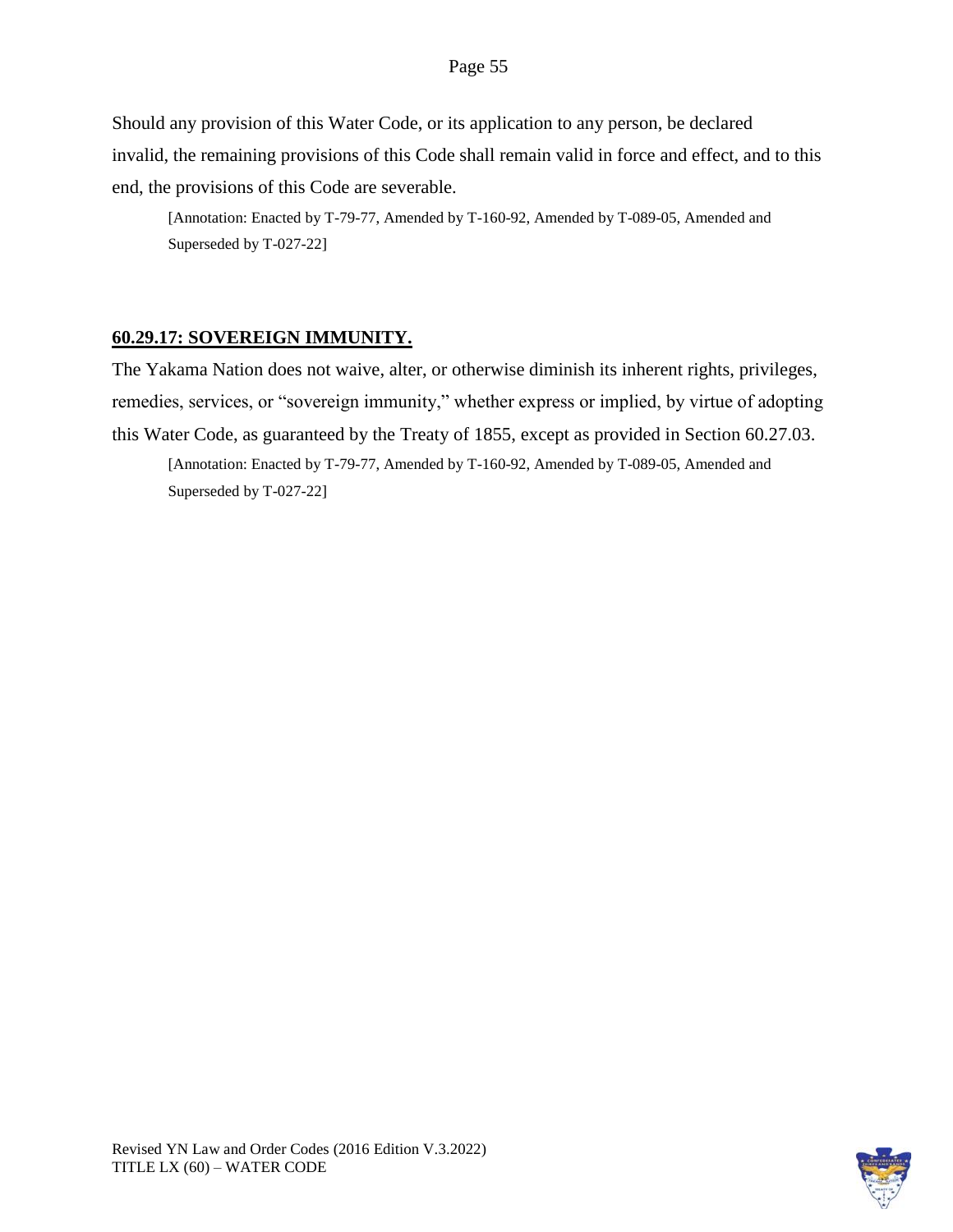Should any provision of this Water Code, or its application to any person, be declared invalid, the remaining provisions of this Code shall remain valid in force and effect, and to this end, the provisions of this Code are severable.

[Annotation: Enacted by T-79-77, Amended by T-160-92, Amended by T-089-05, Amended and Superseded by T-027-22]

## 60.29.17: SOVEREIGN IMMUNITY.

The Yakama Nation does not waive, alter, or otherwise diminish its inherent rights, privileges, remedies, services, or "sovereign immunity," whether express or implied, by virtue of adopting this Water Code, as guaranteed by the Treaty of 1855, except as provided in Section 60.27.03.

[Annotation: Enacted by T-79-77, Amended by T-160-92, Amended by T-089-05, Amended and Superseded by T-027-22]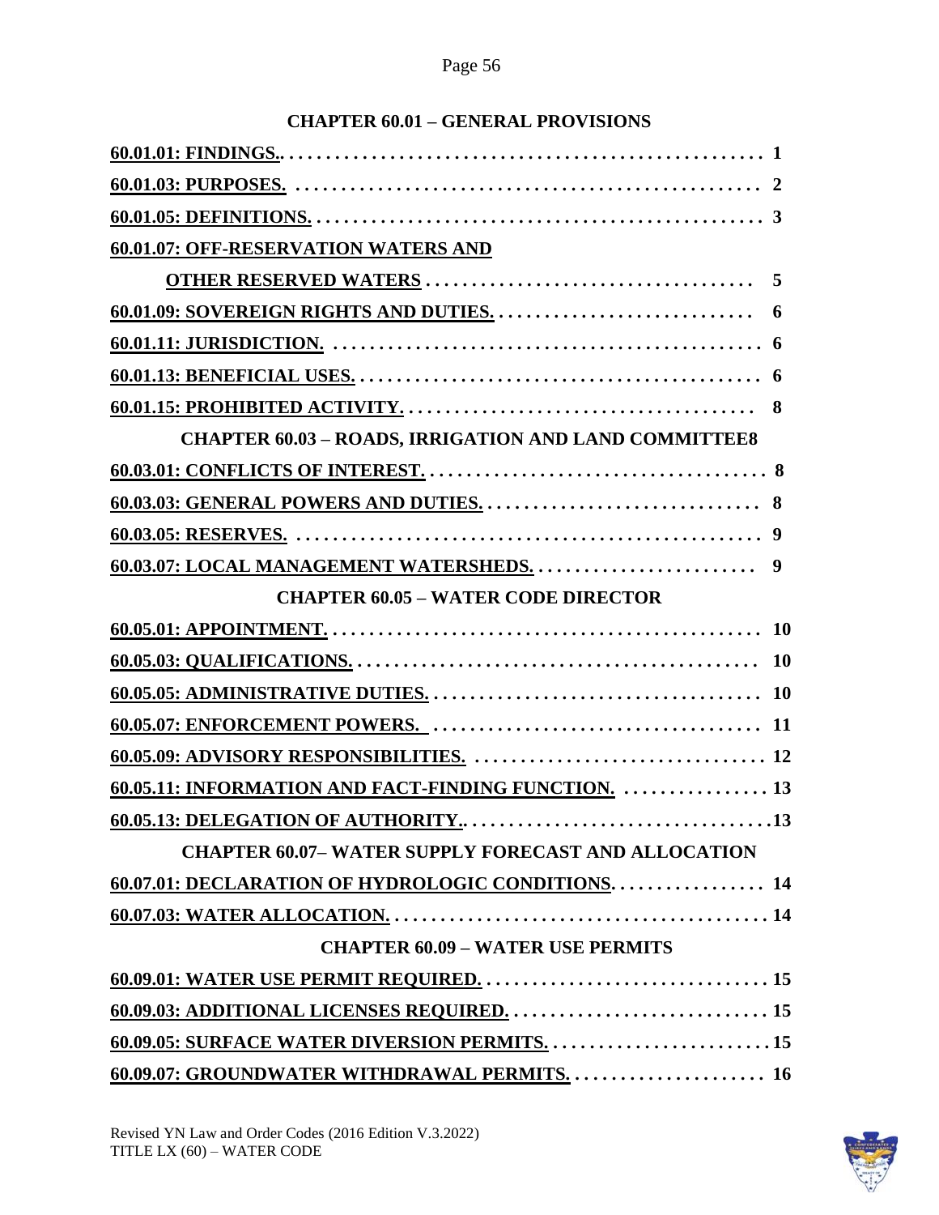## CHAPTER 60.01 – GENERAL PROVISIONS

**60.01.01: FINDINGS.. 1**

**60.01.03: PURPOSES. 2**

**60.01.05: DEFINITIONS. 3**

**60.01.07: OFF-RESERVATION WATERS AND OTHER RESERVED WATERS 5**

**60.01.09: SOVEREIGN RIGHTS AND DUTIES. 6**

**60.01.11: JURISDICTION. 6**

**60.01.13: BENEFICIAL USES. 6**

**60.01.15: PROHIBITED ACTIVITY. 8**

## CHAPTER 60.03 – ROADS, IRRIGATION AND LAND COMMITTEE 8

**60.03.01: CONFLICTS OF INTEREST. 8**

**60.03.03: GENERAL POWERS AND DUTIES. 8**

**60.03.05: RESERVES. 9**

**60.03.07: LOCAL MANAGEMENT WATERSHEDS. 9**

## CHAPTER 60.05 – WATER CODE DIRECTOR

**60.05.01: APPOINTMENT. 10**

**60.05.03: QUALIFICATIONS. 10**

**60.05.05: ADMINISTRATIVE DUTIES. 10**

**60.05.07: ENFORCEMENT POWERS. 11**

**60.05.09: ADVISORY RESPONSIBILITIES. 12**

**60.05.11: INFORMATION AND FACT-FINDING FUNCTION. 13**

**60.05.13: DELEGATION OF AUTHORITY.. 13**

## CHAPTER 60.07– WATER SUPPLY FORECAST AND ALLOCATION

**60.07.01: DECLARATION OF HYDROLOGIC CONDITIONS. 14**

**60.07.03: WATER ALLOCATION. 14**

## CHAPTER 60.09 – WATER USE PERMITS

**60.09.01: WATER USE PERMIT REQUIRED. 15**

**60.09.03: ADDITIONAL LICENSES REQUIRED. 15**

**60.09.05: SURFACE WATER DIVERSION PERMITS. 15**

**60.09.07: GROUNDWATER WITHDRAWAL PERMITS. 16**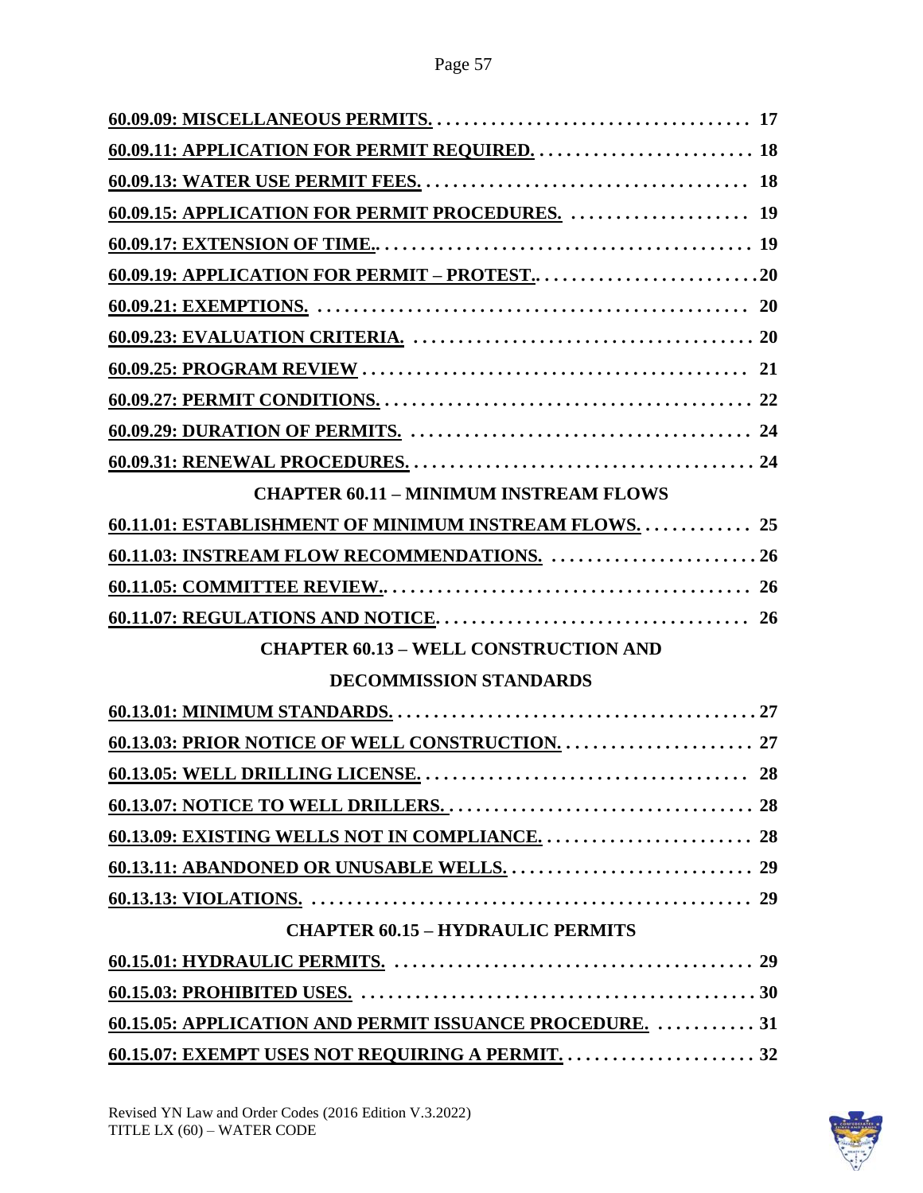**60.09.09: MISCELLANEOUS PERMITS.** .................................... 17

**60.09.11: APPLICATION FOR PERMIT REQUIRED.** ......................... 18

**60.09.13: WATER USE PERMIT FEES.** .................................... 18

**60.09.15: APPLICATION FOR PERMIT PROCEDURES.** .................... 19

**60.09.17: EXTENSION OF TIME..** ......................................... 19

**60.09.19: APPLICATION FOR PERMIT – PROTEST..** ......................... 20

**60.09.21: EXEMPTIONS.** ................................................ 20

**60.09.23: EVALUATION CRITERIA.** ...................................... 20

**60.09.25: PROGRAM REVIEW** ........................................... 21

**60.09.27: PERMIT CONDITIONS.** ......................................... 22

**60.09.29: DURATION OF PERMITS.** ...................................... 24

**60.09.31: RENEWAL PROCEDURES.** ...................................... 24

## CHAPTER 60.11 – MINIMUM INSTREAM FLOWS

**60.11.01: ESTABLISHMENT OF MINIMUM INSTREAM FLOWS.** ............ 25

**60.11.03: INSTREAM FLOW RECOMMENDATIONS.** ......................... 26

**60.11.05: COMMITTEE REVIEW..** ......................................... 26

**60.11.07: REGULATIONS AND NOTICE.** ................................... 26

## CHAPTER 60.13 – WELL CONSTRUCTION AND DECOMMISSION STANDARDS

**60.13.01: MINIMUM STANDARDS.** ......................................... 27

**60.13.03: PRIOR NOTICE OF WELL CONSTRUCTION.** ...................... 27

**60.13.05: WELL DRILLING LICENSE.** .................................... 28

**60.13.07: NOTICE TO WELL DRILLERS.** .................................. 28

**60.13.09: EXISTING WELLS NOT IN COMPLIANCE.** ........................ 28

**60.13.11: ABANDONED OR UNUSABLE WELLS.** ............................ 29

**60.13.13: VIOLATIONS.** .................................................. 29

## CHAPTER 60.15 – HYDRAULIC PERMITS

**60.15.01: HYDRAULIC PERMITS.** ........................................ 29

**60.15.03: PROHIBITED USES.** ............................................ 30

**60.15.05: APPLICATION AND PERMIT ISSUANCE PROCEDURE.** ........... 31

**60.15.07: EXEMPT USES NOT REQUIRING A PERMIT.** ...................... 32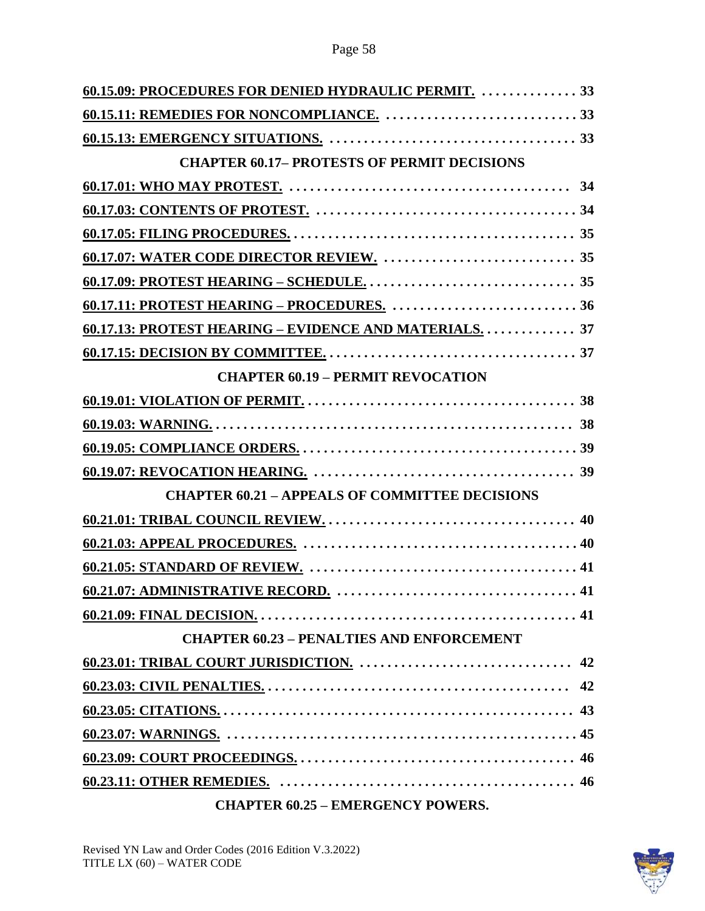**60.15.09: PROCEDURES FOR DENIED HYDRAULIC PERMIT.** . . . . . . . . . . . . . . 33

**60.15.11: REMEDIES FOR NONCOMPLIANCE.** . . . . . . . . . . . . . . . . . . . . . . . . . . . . 33

**60.15.13: EMERGENCY SITUATIONS.** . . . . . . . . . . . . . . . . . . . . . . . . . . . . . . . . . . . 33

**CHAPTER 60.17– PROTESTS OF PERMIT DECISIONS**

**60.17.01: WHO MAY PROTEST.** . . . . . . . . . . . . . . . . . . . . . . . . . . . . . . . . . . . . . . . . 34

**60.17.03: CONTENTS OF PROTEST.** . . . . . . . . . . . . . . . . . . . . . . . . . . . . . . . . . . . . 34

**60.17.05: FILING PROCEDURES.** . . . . . . . . . . . . . . . . . . . . . . . . . . . . . . . . . . . . . . . 35

**60.17.07: WATER CODE DIRECTOR REVIEW.** . . . . . . . . . . . . . . . . . . . . . . . . . . . 35

**60.17.09: PROTEST HEARING – SCHEDULE.** . . . . . . . . . . . . . . . . . . . . . . . . . . . . . 35

**60.17.11: PROTEST HEARING – PROCEDURES.** . . . . . . . . . . . . . . . . . . . . . . . . . . 36

**60.17.13: PROTEST HEARING – EVIDENCE AND MATERIALS.** . . . . . . . . . . . . . 37

**60.17.15: DECISION BY COMMITTEE.** . . . . . . . . . . . . . . . . . . . . . . . . . . . . . . . . . . . 37

**CHAPTER 60.19 – PERMIT REVOCATION**

**60.19.01: VIOLATION OF PERMIT.** . . . . . . . . . . . . . . . . . . . . . . . . . . . . . . . . . . . . . . 38

**60.19.03: WARNING.** . . . . . . . . . . . . . . . . . . . . . . . . . . . . . . . . . . . . . . . . . . . . . . . . . . . 38

**60.19.05: COMPLIANCE ORDERS.** . . . . . . . . . . . . . . . . . . . . . . . . . . . . . . . . . . . . . . . 39

**60.19.07: REVOCATION HEARING.** . . . . . . . . . . . . . . . . . . . . . . . . . . . . . . . . . . . . . 39

**CHAPTER 60.21 – APPEALS OF COMMITTEE DECISIONS**

**60.21.01: TRIBAL COUNCIL REVIEW.** . . . . . . . . . . . . . . . . . . . . . . . . . . . . . . . . . . . 40

**60.21.03: APPEAL PROCEDURES.** . . . . . . . . . . . . . . . . . . . . . . . . . . . . . . . . . . . . . . . 40

**60.21.05: STANDARD OF REVIEW.** . . . . . . . . . . . . . . . . . . . . . . . . . . . . . . . . . . . . . . 41

**60.21.07: ADMINISTRATIVE RECORD.** . . . . . . . . . . . . . . . . . . . . . . . . . . . . . . . . . . 41

**60.21.09: FINAL DECISION.** . . . . . . . . . . . . . . . . . . . . . . . . . . . . . . . . . . . . . . . . . . . . 41

**CHAPTER 60.23 – PENALTIES AND ENFORCEMENT**

**60.23.01: TRIBAL COURT JURISDICTION.** . . . . . . . . . . . . . . . . . . . . . . . . . . . . . . 42

**60.23.03: CIVIL PENALTIES.** . . . . . . . . . . . . . . . . . . . . . . . . . . . . . . . . . . . . . . . . . . . 42

**60.23.05: CITATIONS.** . . . . . . . . . . . . . . . . . . . . . . . . . . . . . . . . . . . . . . . . . . . . . . . . . 43

**60.23.07: WARNINGS.** . . . . . . . . . . . . . . . . . . . . . . . . . . . . . . . . . . . . . . . . . . . . . . . . . 45

**60.23.09: COURT PROCEEDINGS.** . . . . . . . . . . . . . . . . . . . . . . . . . . . . . . . . . . . . . . . 46

**60.23.11: OTHER REMEDIES.** . . . . . . . . . . . . . . . . . . . . . . . . . . . . . . . . . . . . . . . . . . 46

**CHAPTER 60.25 – EMERGENCY POWERS.**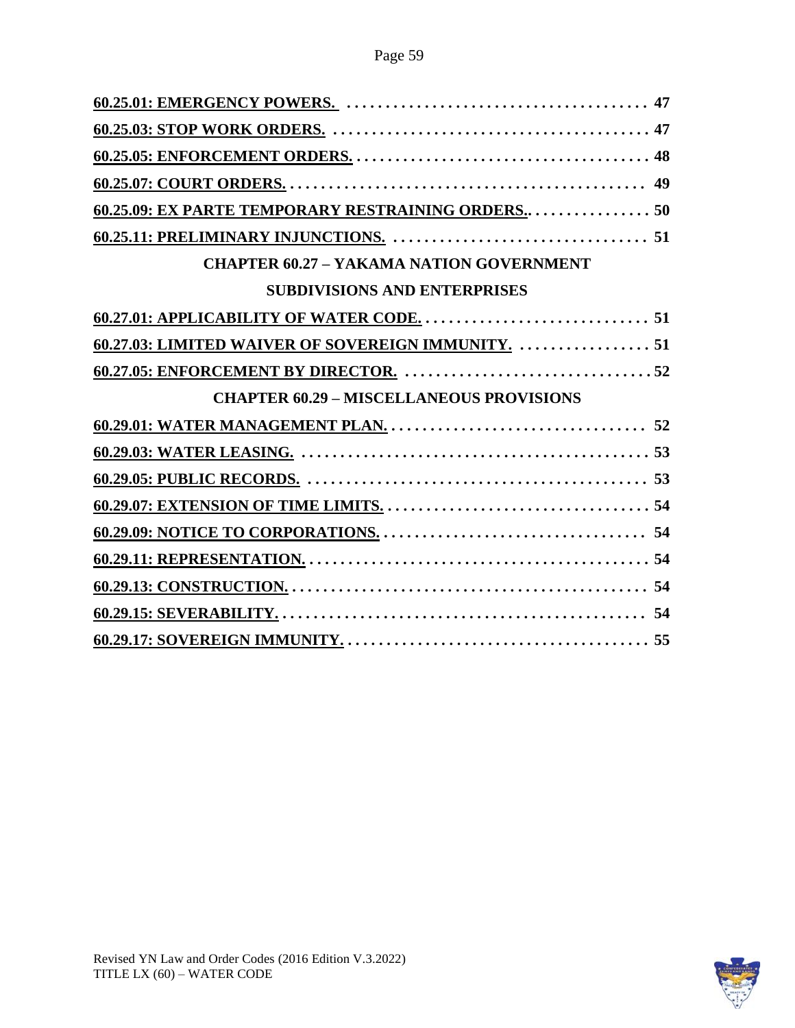**60.25.01: EMERGENCY POWERS.** . . . . . . . . . . . . . . . . . . . . . . . . . . . . . . . . . . . . **47**

**60.25.03: STOP WORK ORDERS.** . . . . . . . . . . . . . . . . . . . . . . . . . . . . . . . . . . . . . . **47**

**60.25.05: ENFORCEMENT ORDERS.** . . . . . . . . . . . . . . . . . . . . . . . . . . . . . . . . . . . . **48**

**60.25.07: COURT ORDERS.** . . . . . . . . . . . . . . . . . . . . . . . . . . . . . . . . . . . . . . . . . . . . **49**

**60.25.09: EX PARTE TEMPORARY RESTRAINING ORDERS.** . . . . . . . . . . . . . . . . **50**

**60.25.11: PRELIMINARY INJUNCTIONS.** . . . . . . . . . . . . . . . . . . . . . . . . . . . . . . . . **51**

## CHAPTER 60.27 – YAKAMA NATION GOVERNMENT SUBDIVISIONS AND ENTERPRISES

**60.27.01: APPLICABILITY OF WATER CODE.** . . . . . . . . . . . . . . . . . . . . . . . . . . . . . **51**

**60.27.03: LIMITED WAIVER OF SOVEREIGN IMMUNITY.** . . . . . . . . . . . . . . . . . **51**

**60.27.05: ENFORCEMENT BY DIRECTOR.** . . . . . . . . . . . . . . . . . . . . . . . . . . . . . . . **52**

## CHAPTER 60.29 – MISCELLANEOUS PROVISIONS

**60.29.01: WATER MANAGEMENT PLAN.** . . . . . . . . . . . . . . . . . . . . . . . . . . . . . . . . **52**

**60.29.03: WATER LEASING.** . . . . . . . . . . . . . . . . . . . . . . . . . . . . . . . . . . . . . . . . . . . **53**

**60.29.05: PUBLIC RECORDS.** . . . . . . . . . . . . . . . . . . . . . . . . . . . . . . . . . . . . . . . . . . **53**

**60.29.07: EXTENSION OF TIME LIMITS.** . . . . . . . . . . . . . . . . . . . . . . . . . . . . . . . . . **54**

**60.29.09: NOTICE TO CORPORATIONS.** . . . . . . . . . . . . . . . . . . . . . . . . . . . . . . . . . **54**

**60.29.11: REPRESENTATION.** . . . . . . . . . . . . . . . . . . . . . . . . . . . . . . . . . . . . . . . . . . **54**

**60.29.13: CONSTRUCTION.** . . . . . . . . . . . . . . . . . . . . . . . . . . . . . . . . . . . . . . . . . . . . **54**

**60.29.15: SEVERABILITY.** . . . . . . . . . . . . . . . . . . . . . . . . . . . . . . . . . . . . . . . . . . . . . **54**

**60.29.17: SOVEREIGN IMMUNITY.** . . . . . . . . . . . . . . . . . . . . . . . . . . . . . . . . . . . . . . **55**